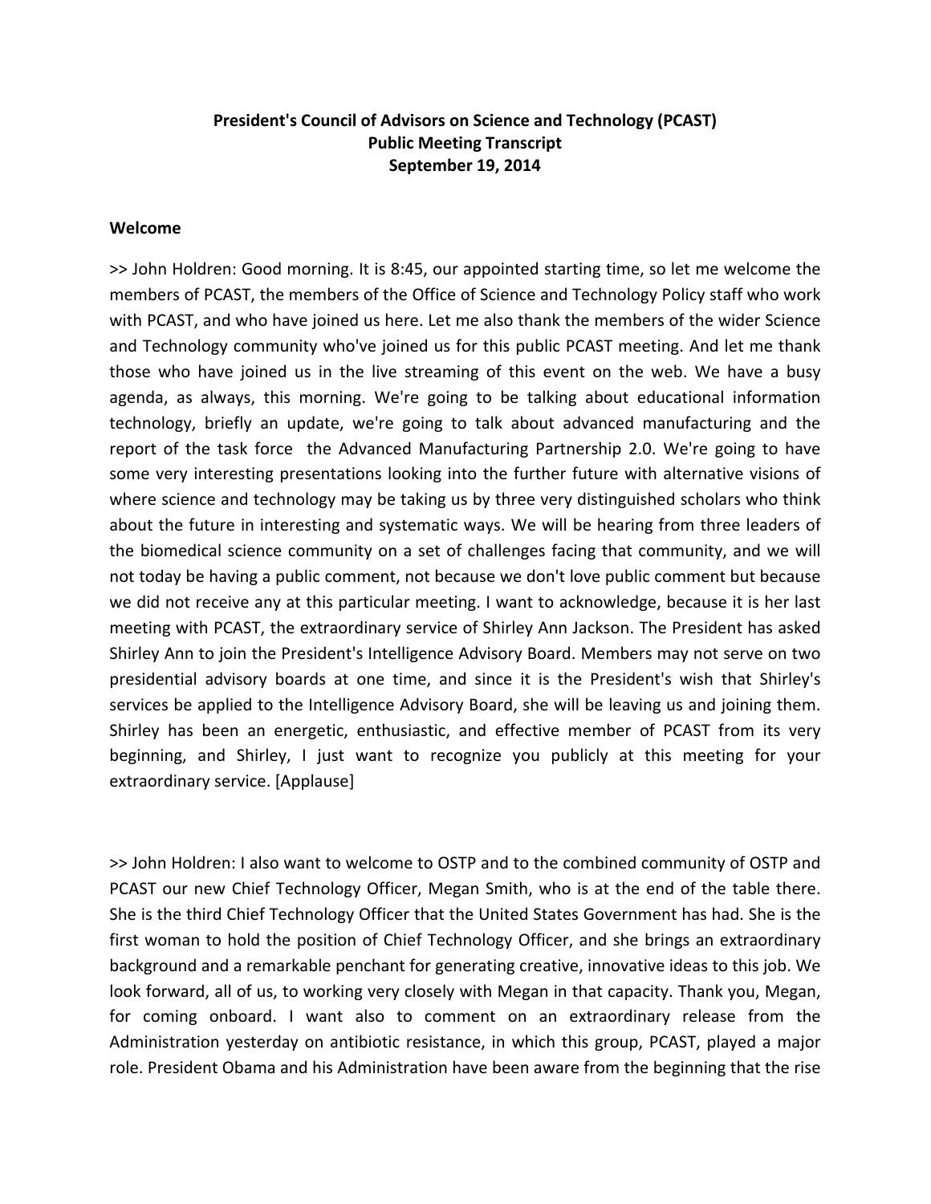**President's Council of Advisors on Science and Technology (PCAST)**
**Public Meeting Transcript**
**September 19, 2014**

## Welcome

>> John Holdren: Good morning. It is 8:45, our appointed starting time, so let me welcome the members of PCAST, the members of the Office of Science and Technology Policy staff who work with PCAST, and who have joined us here. Let me also thank the members of the wider Science and Technology community who've joined us for this public PCAST meeting. And let me thank those who have joined us in the live streaming of this event on the web. We have a busy agenda, as always, this morning. We're going to be talking about educational information technology, briefly an update, we're going to talk about advanced manufacturing and the report of the task force the Advanced Manufacturing Partnership 2.0. We're going to have some very interesting presentations looking into the further future with alternative visions of where science and technology may be taking us by three very distinguished scholars who think about the future in interesting and systematic ways. We will be hearing from three leaders of the biomedical science community on a set of challenges facing that community, and we will not today be having a public comment, not because we don't love public comment but because we did not receive any at this particular meeting. I want to acknowledge, because it is her last meeting with PCAST, the extraordinary service of Shirley Ann Jackson. The President has asked Shirley Ann to join the President's Intelligence Advisory Board. Members may not serve on two presidential advisory boards at one time, and since it is the President's wish that Shirley's services be applied to the Intelligence Advisory Board, she will be leaving us and joining them. Shirley has been an energetic, enthusiastic, and effective member of PCAST from its very beginning, and Shirley, I just want to recognize you publicly at this meeting for your extraordinary service. [Applause]

>> John Holdren: I also want to welcome to OSTP and to the combined community of OSTP and PCAST our new Chief Technology Officer, Megan Smith, who is at the end of the table there. She is the third Chief Technology Officer that the United States Government has had. She is the first woman to hold the position of Chief Technology Officer, and she brings an extraordinary background and a remarkable penchant for generating creative, innovative ideas to this job. We look forward, all of us, to working very closely with Megan in that capacity. Thank you, Megan, for coming onboard. I want also to comment on an extraordinary release from the Administration yesterday on antibiotic resistance, in which this group, PCAST, played a major role. President Obama and his Administration have been aware from the beginning that the rise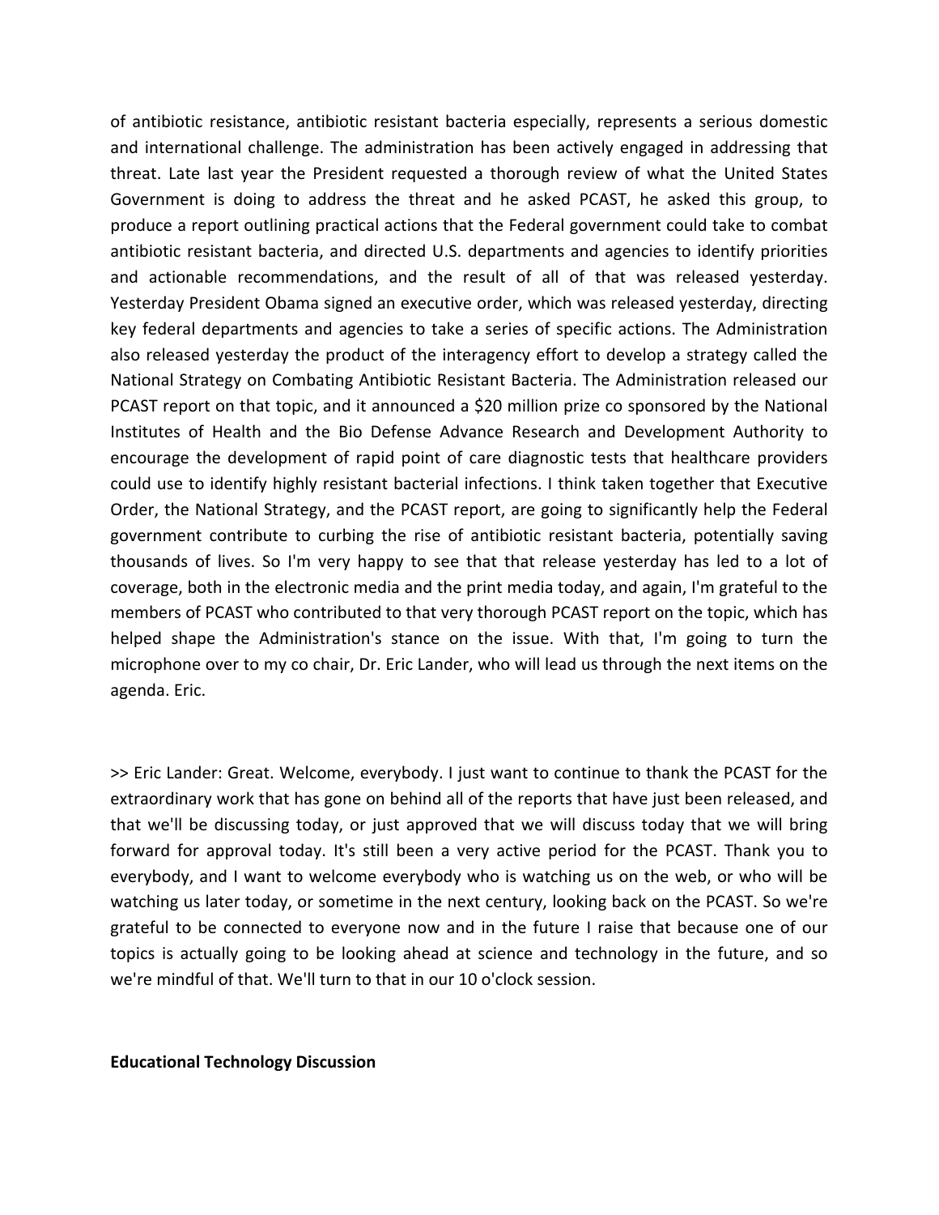of antibiotic resistance, antibiotic resistant bacteria especially, represents a serious domestic and international challenge. The administration has been actively engaged in addressing that threat. Late last year the President requested a thorough review of what the United States Government is doing to address the threat and he asked PCAST, he asked this group, to produce a report outlining practical actions that the Federal government could take to combat antibiotic resistant bacteria, and directed U.S. departments and agencies to identify priorities and actionable recommendations, and the result of all of that was released yesterday. Yesterday President Obama signed an executive order, which was released yesterday, directing key federal departments and agencies to take a series of specific actions. The Administration also released yesterday the product of the interagency effort to develop a strategy called the National Strategy on Combating Antibiotic Resistant Bacteria. The Administration released our PCAST report on that topic, and it announced a $20 million prize co sponsored by the National Institutes of Health and the Bio Defense Advance Research and Development Authority to encourage the development of rapid point of care diagnostic tests that healthcare providers could use to identify highly resistant bacterial infections. I think taken together that Executive Order, the National Strategy, and the PCAST report, are going to significantly help the Federal government contribute to curbing the rise of antibiotic resistant bacteria, potentially saving thousands of lives. So I'm very happy to see that that release yesterday has led to a lot of coverage, both in the electronic media and the print media today, and again, I'm grateful to the members of PCAST who contributed to that very thorough PCAST report on the topic, which has helped shape the Administration's stance on the issue. With that, I'm going to turn the microphone over to my co chair, Dr. Eric Lander, who will lead us through the next items on the agenda. Eric.

>> Eric Lander: Great. Welcome, everybody. I just want to continue to thank the PCAST for the extraordinary work that has gone on behind all of the reports that have just been released, and that we'll be discussing today, or just approved that we will discuss today that we will bring forward for approval today. It's still been a very active period for the PCAST. Thank you to everybody, and I want to welcome everybody who is watching us on the web, or who will be watching us later today, or sometime in the next century, looking back on the PCAST. So we're grateful to be connected to everyone now and in the future I raise that because one of our topics is actually going to be looking ahead at science and technology in the future, and so we're mindful of that. We'll turn to that in our 10 o'clock session.

**Educational Technology Discussion**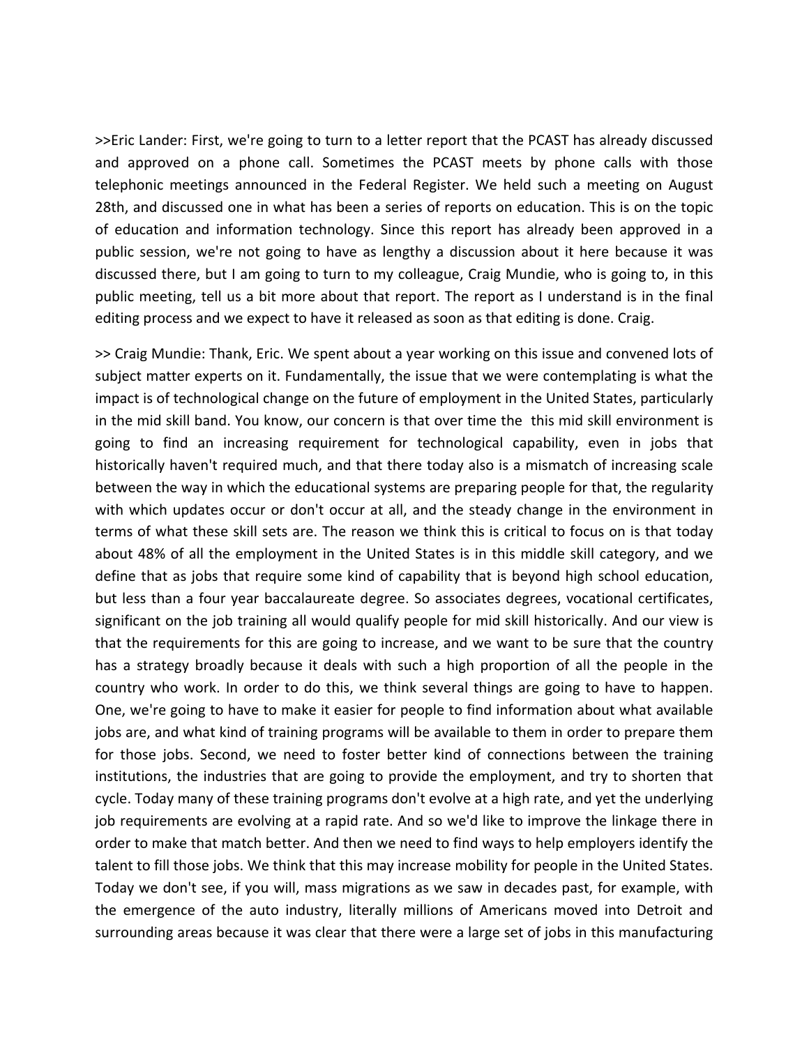>>Eric Lander: First, we're going to turn to a letter report that the PCAST has already discussed and approved on a phone call. Sometimes the PCAST meets by phone calls with those telephonic meetings announced in the Federal Register. We held such a meeting on August 28th, and discussed one in what has been a series of reports on education. This is on the topic of education and information technology. Since this report has already been approved in a public session, we're not going to have as lengthy a discussion about it here because it was discussed there, but I am going to turn to my colleague, Craig Mundie, who is going to, in this public meeting, tell us a bit more about that report. The report as I understand is in the final editing process and we expect to have it released as soon as that editing is done. Craig.

>> Craig Mundie: Thank, Eric. We spent about a year working on this issue and convened lots of subject matter experts on it. Fundamentally, the issue that we were contemplating is what the impact is of technological change on the future of employment in the United States, particularly in the mid skill band. You know, our concern is that over time the this mid skill environment is going to find an increasing requirement for technological capability, even in jobs that historically haven't required much, and that there today also is a mismatch of increasing scale between the way in which the educational systems are preparing people for that, the regularity with which updates occur or don't occur at all, and the steady change in the environment in terms of what these skill sets are. The reason we think this is critical to focus on is that today about 48% of all the employment in the United States is in this middle skill category, and we define that as jobs that require some kind of capability that is beyond high school education, but less than a four year baccalaureate degree. So associates degrees, vocational certificates, significant on the job training all would qualify people for mid skill historically. And our view is that the requirements for this are going to increase, and we want to be sure that the country has a strategy broadly because it deals with such a high proportion of all the people in the country who work. In order to do this, we think several things are going to have to happen. One, we're going to have to make it easier for people to find information about what available jobs are, and what kind of training programs will be available to them in order to prepare them for those jobs. Second, we need to foster better kind of connections between the training institutions, the industries that are going to provide the employment, and try to shorten that cycle. Today many of these training programs don't evolve at a high rate, and yet the underlying job requirements are evolving at a rapid rate. And so we'd like to improve the linkage there in order to make that match better. And then we need to find ways to help employers identify the talent to fill those jobs. We think that this may increase mobility for people in the United States. Today we don't see, if you will, mass migrations as we saw in decades past, for example, with the emergence of the auto industry, literally millions of Americans moved into Detroit and surrounding areas because it was clear that there were a large set of jobs in this manufacturing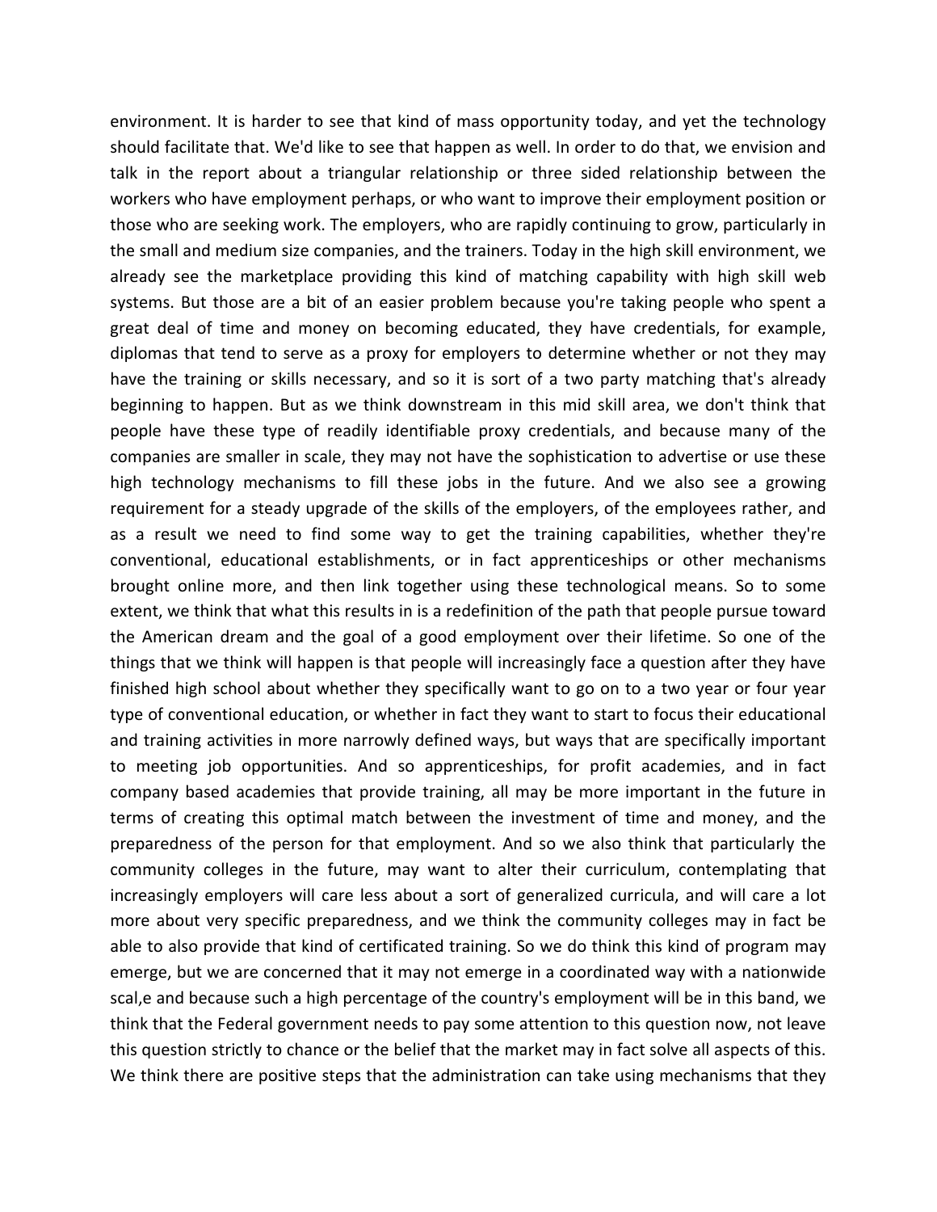environment. It is harder to see that kind of mass opportunity today, and yet the technology should facilitate that. We'd like to see that happen as well. In order to do that, we envision and talk in the report about a triangular relationship or three sided relationship between the workers who have employment perhaps, or who want to improve their employment position or those who are seeking work. The employers, who are rapidly continuing to grow, particularly in the small and medium size companies, and the trainers. Today in the high skill environment, we already see the marketplace providing this kind of matching capability with high skill web systems. But those are a bit of an easier problem because you're taking people who spent a great deal of time and money on becoming educated, they have credentials, for example, diplomas that tend to serve as a proxy for employers to determine whether or not they may have the training or skills necessary, and so it is sort of a two party matching that's already beginning to happen. But as we think downstream in this mid skill area, we don't think that people have these type of readily identifiable proxy credentials, and because many of the companies are smaller in scale, they may not have the sophistication to advertise or use these high technology mechanisms to fill these jobs in the future. And we also see a growing requirement for a steady upgrade of the skills of the employers, of the employees rather, and as a result we need to find some way to get the training capabilities, whether they're conventional, educational establishments, or in fact apprenticeships or other mechanisms brought online more, and then link together using these technological means. So to some extent, we think that what this results in is a redefinition of the path that people pursue toward the American dream and the goal of a good employment over their lifetime. So one of the things that we think will happen is that people will increasingly face a question after they have finished high school about whether they specifically want to go on to a two year or four year type of conventional education, or whether in fact they want to start to focus their educational and training activities in more narrowly defined ways, but ways that are specifically important to meeting job opportunities. And so apprenticeships, for profit academies, and in fact company based academies that provide training, all may be more important in the future in terms of creating this optimal match between the investment of time and money, and the preparedness of the person for that employment. And so we also think that particularly the community colleges in the future, may want to alter their curriculum, contemplating that increasingly employers will care less about a sort of generalized curricula, and will care a lot more about very specific preparedness, and we think the community colleges may in fact be able to also provide that kind of certificated training. So we do think this kind of program may emerge, but we are concerned that it may not emerge in a coordinated way with a nationwide scal,e and because such a high percentage of the country's employment will be in this band, we think that the Federal government needs to pay some attention to this question now, not leave this question strictly to chance or the belief that the market may in fact solve all aspects of this. We think there are positive steps that the administration can take using mechanisms that they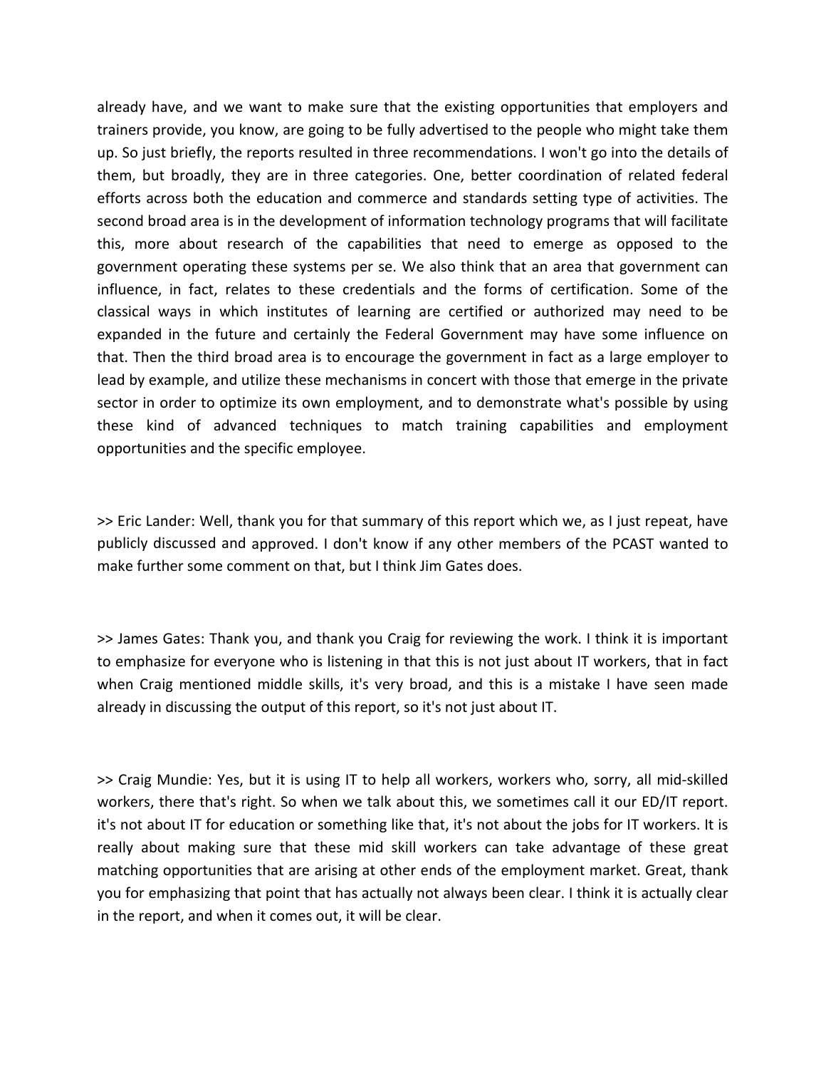already have, and we want to make sure that the existing opportunities that employers and trainers provide, you know, are going to be fully advertised to the people who might take them up. So just briefly, the reports resulted in three recommendations. I won't go into the details of them, but broadly, they are in three categories. One, better coordination of related federal efforts across both the education and commerce and standards setting type of activities. The second broad area is in the development of information technology programs that will facilitate this, more about research of the capabilities that need to emerge as opposed to the government operating these systems per se. We also think that an area that government can influence, in fact, relates to these credentials and the forms of certification. Some of the classical ways in which institutes of learning are certified or authorized may need to be expanded in the future and certainly the Federal Government may have some influence on that. Then the third broad area is to encourage the government in fact as a large employer to lead by example, and utilize these mechanisms in concert with those that emerge in the private sector in order to optimize its own employment, and to demonstrate what's possible by using these kind of advanced techniques to match training capabilities and employment opportunities and the specific employee.

>> Eric Lander: Well, thank you for that summary of this report which we, as I just repeat, have publicly discussed and approved. I don't know if any other members of the PCAST wanted to make further some comment on that, but I think Jim Gates does.

>> James Gates: Thank you, and thank you Craig for reviewing the work. I think it is important to emphasize for everyone who is listening in that this is not just about IT workers, that in fact when Craig mentioned middle skills, it's very broad, and this is a mistake I have seen made already in discussing the output of this report, so it's not just about IT.

>> Craig Mundie: Yes, but it is using IT to help all workers, workers who, sorry, all mid-skilled workers, there that's right. So when we talk about this, we sometimes call it our ED/IT report. it's not about IT for education or something like that, it's not about the jobs for IT workers. It is really about making sure that these mid skill workers can take advantage of these great matching opportunities that are arising at other ends of the employment market. Great, thank you for emphasizing that point that has actually not always been clear. I think it is actually clear in the report, and when it comes out, it will be clear.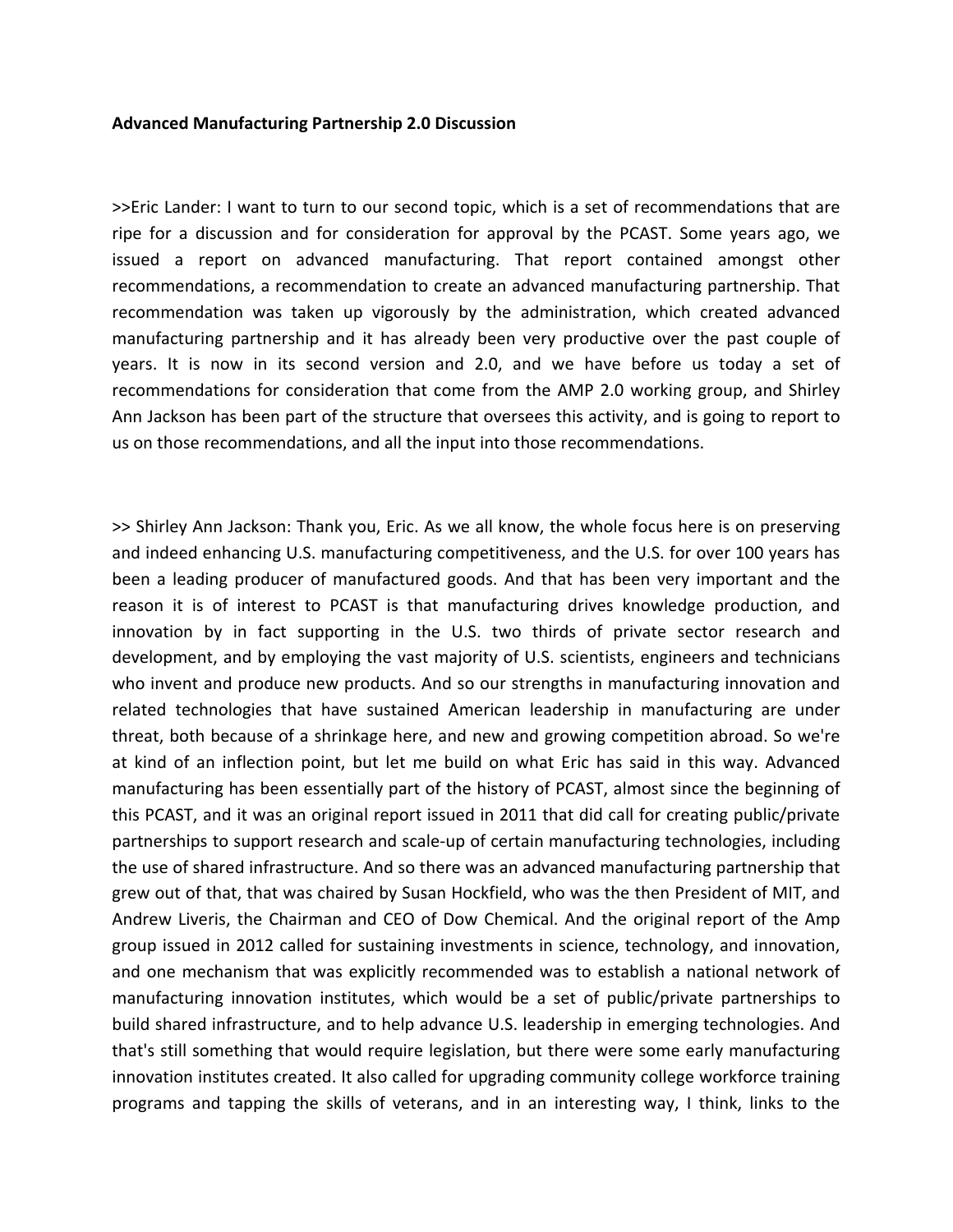**Advanced Manufacturing Partnership 2.0 Discussion**

>>Eric Lander: I want to turn to our second topic, which is a set of recommendations that are ripe for a discussion and for consideration for approval by the PCAST. Some years ago, we issued a report on advanced manufacturing. That report contained amongst other recommendations, a recommendation to create an advanced manufacturing partnership. That recommendation was taken up vigorously by the administration, which created advanced manufacturing partnership and it has already been very productive over the past couple of years. It is now in its second version and 2.0, and we have before us today a set of recommendations for consideration that come from the AMP 2.0 working group, and Shirley Ann Jackson has been part of the structure that oversees this activity, and is going to report to us on those recommendations, and all the input into those recommendations.

>> Shirley Ann Jackson: Thank you, Eric. As we all know, the whole focus here is on preserving and indeed enhancing U.S. manufacturing competitiveness, and the U.S. for over 100 years has been a leading producer of manufactured goods. And that has been very important and the reason it is of interest to PCAST is that manufacturing drives knowledge production, and innovation by in fact supporting in the U.S. two thirds of private sector research and development, and by employing the vast majority of U.S. scientists, engineers and technicians who invent and produce new products. And so our strengths in manufacturing innovation and related technologies that have sustained American leadership in manufacturing are under threat, both because of a shrinkage here, and new and growing competition abroad. So we're at kind of an inflection point, but let me build on what Eric has said in this way. Advanced manufacturing has been essentially part of the history of PCAST, almost since the beginning of this PCAST, and it was an original report issued in 2011 that did call for creating public/private partnerships to support research and scale-up of certain manufacturing technologies, including the use of shared infrastructure. And so there was an advanced manufacturing partnership that grew out of that, that was chaired by Susan Hockfield, who was the then President of MIT, and Andrew Liveris, the Chairman and CEO of Dow Chemical. And the original report of the Amp group issued in 2012 called for sustaining investments in science, technology, and innovation, and one mechanism that was explicitly recommended was to establish a national network of manufacturing innovation institutes, which would be a set of public/private partnerships to build shared infrastructure, and to help advance U.S. leadership in emerging technologies. And that's still something that would require legislation, but there were some early manufacturing innovation institutes created. It also called for upgrading community college workforce training programs and tapping the skills of veterans, and in an interesting way, I think, links to the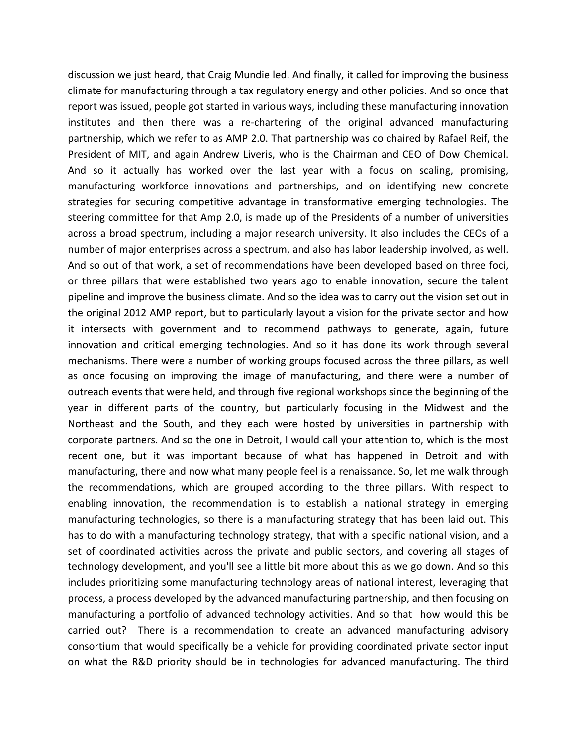discussion we just heard, that Craig Mundie led. And finally, it called for improving the business climate for manufacturing through a tax regulatory energy and other policies. And so once that report was issued, people got started in various ways, including these manufacturing innovation institutes and then there was a re-chartering of the original advanced manufacturing partnership, which we refer to as AMP 2.0. That partnership was co chaired by Rafael Reif, the President of MIT, and again Andrew Liveris, who is the Chairman and CEO of Dow Chemical. And so it actually has worked over the last year with a focus on scaling, promising, manufacturing workforce innovations and partnerships, and on identifying new concrete strategies for securing competitive advantage in transformative emerging technologies. The steering committee for that Amp 2.0, is made up of the Presidents of a number of universities across a broad spectrum, including a major research university. It also includes the CEOs of a number of major enterprises across a spectrum, and also has labor leadership involved, as well. And so out of that work, a set of recommendations have been developed based on three foci, or three pillars that were established two years ago to enable innovation, secure the talent pipeline and improve the business climate. And so the idea was to carry out the vision set out in the original 2012 AMP report, but to particularly layout a vision for the private sector and how it intersects with government and to recommend pathways to generate, again, future innovation and critical emerging technologies. And so it has done its work through several mechanisms. There were a number of working groups focused across the three pillars, as well as once focusing on improving the image of manufacturing, and there were a number of outreach events that were held, and through five regional workshops since the beginning of the year in different parts of the country, but particularly focusing in the Midwest and the Northeast and the South, and they each were hosted by universities in partnership with corporate partners. And so the one in Detroit, I would call your attention to, which is the most recent one, but it was important because of what has happened in Detroit and with manufacturing, there and now what many people feel is a renaissance. So, let me walk through the recommendations, which are grouped according to the three pillars. With respect to enabling innovation, the recommendation is to establish a national strategy in emerging manufacturing technologies, so there is a manufacturing strategy that has been laid out. This has to do with a manufacturing technology strategy, that with a specific national vision, and a set of coordinated activities across the private and public sectors, and covering all stages of technology development, and you'll see a little bit more about this as we go down. And so this includes prioritizing some manufacturing technology areas of national interest, leveraging that process, a process developed by the advanced manufacturing partnership, and then focusing on manufacturing a portfolio of advanced technology activities. And so that how would this be carried out? There is a recommendation to create an advanced manufacturing advisory consortium that would specifically be a vehicle for providing coordinated private sector input on what the R&D priority should be in technologies for advanced manufacturing. The third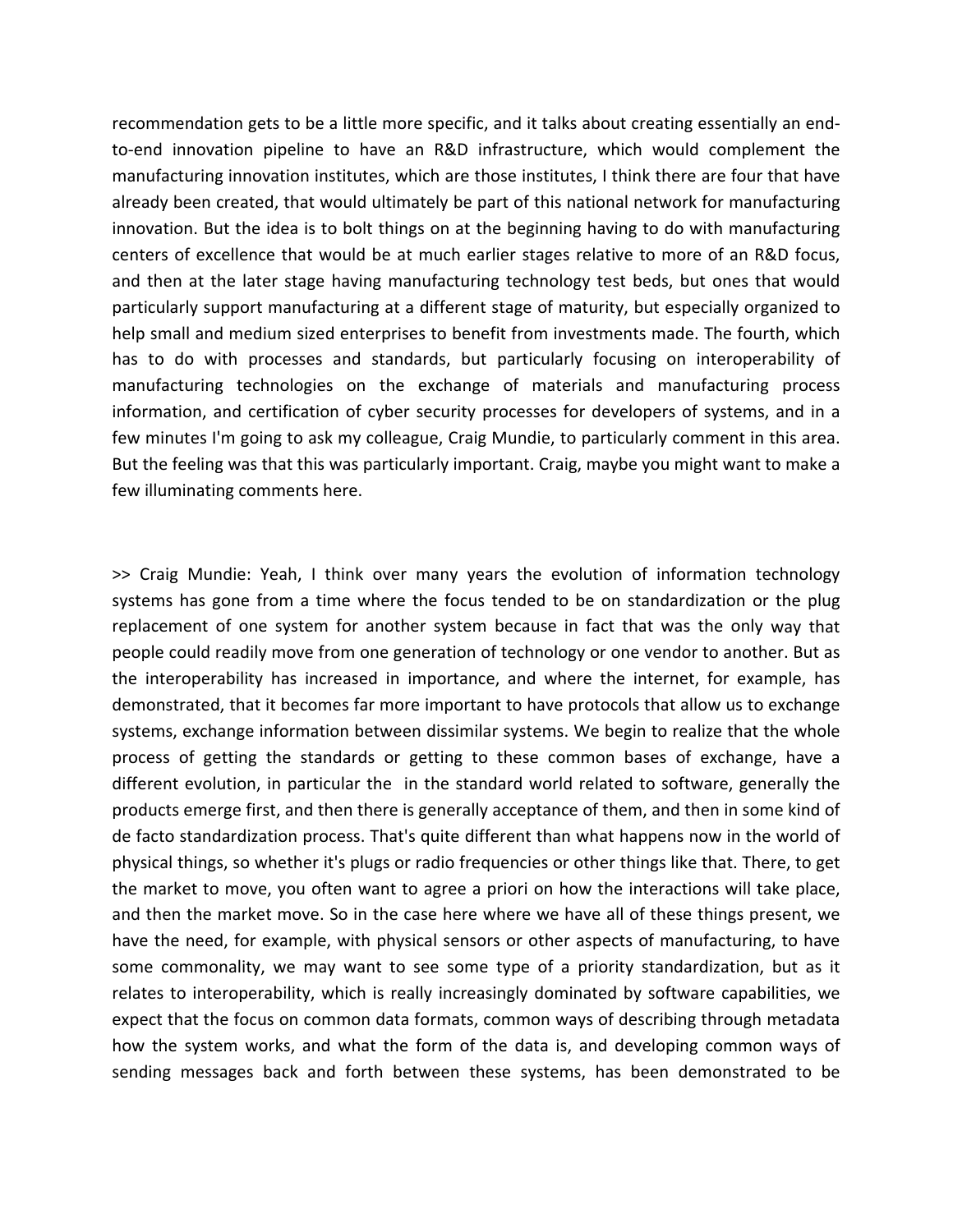recommendation gets to be a little more specific, and it talks about creating essentially an end-to-end innovation pipeline to have an R&D infrastructure, which would complement the manufacturing innovation institutes, which are those institutes, I think there are four that have already been created, that would ultimately be part of this national network for manufacturing innovation. But the idea is to bolt things on at the beginning having to do with manufacturing centers of excellence that would be at much earlier stages relative to more of an R&D focus, and then at the later stage having manufacturing technology test beds, but ones that would particularly support manufacturing at a different stage of maturity, but especially organized to help small and medium sized enterprises to benefit from investments made. The fourth, which has to do with processes and standards, but particularly focusing on interoperability of manufacturing technologies on the exchange of materials and manufacturing process information, and certification of cyber security processes for developers of systems, and in a few minutes I'm going to ask my colleague, Craig Mundie, to particularly comment in this area. But the feeling was that this was particularly important. Craig, maybe you might want to make a few illuminating comments here.

>> Craig Mundie: Yeah, I think over many years the evolution of information technology systems has gone from a time where the focus tended to be on standardization or the plug replacement of one system for another system because in fact that was the only way that people could readily move from one generation of technology or one vendor to another. But as the interoperability has increased in importance, and where the internet, for example, has demonstrated, that it becomes far more important to have protocols that allow us to exchange systems, exchange information between dissimilar systems. We begin to realize that the whole process of getting the standards or getting to these common bases of exchange, have a different evolution, in particular the in the standard world related to software, generally the products emerge first, and then there is generally acceptance of them, and then in some kind of de facto standardization process. That's quite different than what happens now in the world of physical things, so whether it's plugs or radio frequencies or other things like that. There, to get the market to move, you often want to agree a priori on how the interactions will take place, and then the market move. So in the case here where we have all of these things present, we have the need, for example, with physical sensors or other aspects of manufacturing, to have some commonality, we may want to see some type of a priority standardization, but as it relates to interoperability, which is really increasingly dominated by software capabilities, we expect that the focus on common data formats, common ways of describing through metadata how the system works, and what the form of the data is, and developing common ways of sending messages back and forth between these systems, has been demonstrated to be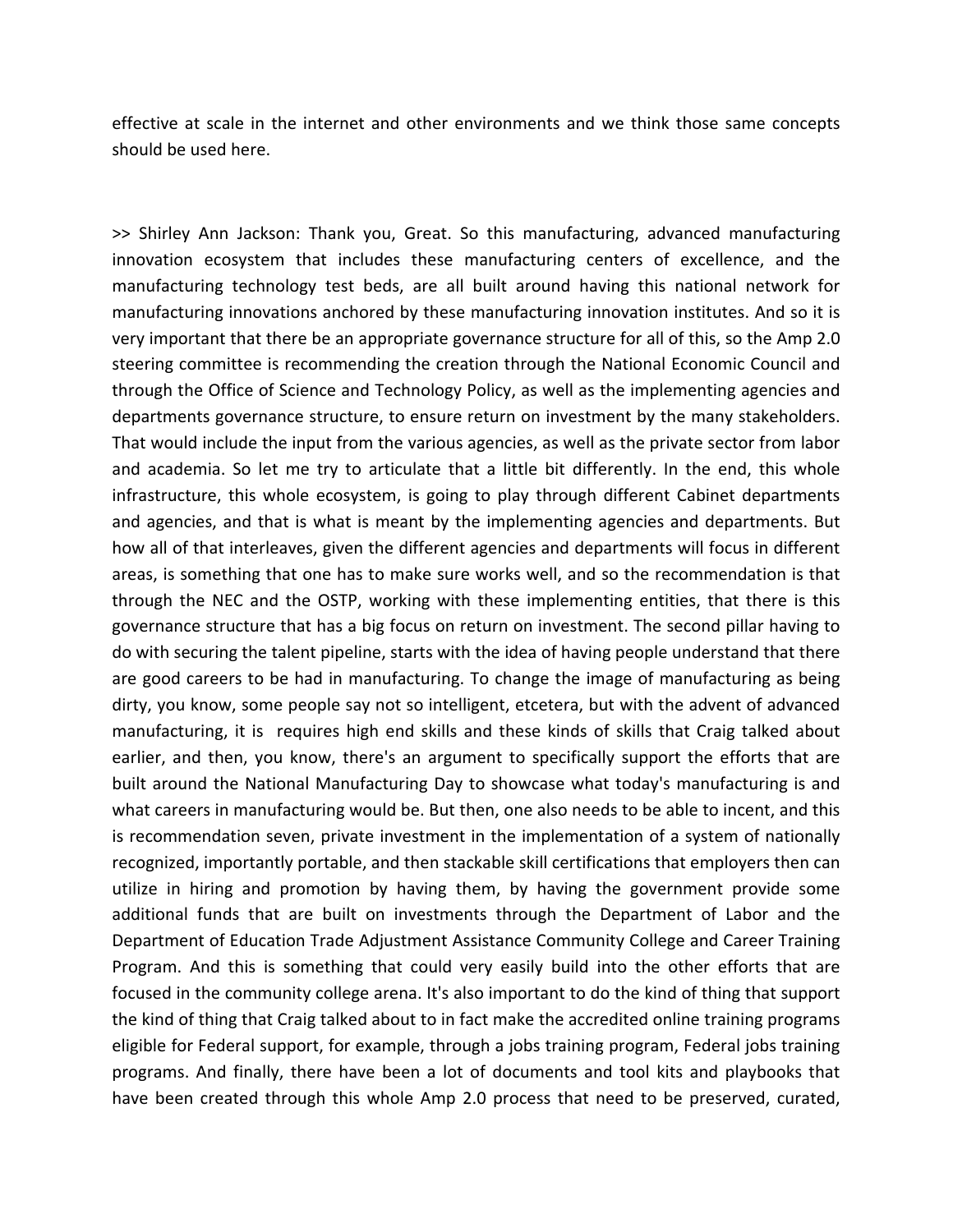effective at scale in the internet and other environments and we think those same concepts should be used here.

>> Shirley Ann Jackson: Thank you, Great. So this manufacturing, advanced manufacturing innovation ecosystem that includes these manufacturing centers of excellence, and the manufacturing technology test beds, are all built around having this national network for manufacturing innovations anchored by these manufacturing innovation institutes. And so it is very important that there be an appropriate governance structure for all of this, so the Amp 2.0 steering committee is recommending the creation through the National Economic Council and through the Office of Science and Technology Policy, as well as the implementing agencies and departments governance structure, to ensure return on investment by the many stakeholders. That would include the input from the various agencies, as well as the private sector from labor and academia. So let me try to articulate that a little bit differently. In the end, this whole infrastructure, this whole ecosystem, is going to play through different Cabinet departments and agencies, and that is what is meant by the implementing agencies and departments. But how all of that interleaves, given the different agencies and departments will focus in different areas, is something that one has to make sure works well, and so the recommendation is that through the NEC and the OSTP, working with these implementing entities, that there is this governance structure that has a big focus on return on investment. The second pillar having to do with securing the talent pipeline, starts with the idea of having people understand that there are good careers to be had in manufacturing. To change the image of manufacturing as being dirty, you know, some people say not so intelligent, etcetera, but with the advent of advanced manufacturing, it is requires high end skills and these kinds of skills that Craig talked about earlier, and then, you know, there's an argument to specifically support the efforts that are built around the National Manufacturing Day to showcase what today's manufacturing is and what careers in manufacturing would be. But then, one also needs to be able to incent, and this is recommendation seven, private investment in the implementation of a system of nationally recognized, importantly portable, and then stackable skill certifications that employers then can utilize in hiring and promotion by having them, by having the government provide some additional funds that are built on investments through the Department of Labor and the Department of Education Trade Adjustment Assistance Community College and Career Training Program. And this is something that could very easily build into the other efforts that are focused in the community college arena. It's also important to do the kind of thing that support the kind of thing that Craig talked about to in fact make the accredited online training programs eligible for Federal support, for example, through a jobs training program, Federal jobs training programs. And finally, there have been a lot of documents and tool kits and playbooks that have been created through this whole Amp 2.0 process that need to be preserved, curated,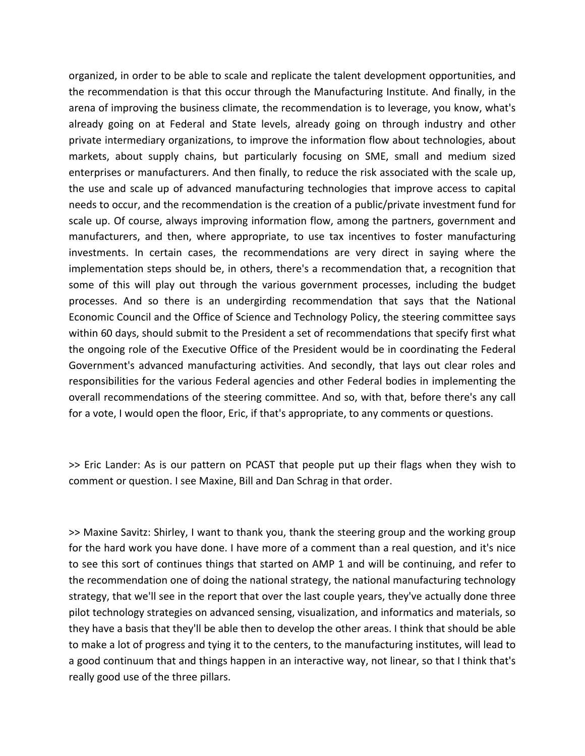organized, in order to be able to scale and replicate the talent development opportunities, and the recommendation is that this occur through the Manufacturing Institute. And finally, in the arena of improving the business climate, the recommendation is to leverage, you know, what's already going on at Federal and State levels, already going on through industry and other private intermediary organizations, to improve the information flow about technologies, about markets, about supply chains, but particularly focusing on SME, small and medium sized enterprises or manufacturers. And then finally, to reduce the risk associated with the scale up, the use and scale up of advanced manufacturing technologies that improve access to capital needs to occur, and the recommendation is the creation of a public/private investment fund for scale up. Of course, always improving information flow, among the partners, government and manufacturers, and then, where appropriate, to use tax incentives to foster manufacturing investments. In certain cases, the recommendations are very direct in saying where the implementation steps should be, in others, there's a recommendation that, a recognition that some of this will play out through the various government processes, including the budget processes. And so there is an undergirding recommendation that says that the National Economic Council and the Office of Science and Technology Policy, the steering committee says within 60 days, should submit to the President a set of recommendations that specify first what the ongoing role of the Executive Office of the President would be in coordinating the Federal Government's advanced manufacturing activities. And secondly, that lays out clear roles and responsibilities for the various Federal agencies and other Federal bodies in implementing the overall recommendations of the steering committee. And so, with that, before there's any call for a vote, I would open the floor, Eric, if that's appropriate, to any comments or questions.

>> Eric Lander: As is our pattern on PCAST that people put up their flags when they wish to comment or question. I see Maxine, Bill and Dan Schrag in that order.

>> Maxine Savitz: Shirley, I want to thank you, thank the steering group and the working group for the hard work you have done. I have more of a comment than a real question, and it's nice to see this sort of continues things that started on AMP 1 and will be continuing, and refer to the recommendation one of doing the national strategy, the national manufacturing technology strategy, that we'll see in the report that over the last couple years, they've actually done three pilot technology strategies on advanced sensing, visualization, and informatics and materials, so they have a basis that they'll be able then to develop the other areas. I think that should be able to make a lot of progress and tying it to the centers, to the manufacturing institutes, will lead to a good continuum that and things happen in an interactive way, not linear, so that I think that's really good use of the three pillars.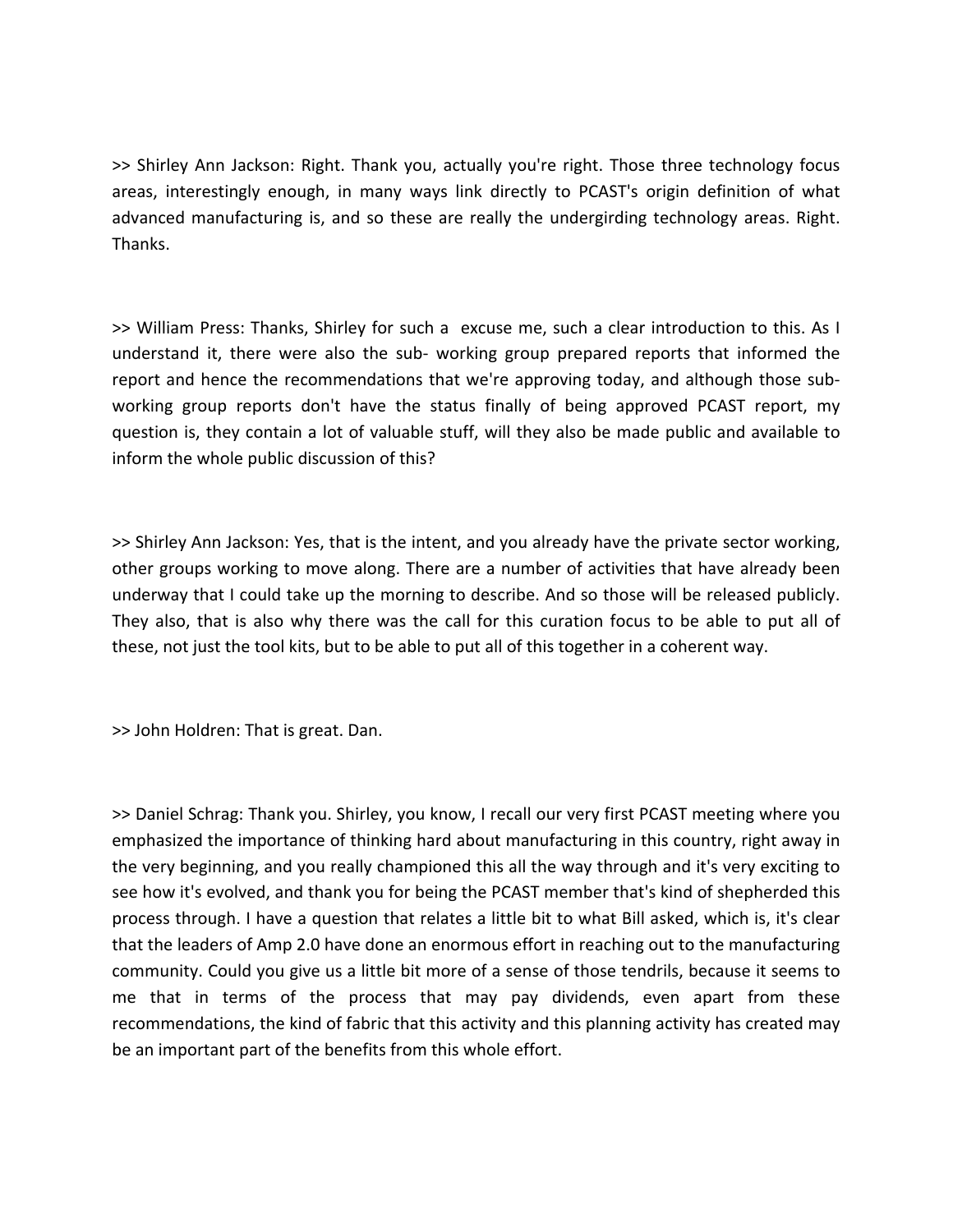>> Shirley Ann Jackson: Right. Thank you, actually you're right. Those three technology focus areas, interestingly enough, in many ways link directly to PCAST's origin definition of what advanced manufacturing is, and so these are really the undergirding technology areas. Right. Thanks.

>> William Press: Thanks, Shirley for such a  excuse me, such a clear introduction to this. As I understand it, there were also the sub- working group prepared reports that informed the report and hence the recommendations that we're approving today, and although those sub-working group reports don't have the status finally of being approved PCAST report, my question is, they contain a lot of valuable stuff, will they also be made public and available to inform the whole public discussion of this?

>> Shirley Ann Jackson: Yes, that is the intent, and you already have the private sector working, other groups working to move along. There are a number of activities that have already been underway that I could take up the morning to describe. And so those will be released publicly. They also, that is also why there was the call for this curation focus to be able to put all of these, not just the tool kits, but to be able to put all of this together in a coherent way.

>> John Holdren: That is great. Dan.

>> Daniel Schrag: Thank you. Shirley, you know, I recall our very first PCAST meeting where you emphasized the importance of thinking hard about manufacturing in this country, right away in the very beginning, and you really championed this all the way through and it's very exciting to see how it's evolved, and thank you for being the PCAST member that's kind of shepherded this process through. I have a question that relates a little bit to what Bill asked, which is, it's clear that the leaders of Amp 2.0 have done an enormous effort in reaching out to the manufacturing community. Could you give us a little bit more of a sense of those tendrils, because it seems to me that in terms of the process that may pay dividends, even apart from these recommendations, the kind of fabric that this activity and this planning activity has created may be an important part of the benefits from this whole effort.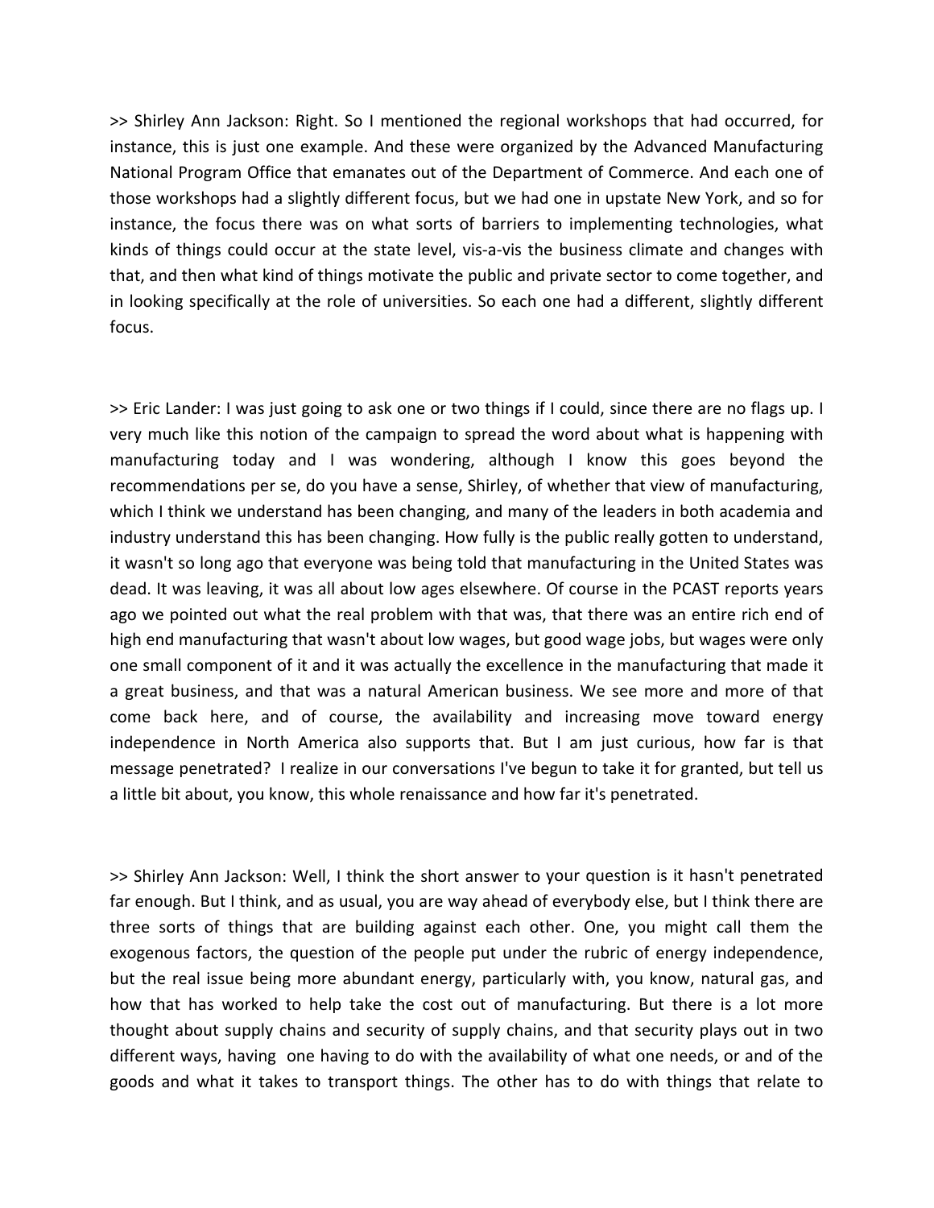>> Shirley Ann Jackson: Right. So I mentioned the regional workshops that had occurred, for instance, this is just one example. And these were organized by the Advanced Manufacturing National Program Office that emanates out of the Department of Commerce. And each one of those workshops had a slightly different focus, but we had one in upstate New York, and so for instance, the focus there was on what sorts of barriers to implementing technologies, what kinds of things could occur at the state level, vis-a-vis the business climate and changes with that, and then what kind of things motivate the public and private sector to come together, and in looking specifically at the role of universities. So each one had a different, slightly different focus.

>> Eric Lander: I was just going to ask one or two things if I could, since there are no flags up. I very much like this notion of the campaign to spread the word about what is happening with manufacturing today and I was wondering, although I know this goes beyond the recommendations per se, do you have a sense, Shirley, of whether that view of manufacturing, which I think we understand has been changing, and many of the leaders in both academia and industry understand this has been changing. How fully is the public really gotten to understand, it wasn't so long ago that everyone was being told that manufacturing in the United States was dead. It was leaving, it was all about low ages elsewhere. Of course in the PCAST reports years ago we pointed out what the real problem with that was, that there was an entire rich end of high end manufacturing that wasn't about low wages, but good wage jobs, but wages were only one small component of it and it was actually the excellence in the manufacturing that made it a great business, and that was a natural American business. We see more and more of that come back here, and of course, the availability and increasing move toward energy independence in North America also supports that. But I am just curious, how far is that message penetrated? I realize in our conversations I've begun to take it for granted, but tell us a little bit about, you know, this whole renaissance and how far it's penetrated.

>> Shirley Ann Jackson: Well, I think the short answer to your question is it hasn't penetrated far enough. But I think, and as usual, you are way ahead of everybody else, but I think there are three sorts of things that are building against each other. One, you might call them the exogenous factors, the question of the people put under the rubric of energy independence, but the real issue being more abundant energy, particularly with, you know, natural gas, and how that has worked to help take the cost out of manufacturing. But there is a lot more thought about supply chains and security of supply chains, and that security plays out in two different ways, having one having to do with the availability of what one needs, or and of the goods and what it takes to transport things. The other has to do with things that relate to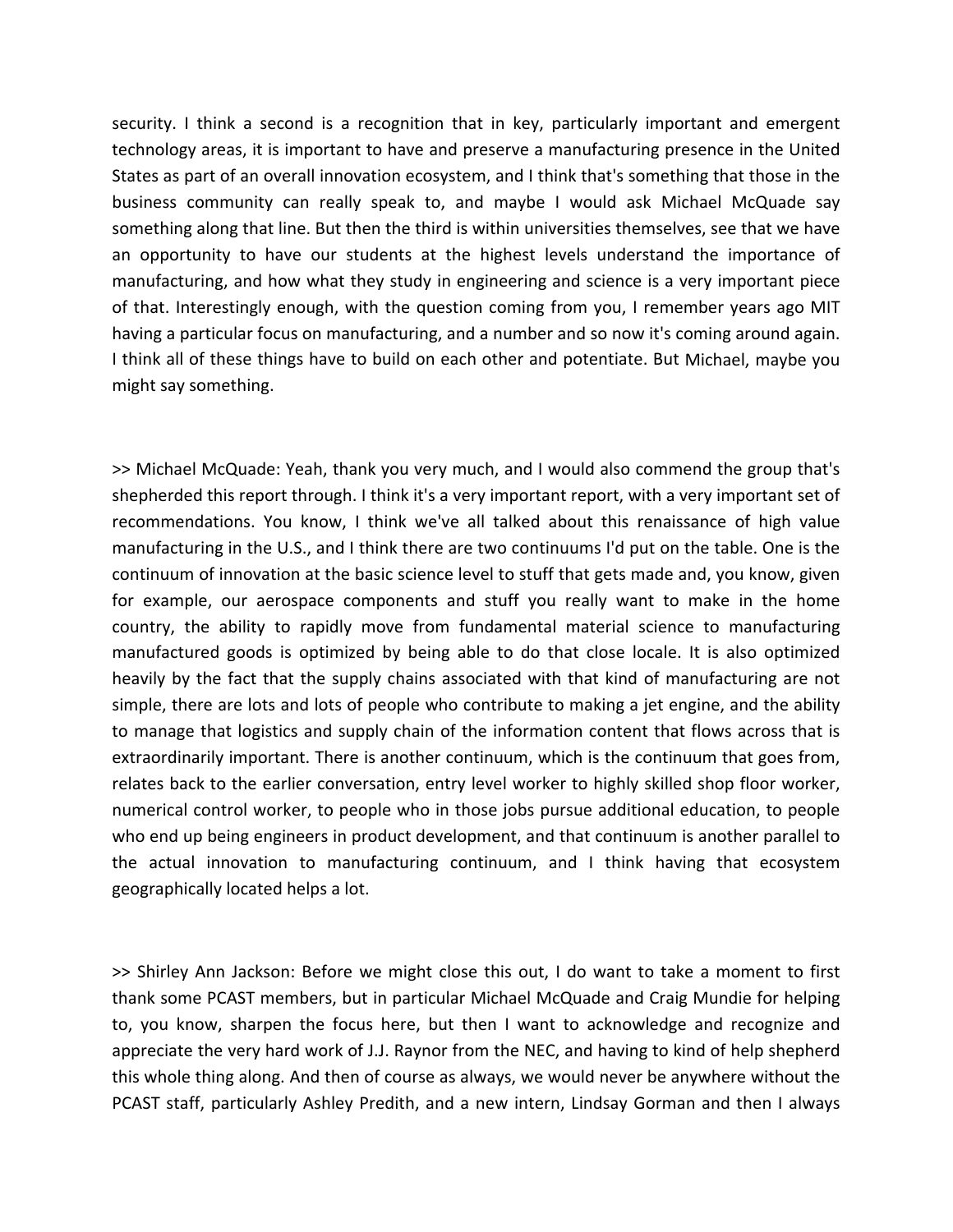security. I think a second is a recognition that in key, particularly important and emergent technology areas, it is important to have and preserve a manufacturing presence in the United States as part of an overall innovation ecosystem, and I think that's something that those in the business community can really speak to, and maybe I would ask Michael McQuade say something along that line. But then the third is within universities themselves, see that we have an opportunity to have our students at the highest levels understand the importance of manufacturing, and how what they study in engineering and science is a very important piece of that. Interestingly enough, with the question coming from you, I remember years ago MIT having a particular focus on manufacturing, and a number and so now it's coming around again. I think all of these things have to build on each other and potentiate. But Michael, maybe you might say something.

>> Michael McQuade: Yeah, thank you very much, and I would also commend the group that's shepherded this report through. I think it's a very important report, with a very important set of recommendations. You know, I think we've all talked about this renaissance of high value manufacturing in the U.S., and I think there are two continuums I'd put on the table. One is the continuum of innovation at the basic science level to stuff that gets made and, you know, given for example, our aerospace components and stuff you really want to make in the home country, the ability to rapidly move from fundamental material science to manufacturing manufactured goods is optimized by being able to do that close locale. It is also optimized heavily by the fact that the supply chains associated with that kind of manufacturing are not simple, there are lots and lots of people who contribute to making a jet engine, and the ability to manage that logistics and supply chain of the information content that flows across that is extraordinarily important. There is another continuum, which is the continuum that goes from, relates back to the earlier conversation, entry level worker to highly skilled shop floor worker, numerical control worker, to people who in those jobs pursue additional education, to people who end up being engineers in product development, and that continuum is another parallel to the actual innovation to manufacturing continuum, and I think having that ecosystem geographically located helps a lot.

>> Shirley Ann Jackson: Before we might close this out, I do want to take a moment to first thank some PCAST members, but in particular Michael McQuade and Craig Mundie for helping to, you know, sharpen the focus here, but then I want to acknowledge and recognize and appreciate the very hard work of J.J. Raynor from the NEC, and having to kind of help shepherd this whole thing along. And then of course as always, we would never be anywhere without the PCAST staff, particularly Ashley Predith, and a new intern, Lindsay Gorman and then I always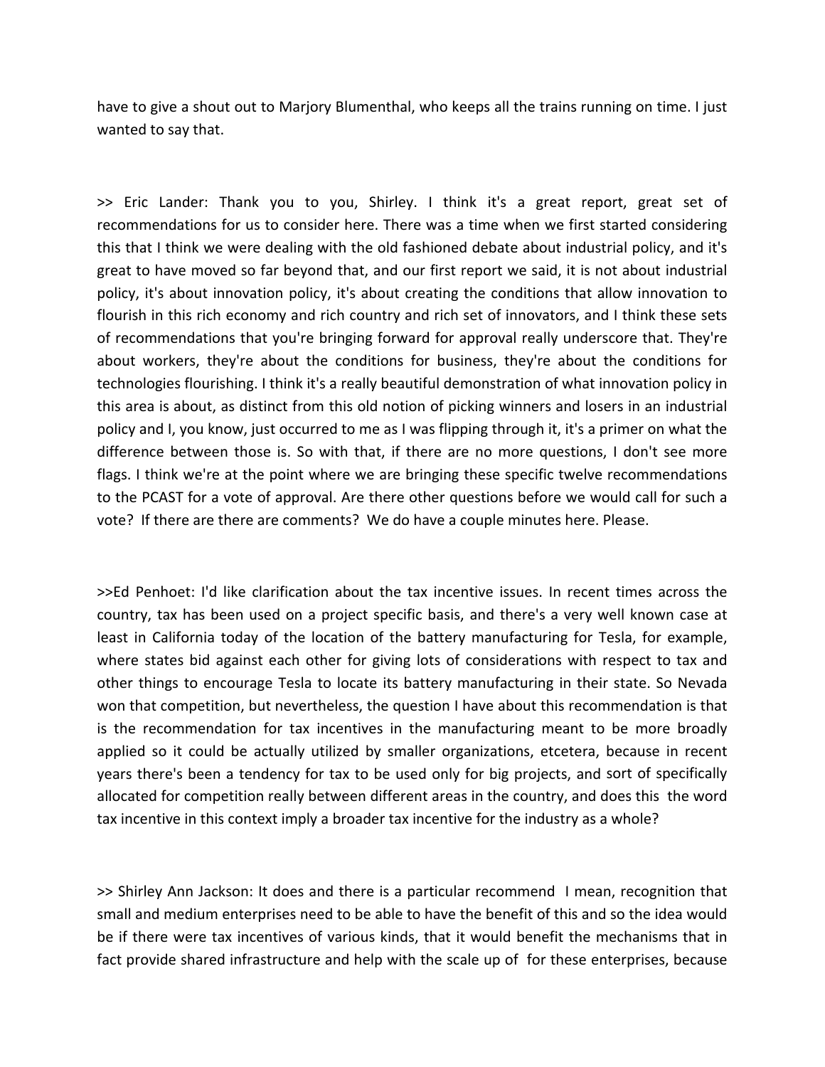have to give a shout out to Marjory Blumenthal, who keeps all the trains running on time. I just wanted to say that.

>> Eric Lander: Thank you to you, Shirley. I think it's a great report, great set of recommendations for us to consider here. There was a time when we first started considering this that I think we were dealing with the old fashioned debate about industrial policy, and it's great to have moved so far beyond that, and our first report we said, it is not about industrial policy, it's about innovation policy, it's about creating the conditions that allow innovation to flourish in this rich economy and rich country and rich set of innovators, and I think these sets of recommendations that you're bringing forward for approval really underscore that. They're about workers, they're about the conditions for business, they're about the conditions for technologies flourishing. I think it's a really beautiful demonstration of what innovation policy in this area is about, as distinct from this old notion of picking winners and losers in an industrial policy and I, you know, just occurred to me as I was flipping through it, it's a primer on what the difference between those is. So with that, if there are no more questions, I don't see more flags. I think we're at the point where we are bringing these specific twelve recommendations to the PCAST for a vote of approval. Are there other questions before we would call for such a vote? If there are there are comments? We do have a couple minutes here. Please.

>>Ed Penhoet: I'd like clarification about the tax incentive issues. In recent times across the country, tax has been used on a project specific basis, and there's a very well known case at least in California today of the location of the battery manufacturing for Tesla, for example, where states bid against each other for giving lots of considerations with respect to tax and other things to encourage Tesla to locate its battery manufacturing in their state. So Nevada won that competition, but nevertheless, the question I have about this recommendation is that is the recommendation for tax incentives in the manufacturing meant to be more broadly applied so it could be actually utilized by smaller organizations, etcetera, because in recent years there's been a tendency for tax to be used only for big projects, and sort of specifically allocated for competition really between different areas in the country, and does this the word tax incentive in this context imply a broader tax incentive for the industry as a whole?

>> Shirley Ann Jackson: It does and there is a particular recommend I mean, recognition that small and medium enterprises need to be able to have the benefit of this and so the idea would be if there were tax incentives of various kinds, that it would benefit the mechanisms that in fact provide shared infrastructure and help with the scale up of for these enterprises, because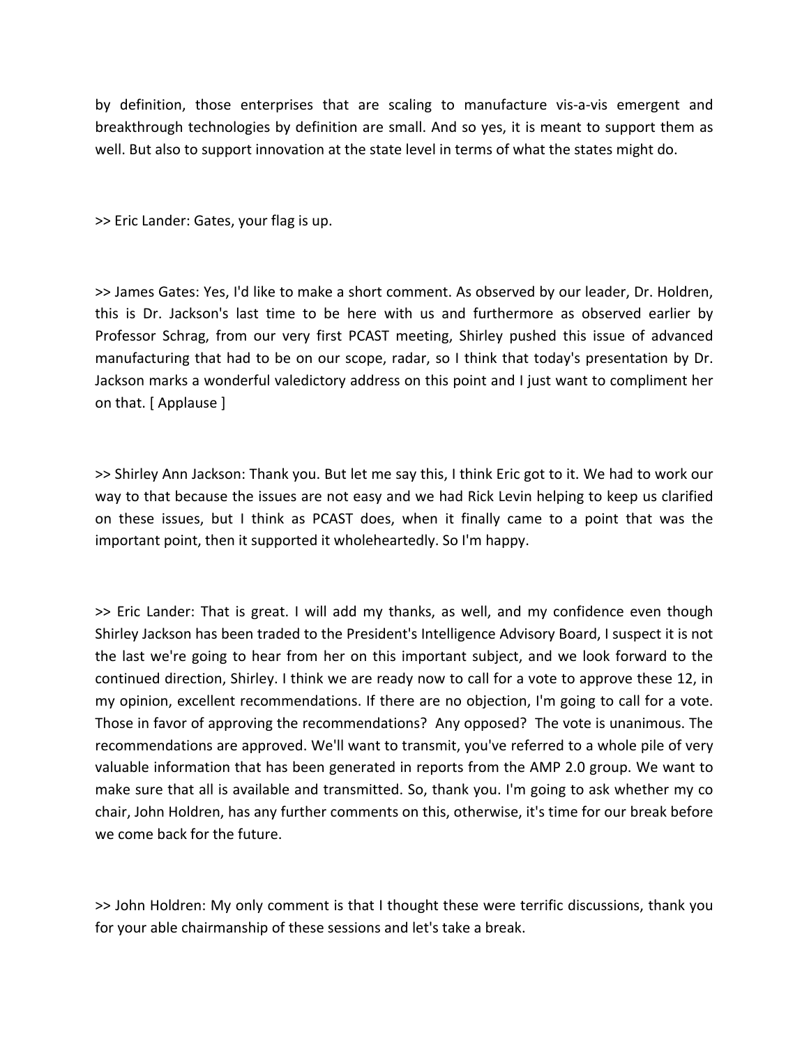by definition, those enterprises that are scaling to manufacture vis-a-vis emergent and breakthrough technologies by definition are small. And so yes, it is meant to support them as well. But also to support innovation at the state level in terms of what the states might do.

>> Eric Lander: Gates, your flag is up.

>> James Gates: Yes, I'd like to make a short comment. As observed by our leader, Dr. Holdren, this is Dr. Jackson's last time to be here with us and furthermore as observed earlier by Professor Schrag, from our very first PCAST meeting, Shirley pushed this issue of advanced manufacturing that had to be on our scope, radar, so I think that today's presentation by Dr. Jackson marks a wonderful valedictory address on this point and I just want to compliment her on that. [ Applause ]

>> Shirley Ann Jackson: Thank you. But let me say this, I think Eric got to it. We had to work our way to that because the issues are not easy and we had Rick Levin helping to keep us clarified on these issues, but I think as PCAST does, when it finally came to a point that was the important point, then it supported it wholeheartedly. So I'm happy.

>> Eric Lander: That is great. I will add my thanks, as well, and my confidence even though Shirley Jackson has been traded to the President's Intelligence Advisory Board, I suspect it is not the last we're going to hear from her on this important subject, and we look forward to the continued direction, Shirley. I think we are ready now to call for a vote to approve these 12, in my opinion, excellent recommendations. If there are no objection, I'm going to call for a vote. Those in favor of approving the recommendations? Any opposed? The vote is unanimous. The recommendations are approved. We'll want to transmit, you've referred to a whole pile of very valuable information that has been generated in reports from the AMP 2.0 group. We want to make sure that all is available and transmitted. So, thank you. I'm going to ask whether my co chair, John Holdren, has any further comments on this, otherwise, it's time for our break before we come back for the future.

>> John Holdren: My only comment is that I thought these were terrific discussions, thank you for your able chairmanship of these sessions and let's take a break.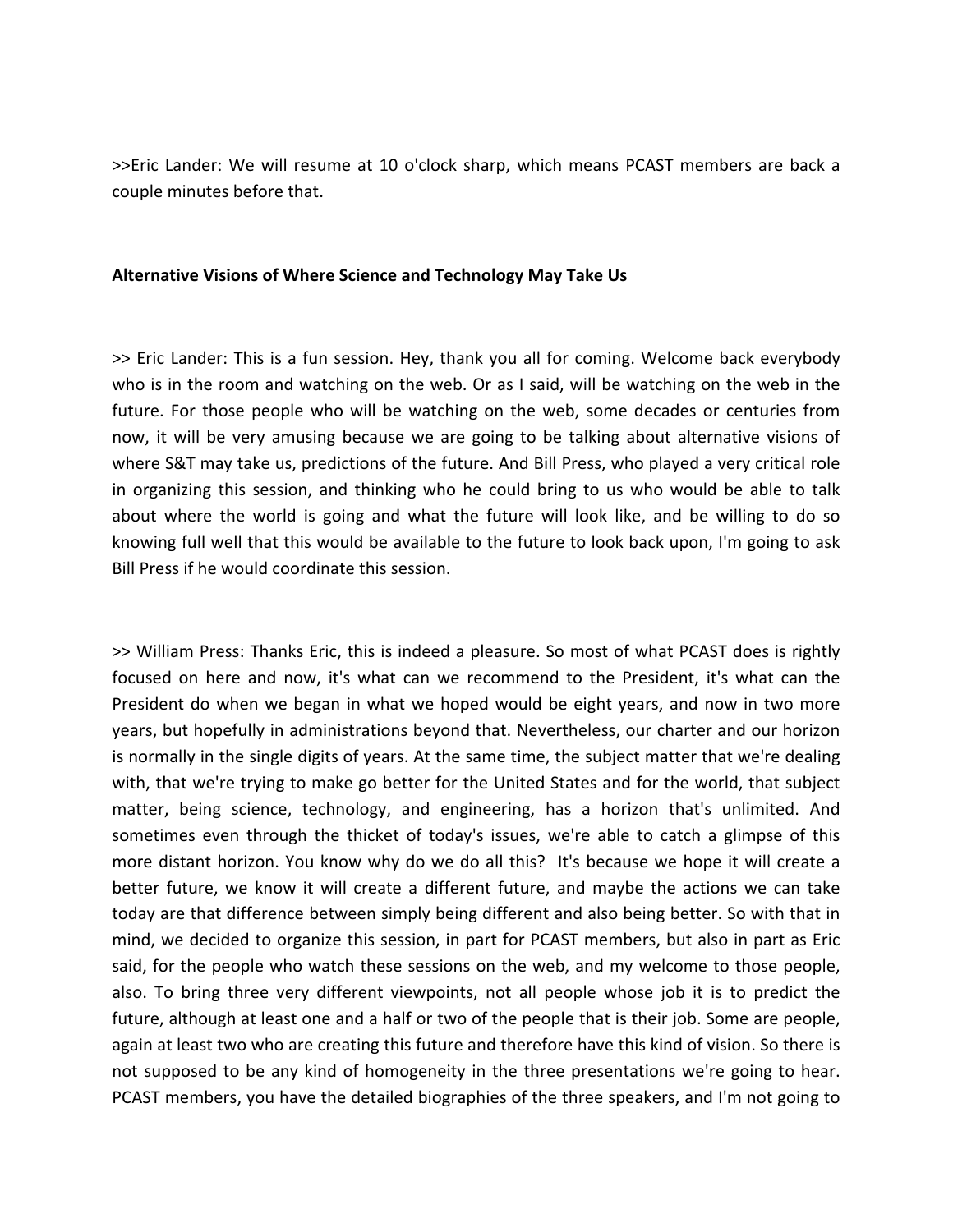>>Eric Lander: We will resume at 10 o'clock sharp, which means PCAST members are back a couple minutes before that.

**Alternative Visions of Where Science and Technology May Take Us**

>> Eric Lander: This is a fun session. Hey, thank you all for coming. Welcome back everybody who is in the room and watching on the web. Or as I said, will be watching on the web in the future. For those people who will be watching on the web, some decades or centuries from now, it will be very amusing because we are going to be talking about alternative visions of where S&T may take us, predictions of the future. And Bill Press, who played a very critical role in organizing this session, and thinking who he could bring to us who would be able to talk about where the world is going and what the future will look like, and be willing to do so knowing full well that this would be available to the future to look back upon, I'm going to ask Bill Press if he would coordinate this session.

>> William Press: Thanks Eric, this is indeed a pleasure. So most of what PCAST does is rightly focused on here and now, it's what can we recommend to the President, it's what can the President do when we began in what we hoped would be eight years, and now in two more years, but hopefully in administrations beyond that. Nevertheless, our charter and our horizon is normally in the single digits of years. At the same time, the subject matter that we're dealing with, that we're trying to make go better for the United States and for the world, that subject matter, being science, technology, and engineering, has a horizon that's unlimited. And sometimes even through the thicket of today's issues, we're able to catch a glimpse of this more distant horizon. You know why do we do all this? It's because we hope it will create a better future, we know it will create a different future, and maybe the actions we can take today are that difference between simply being different and also being better. So with that in mind, we decided to organize this session, in part for PCAST members, but also in part as Eric said, for the people who watch these sessions on the web, and my welcome to those people, also. To bring three very different viewpoints, not all people whose job it is to predict the future, although at least one and a half or two of the people that is their job. Some are people, again at least two who are creating this future and therefore have this kind of vision. So there is not supposed to be any kind of homogeneity in the three presentations we're going to hear. PCAST members, you have the detailed biographies of the three speakers, and I'm not going to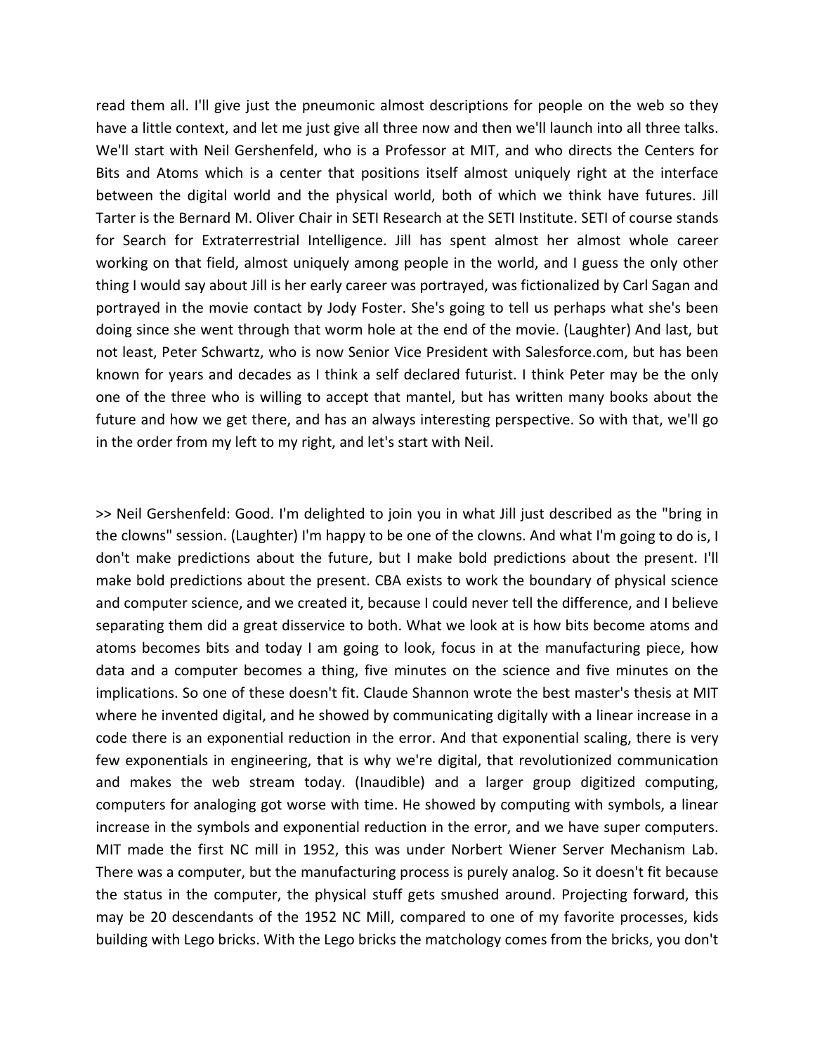read them all. I'll give just the pneumonic almost descriptions for people on the web so they have a little context, and let me just give all three now and then we'll launch into all three talks. We'll start with Neil Gershenfeld, who is a Professor at MIT, and who directs the Centers for Bits and Atoms which is a center that positions itself almost uniquely right at the interface between the digital world and the physical world, both of which we think have futures. Jill Tarter is the Bernard M. Oliver Chair in SETI Research at the SETI Institute. SETI of course stands for Search for Extraterrestrial Intelligence. Jill has spent almost her almost whole career working on that field, almost uniquely among people in the world, and I guess the only other thing I would say about Jill is her early career was portrayed, was fictionalized by Carl Sagan and portrayed in the movie contact by Jody Foster. She's going to tell us perhaps what she's been doing since she went through that worm hole at the end of the movie. (Laughter) And last, but not least, Peter Schwartz, who is now Senior Vice President with Salesforce.com, but has been known for years and decades as I think a self declared futurist. I think Peter may be the only one of the three who is willing to accept that mantel, but has written many books about the future and how we get there, and has an always interesting perspective. So with that, we'll go in the order from my left to my right, and let's start with Neil.

>> Neil Gershenfeld: Good. I'm delighted to join you in what Jill just described as the "bring in the clowns" session. (Laughter) I'm happy to be one of the clowns. And what I'm going to do is, I don't make predictions about the future, but I make bold predictions about the present. I'll make bold predictions about the present. CBA exists to work the boundary of physical science and computer science, and we created it, because I could never tell the difference, and I believe separating them did a great disservice to both. What we look at is how bits become atoms and atoms becomes bits and today I am going to look, focus in at the manufacturing piece, how data and a computer becomes a thing, five minutes on the science and five minutes on the implications. So one of these doesn't fit. Claude Shannon wrote the best master's thesis at MIT where he invented digital, and he showed by communicating digitally with a linear increase in a code there is an exponential reduction in the error. And that exponential scaling, there is very few exponentials in engineering, that is why we're digital, that revolutionized communication and makes the web stream today. (Inaudible) and a larger group digitized computing, computers for analoging got worse with time. He showed by computing with symbols, a linear increase in the symbols and exponential reduction in the error, and we have super computers. MIT made the first NC mill in 1952, this was under Norbert Wiener Server Mechanism Lab. There was a computer, but the manufacturing process is purely analog. So it doesn't fit because the status in the computer, the physical stuff gets smushed around. Projecting forward, this may be 20 descendants of the 1952 NC Mill, compared to one of my favorite processes, kids building with Lego bricks. With the Lego bricks the matchology comes from the bricks, you don't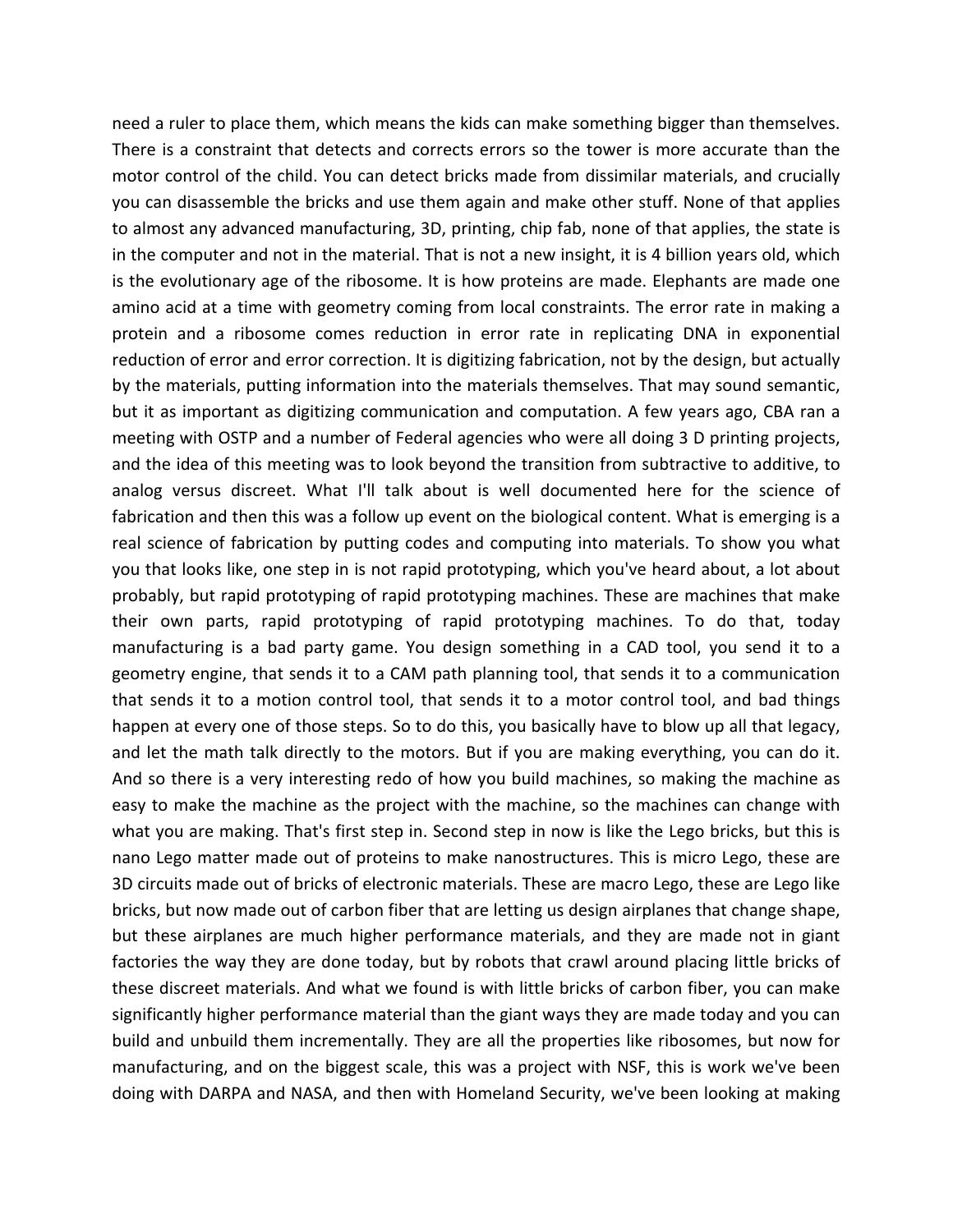need a ruler to place them, which means the kids can make something bigger than themselves. There is a constraint that detects and corrects errors so the tower is more accurate than the motor control of the child. You can detect bricks made from dissimilar materials, and crucially you can disassemble the bricks and use them again and make other stuff. None of that applies to almost any advanced manufacturing, 3D, printing, chip fab, none of that applies, the state is in the computer and not in the material. That is not a new insight, it is 4 billion years old, which is the evolutionary age of the ribosome. It is how proteins are made. Elephants are made one amino acid at a time with geometry coming from local constraints. The error rate in making a protein and a ribosome comes reduction in error rate in replicating DNA in exponential reduction of error and error correction. It is digitizing fabrication, not by the design, but actually by the materials, putting information into the materials themselves. That may sound semantic, but it as important as digitizing communication and computation. A few years ago, CBA ran a meeting with OSTP and a number of Federal agencies who were all doing 3 D printing projects, and the idea of this meeting was to look beyond the transition from subtractive to additive, to analog versus discreet. What I'll talk about is well documented here for the science of fabrication and then this was a follow up event on the biological content. What is emerging is a real science of fabrication by putting codes and computing into materials. To show you what you that looks like, one step in is not rapid prototyping, which you've heard about, a lot about probably, but rapid prototyping of rapid prototyping machines. These are machines that make their own parts, rapid prototyping of rapid prototyping machines. To do that, today manufacturing is a bad party game. You design something in a CAD tool, you send it to a geometry engine, that sends it to a CAM path planning tool, that sends it to a communication that sends it to a motion control tool, that sends it to a motor control tool, and bad things happen at every one of those steps. So to do this, you basically have to blow up all that legacy, and let the math talk directly to the motors. But if you are making everything, you can do it. And so there is a very interesting redo of how you build machines, so making the machine as easy to make the machine as the project with the machine, so the machines can change with what you are making. That's first step in. Second step in now is like the Lego bricks, but this is nano Lego matter made out of proteins to make nanostructures. This is micro Lego, these are 3D circuits made out of bricks of electronic materials. These are macro Lego, these are Lego like bricks, but now made out of carbon fiber that are letting us design airplanes that change shape, but these airplanes are much higher performance materials, and they are made not in giant factories the way they are done today, but by robots that crawl around placing little bricks of these discreet materials. And what we found is with little bricks of carbon fiber, you can make significantly higher performance material than the giant ways they are made today and you can build and unbuild them incrementally. They are all the properties like ribosomes, but now for manufacturing, and on the biggest scale, this was a project with NSF, this is work we've been doing with DARPA and NASA, and then with Homeland Security, we've been looking at making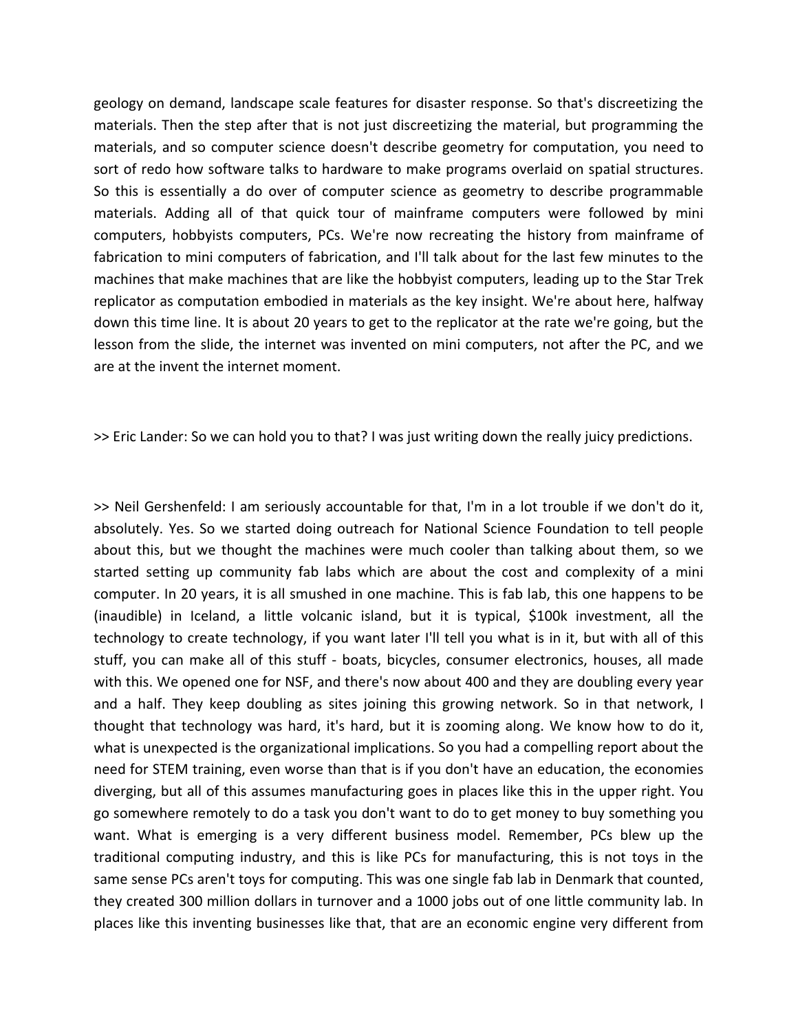geology on demand, landscape scale features for disaster response. So that's discreetizing the materials. Then the step after that is not just discreetizing the material, but programming the materials, and so computer science doesn't describe geometry for computation, you need to sort of redo how software talks to hardware to make programs overlaid on spatial structures. So this is essentially a do over of computer science as geometry to describe programmable materials. Adding all of that quick tour of mainframe computers were followed by mini computers, hobbyists computers, PCs. We're now recreating the history from mainframe of fabrication to mini computers of fabrication, and I'll talk about for the last few minutes to the machines that make machines that are like the hobbyist computers, leading up to the Star Trek replicator as computation embodied in materials as the key insight. We're about here, halfway down this time line. It is about 20 years to get to the replicator at the rate we're going, but the lesson from the slide, the internet was invented on mini computers, not after the PC, and we are at the invent the internet moment.

>> Eric Lander: So we can hold you to that? I was just writing down the really juicy predictions.

>> Neil Gershenfeld: I am seriously accountable for that, I'm in a lot trouble if we don't do it, absolutely. Yes. So we started doing outreach for National Science Foundation to tell people about this, but we thought the machines were much cooler than talking about them, so we started setting up community fab labs which are about the cost and complexity of a mini computer. In 20 years, it is all smushed in one machine. This is fab lab, this one happens to be (inaudible) in Iceland, a little volcanic island, but it is typical, $100k investment, all the technology to create technology, if you want later I'll tell you what is in it, but with all of this stuff, you can make all of this stuff - boats, bicycles, consumer electronics, houses, all made with this. We opened one for NSF, and there's now about 400 and they are doubling every year and a half. They keep doubling as sites joining this growing network. So in that network, I thought that technology was hard, it's hard, but it is zooming along. We know how to do it, what is unexpected is the organizational implications. So you had a compelling report about the need for STEM training, even worse than that is if you don't have an education, the economies diverging, but all of this assumes manufacturing goes in places like this in the upper right. You go somewhere remotely to do a task you don't want to do to get money to buy something you want. What is emerging is a very different business model. Remember, PCs blew up the traditional computing industry, and this is like PCs for manufacturing, this is not toys in the same sense PCs aren't toys for computing. This was one single fab lab in Denmark that counted, they created 300 million dollars in turnover and a 1000 jobs out of one little community lab. In places like this inventing businesses like that, that are an economic engine very different from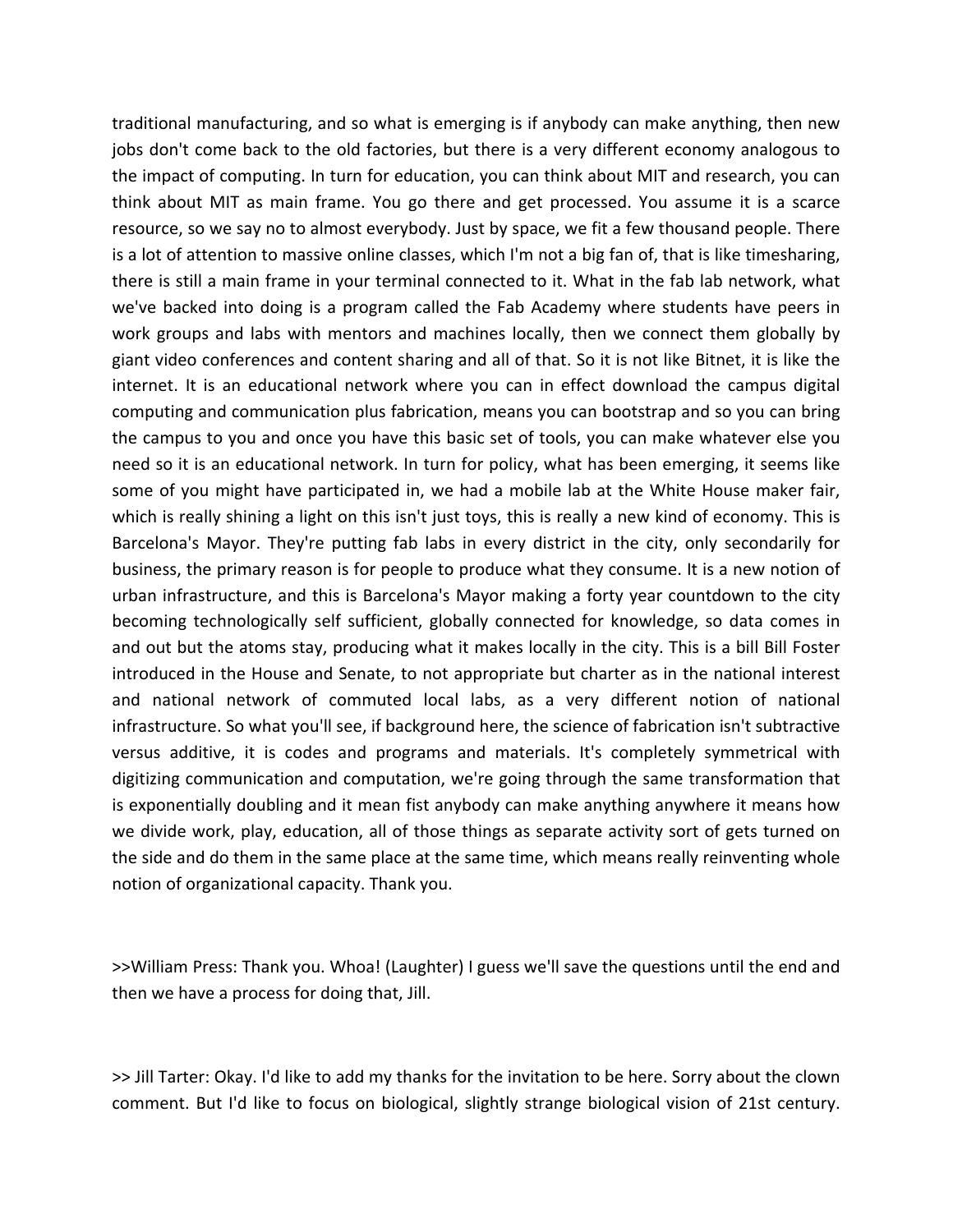traditional manufacturing, and so what is emerging is if anybody can make anything, then new jobs don't come back to the old factories, but there is a very different economy analogous to the impact of computing. In turn for education, you can think about MIT and research, you can think about MIT as main frame. You go there and get processed. You assume it is a scarce resource, so we say no to almost everybody. Just by space, we fit a few thousand people. There is a lot of attention to massive online classes, which I'm not a big fan of, that is like timesharing, there is still a main frame in your terminal connected to it. What in the fab lab network, what we've backed into doing is a program called the Fab Academy where students have peers in work groups and labs with mentors and machines locally, then we connect them globally by giant video conferences and content sharing and all of that. So it is not like Bitnet, it is like the internet. It is an educational network where you can in effect download the campus digital computing and communication plus fabrication, means you can bootstrap and so you can bring the campus to you and once you have this basic set of tools, you can make whatever else you need so it is an educational network. In turn for policy, what has been emerging, it seems like some of you might have participated in, we had a mobile lab at the White House maker fair, which is really shining a light on this isn't just toys, this is really a new kind of economy. This is Barcelona's Mayor. They're putting fab labs in every district in the city, only secondarily for business, the primary reason is for people to produce what they consume. It is a new notion of urban infrastructure, and this is Barcelona's Mayor making a forty year countdown to the city becoming technologically self sufficient, globally connected for knowledge, so data comes in and out but the atoms stay, producing what it makes locally in the city. This is a bill Bill Foster introduced in the House and Senate, to not appropriate but charter as in the national interest and national network of commuted local labs, as a very different notion of national infrastructure. So what you'll see, if background here, the science of fabrication isn't subtractive versus additive, it is codes and programs and materials. It's completely symmetrical with digitizing communication and computation, we're going through the same transformation that is exponentially doubling and it mean fist anybody can make anything anywhere it means how we divide work, play, education, all of those things as separate activity sort of gets turned on the side and do them in the same place at the same time, which means really reinventing whole notion of organizational capacity. Thank you.

>>William Press: Thank you. Whoa! (Laughter) I guess we'll save the questions until the end and then we have a process for doing that, Jill.

>> Jill Tarter: Okay. I'd like to add my thanks for the invitation to be here. Sorry about the clown comment. But I'd like to focus on biological, slightly strange biological vision of 21st century.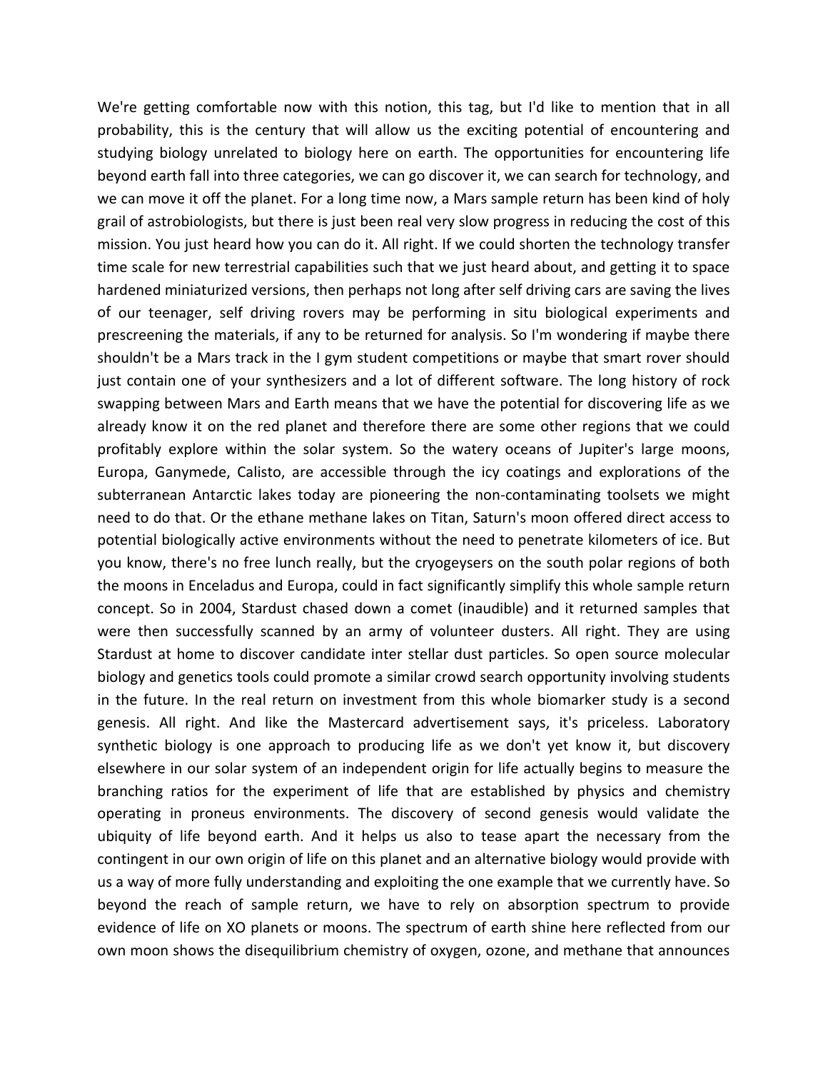We're getting comfortable now with this notion, this tag, but I'd like to mention that in all probability, this is the century that will allow us the exciting potential of encountering and studying biology unrelated to biology here on earth. The opportunities for encountering life beyond earth fall into three categories, we can go discover it, we can search for technology, and we can move it off the planet. For a long time now, a Mars sample return has been kind of holy grail of astrobiologists, but there is just been real very slow progress in reducing the cost of this mission. You just heard how you can do it. All right. If we could shorten the technology transfer time scale for new terrestrial capabilities such that we just heard about, and getting it to space hardened miniaturized versions, then perhaps not long after self driving cars are saving the lives of our teenager, self driving rovers may be performing in situ biological experiments and prescreening the materials, if any to be returned for analysis. So I'm wondering if maybe there shouldn't be a Mars track in the I gym student competitions or maybe that smart rover should just contain one of your synthesizers and a lot of different software. The long history of rock swapping between Mars and Earth means that we have the potential for discovering life as we already know it on the red planet and therefore there are some other regions that we could profitably explore within the solar system. So the watery oceans of Jupiter's large moons, Europa, Ganymede, Calisto, are accessible through the icy coatings and explorations of the subterranean Antarctic lakes today are pioneering the non-contaminating toolsets we might need to do that. Or the ethane methane lakes on Titan, Saturn's moon offered direct access to potential biologically active environments without the need to penetrate kilometers of ice. But you know, there's no free lunch really, but the cryogeysers on the south polar regions of both the moons in Enceladus and Europa, could in fact significantly simplify this whole sample return concept. So in 2004, Stardust chased down a comet (inaudible) and it returned samples that were then successfully scanned by an army of volunteer dusters. All right. They are using Stardust at home to discover candidate inter stellar dust particles. So open source molecular biology and genetics tools could promote a similar crowd search opportunity involving students in the future. In the real return on investment from this whole biomarker study is a second genesis. All right. And like the Mastercard advertisement says, it's priceless. Laboratory synthetic biology is one approach to producing life as we don't yet know it, but discovery elsewhere in our solar system of an independent origin for life actually begins to measure the branching ratios for the experiment of life that are established by physics and chemistry operating in proneus environments. The discovery of second genesis would validate the ubiquity of life beyond earth. And it helps us also to tease apart the necessary from the contingent in our own origin of life on this planet and an alternative biology would provide with us a way of more fully understanding and exploiting the one example that we currently have. So beyond the reach of sample return, we have to rely on absorption spectrum to provide evidence of life on XO planets or moons. The spectrum of earth shine here reflected from our own moon shows the disequilibrium chemistry of oxygen, ozone, and methane that announces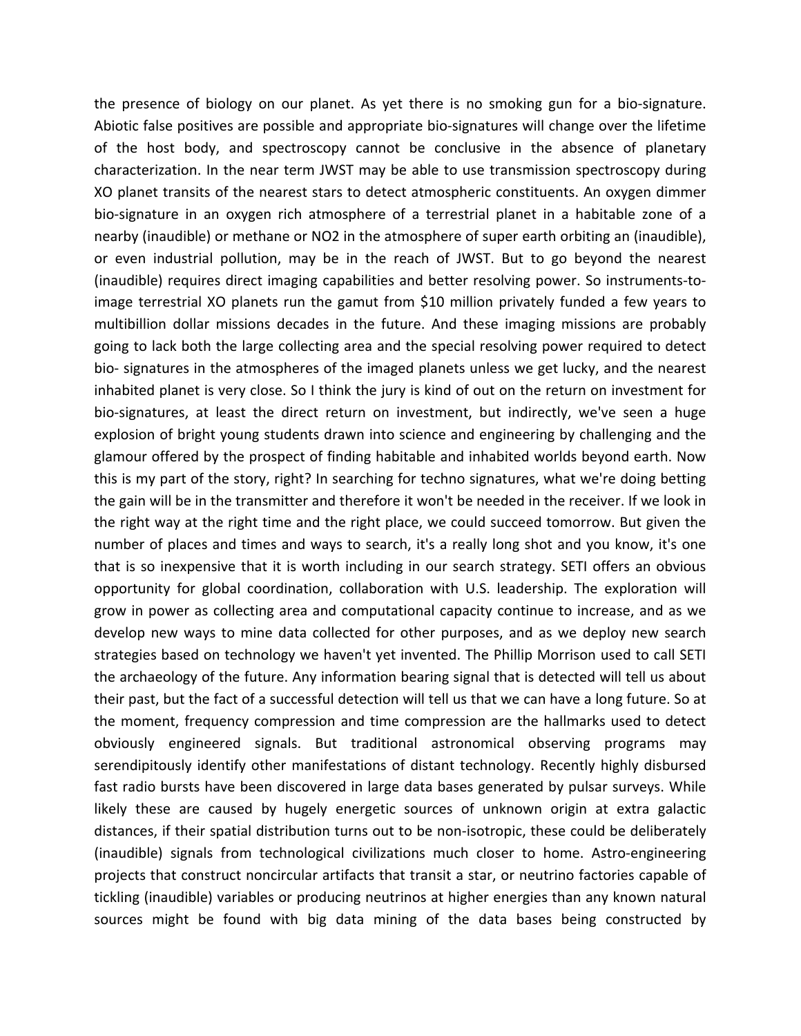the presence of biology on our planet. As yet there is no smoking gun for a bio-signature. Abiotic false positives are possible and appropriate bio-signatures will change over the lifetime of the host body, and spectroscopy cannot be conclusive in the absence of planetary characterization. In the near term JWST may be able to use transmission spectroscopy during XO planet transits of the nearest stars to detect atmospheric constituents. An oxygen dimmer bio-signature in an oxygen rich atmosphere of a terrestrial planet in a habitable zone of a nearby (inaudible) or methane or NO2 in the atmosphere of super earth orbiting an (inaudible), or even industrial pollution, may be in the reach of JWST. But to go beyond the nearest (inaudible) requires direct imaging capabilities and better resolving power. So instruments-to-image terrestrial XO planets run the gamut from $10 million privately funded a few years to multibillion dollar missions decades in the future. And these imaging missions are probably going to lack both the large collecting area and the special resolving power required to detect bio- signatures in the atmospheres of the imaged planets unless we get lucky, and the nearest inhabited planet is very close. So I think the jury is kind of out on the return on investment for bio-signatures, at least the direct return on investment, but indirectly, we've seen a huge explosion of bright young students drawn into science and engineering by challenging and the glamour offered by the prospect of finding habitable and inhabited worlds beyond earth. Now this is my part of the story, right? In searching for techno signatures, what we're doing betting the gain will be in the transmitter and therefore it won't be needed in the receiver. If we look in the right way at the right time and the right place, we could succeed tomorrow. But given the number of places and times and ways to search, it's a really long shot and you know, it's one that is so inexpensive that it is worth including in our search strategy. SETI offers an obvious opportunity for global coordination, collaboration with U.S. leadership. The exploration will grow in power as collecting area and computational capacity continue to increase, and as we develop new ways to mine data collected for other purposes, and as we deploy new search strategies based on technology we haven't yet invented. The Phillip Morrison used to call SETI the archaeology of the future. Any information bearing signal that is detected will tell us about their past, but the fact of a successful detection will tell us that we can have a long future. So at the moment, frequency compression and time compression are the hallmarks used to detect obviously engineered signals. But traditional astronomical observing programs may serendipitously identify other manifestations of distant technology. Recently highly disbursed fast radio bursts have been discovered in large data bases generated by pulsar surveys. While likely these are caused by hugely energetic sources of unknown origin at extra galactic distances, if their spatial distribution turns out to be non-isotropic, these could be deliberately (inaudible) signals from technological civilizations much closer to home. Astro-engineering projects that construct noncircular artifacts that transit a star, or neutrino factories capable of tickling (inaudible) variables or producing neutrinos at higher energies than any known natural sources might be found with big data mining of the data bases being constructed by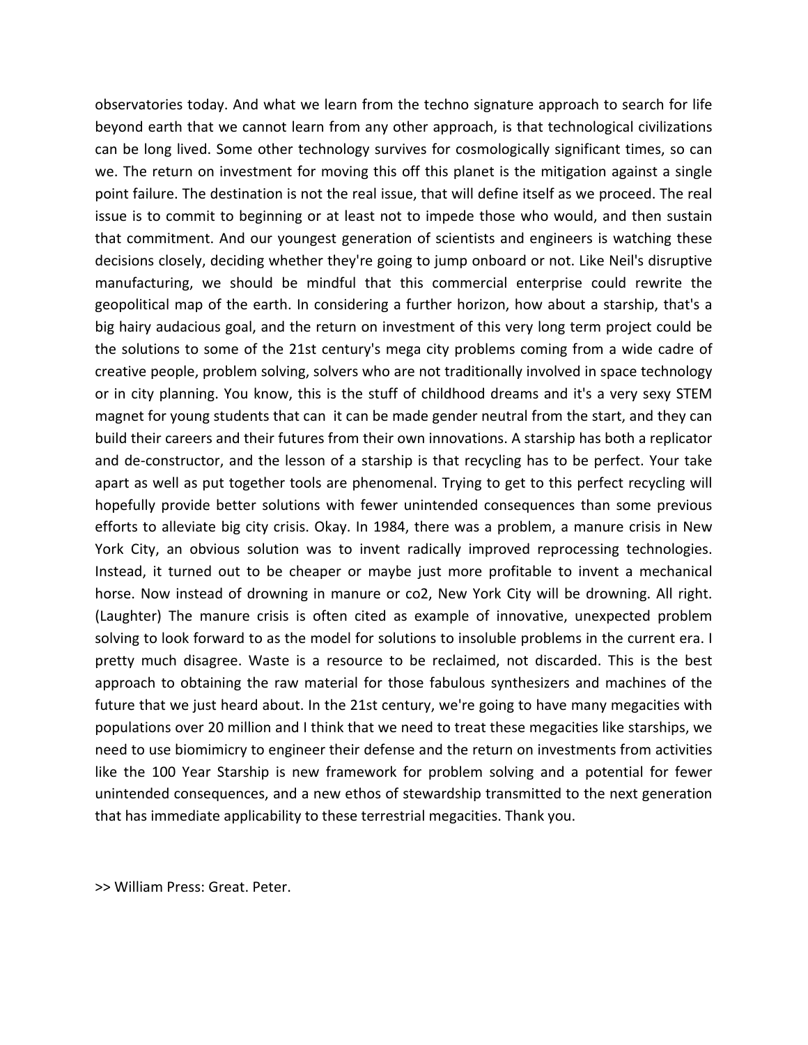observatories today. And what we learn from the techno signature approach to search for life beyond earth that we cannot learn from any other approach, is that technological civilizations can be long lived. Some other technology survives for cosmologically significant times, so can we. The return on investment for moving this off this planet is the mitigation against a single point failure. The destination is not the real issue, that will define itself as we proceed. The real issue is to commit to beginning or at least not to impede those who would, and then sustain that commitment. And our youngest generation of scientists and engineers is watching these decisions closely, deciding whether they're going to jump onboard or not. Like Neil's disruptive manufacturing, we should be mindful that this commercial enterprise could rewrite the geopolitical map of the earth. In considering a further horizon, how about a starship, that's a big hairy audacious goal, and the return on investment of this very long term project could be the solutions to some of the 21st century's mega city problems coming from a wide cadre of creative people, problem solving, solvers who are not traditionally involved in space technology or in city planning. You know, this is the stuff of childhood dreams and it's a very sexy STEM magnet for young students that can it can be made gender neutral from the start, and they can build their careers and their futures from their own innovations. A starship has both a replicator and de-constructor, and the lesson of a starship is that recycling has to be perfect. Your take apart as well as put together tools are phenomenal. Trying to get to this perfect recycling will hopefully provide better solutions with fewer unintended consequences than some previous efforts to alleviate big city crisis. Okay. In 1984, there was a problem, a manure crisis in New York City, an obvious solution was to invent radically improved reprocessing technologies. Instead, it turned out to be cheaper or maybe just more profitable to invent a mechanical horse. Now instead of drowning in manure or co2, New York City will be drowning. All right. (Laughter) The manure crisis is often cited as example of innovative, unexpected problem solving to look forward to as the model for solutions to insoluble problems in the current era. I pretty much disagree. Waste is a resource to be reclaimed, not discarded. This is the best approach to obtaining the raw material for those fabulous synthesizers and machines of the future that we just heard about. In the 21st century, we're going to have many megacities with populations over 20 million and I think that we need to treat these megacities like starships, we need to use biomimicry to engineer their defense and the return on investments from activities like the 100 Year Starship is new framework for problem solving and a potential for fewer unintended consequences, and a new ethos of stewardship transmitted to the next generation that has immediate applicability to these terrestrial megacities. Thank you.

>> William Press: Great. Peter.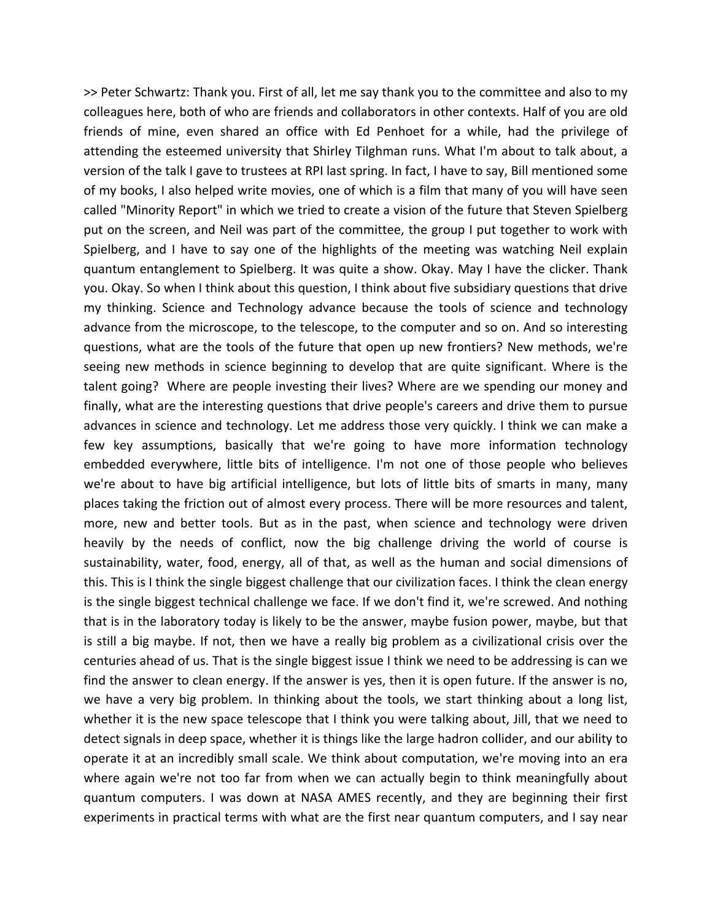>> Peter Schwartz: Thank you. First of all, let me say thank you to the committee and also to my colleagues here, both of who are friends and collaborators in other contexts. Half of you are old friends of mine, even shared an office with Ed Penhoet for a while, had the privilege of attending the esteemed university that Shirley Tilghman runs. What I'm about to talk about, a version of the talk I gave to trustees at RPI last spring. In fact, I have to say, Bill mentioned some of my books, I also helped write movies, one of which is a film that many of you will have seen called "Minority Report" in which we tried to create a vision of the future that Steven Spielberg put on the screen, and Neil was part of the committee, the group I put together to work with Spielberg, and I have to say one of the highlights of the meeting was watching Neil explain quantum entanglement to Spielberg. It was quite a show. Okay. May I have the clicker. Thank you. Okay. So when I think about this question, I think about five subsidiary questions that drive my thinking. Science and Technology advance because the tools of science and technology advance from the microscope, to the telescope, to the computer and so on. And so interesting questions, what are the tools of the future that open up new frontiers? New methods, we're seeing new methods in science beginning to develop that are quite significant. Where is the talent going? Where are people investing their lives? Where are we spending our money and finally, what are the interesting questions that drive people's careers and drive them to pursue advances in science and technology. Let me address those very quickly. I think we can make a few key assumptions, basically that we're going to have more information technology embedded everywhere, little bits of intelligence. I'm not one of those people who believes we're about to have big artificial intelligence, but lots of little bits of smarts in many, many places taking the friction out of almost every process. There will be more resources and talent, more, new and better tools. But as in the past, when science and technology were driven heavily by the needs of conflict, now the big challenge driving the world of course is sustainability, water, food, energy, all of that, as well as the human and social dimensions of this. This is I think the single biggest challenge that our civilization faces. I think the clean energy is the single biggest technical challenge we face. If we don't find it, we're screwed. And nothing that is in the laboratory today is likely to be the answer, maybe fusion power, maybe, but that is still a big maybe. If not, then we have a really big problem as a civilizational crisis over the centuries ahead of us. That is the single biggest issue I think we need to be addressing is can we find the answer to clean energy. If the answer is yes, then it is open future. If the answer is no, we have a very big problem. In thinking about the tools, we start thinking about a long list, whether it is the new space telescope that I think you were talking about, Jill, that we need to detect signals in deep space, whether it is things like the large hadron collider, and our ability to operate it at an incredibly small scale. We think about computation, we're moving into an era where again we're not too far from when we can actually begin to think meaningfully about quantum computers. I was down at NASA AMES recently, and they are beginning their first experiments in practical terms with what are the first near quantum computers, and I say near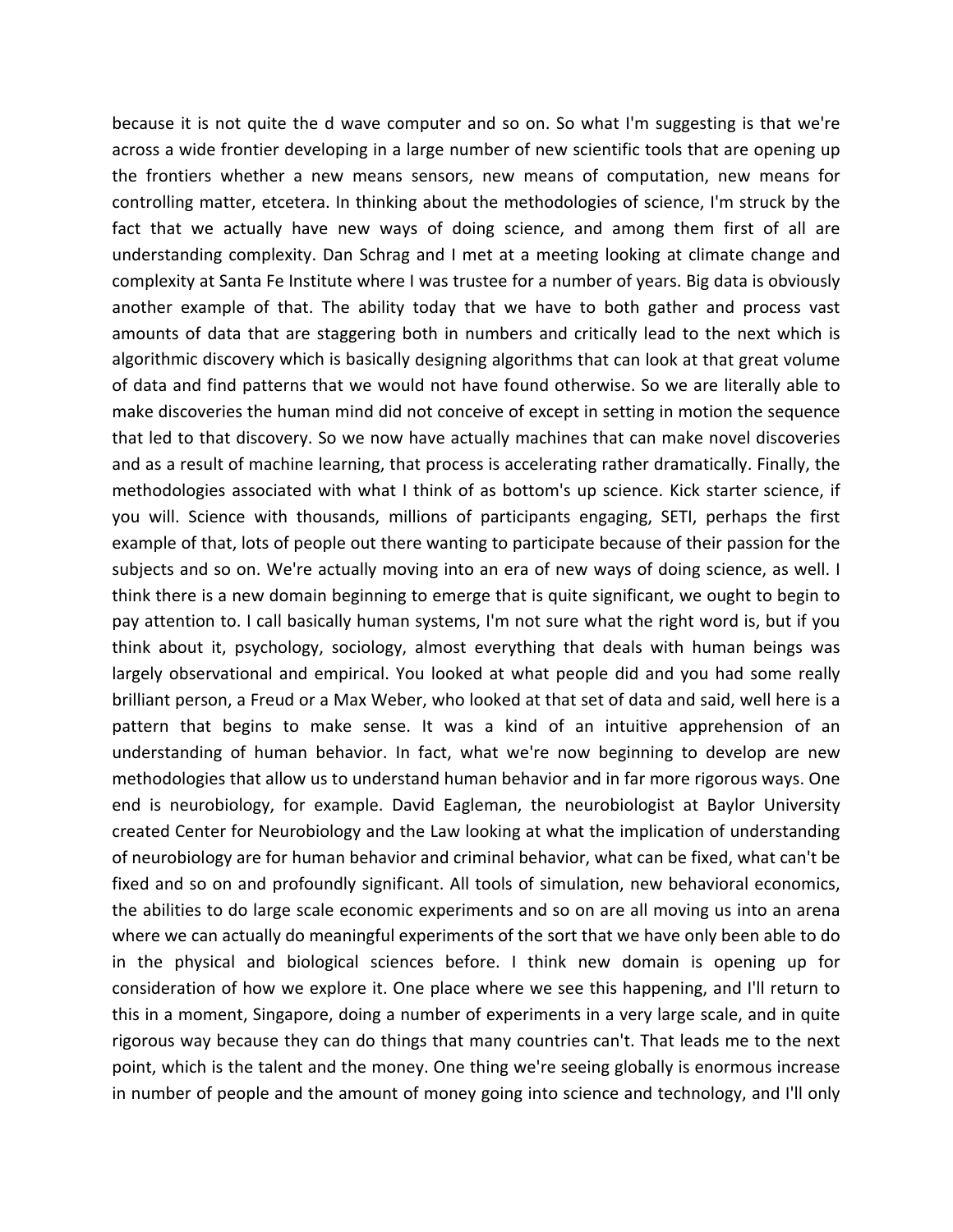because it is not quite the d wave computer and so on. So what I'm suggesting is that we're across a wide frontier developing in a large number of new scientific tools that are opening up the frontiers whether a new means sensors, new means of computation, new means for controlling matter, etcetera. In thinking about the methodologies of science, I'm struck by the fact that we actually have new ways of doing science, and among them first of all are understanding complexity. Dan Schrag and I met at a meeting looking at climate change and complexity at Santa Fe Institute where I was trustee for a number of years. Big data is obviously another example of that. The ability today that we have to both gather and process vast amounts of data that are staggering both in numbers and critically lead to the next which is algorithmic discovery which is basically designing algorithms that can look at that great volume of data and find patterns that we would not have found otherwise. So we are literally able to make discoveries the human mind did not conceive of except in setting in motion the sequence that led to that discovery. So we now have actually machines that can make novel discoveries and as a result of machine learning, that process is accelerating rather dramatically. Finally, the methodologies associated with what I think of as bottom's up science. Kick starter science, if you will. Science with thousands, millions of participants engaging, SETI, perhaps the first example of that, lots of people out there wanting to participate because of their passion for the subjects and so on. We're actually moving into an era of new ways of doing science, as well. I think there is a new domain beginning to emerge that is quite significant, we ought to begin to pay attention to. I call basically human systems, I'm not sure what the right word is, but if you think about it, psychology, sociology, almost everything that deals with human beings was largely observational and empirical. You looked at what people did and you had some really brilliant person, a Freud or a Max Weber, who looked at that set of data and said, well here is a pattern that begins to make sense. It was a kind of an intuitive apprehension of an understanding of human behavior. In fact, what we're now beginning to develop are new methodologies that allow us to understand human behavior and in far more rigorous ways. One end is neurobiology, for example. David Eagleman, the neurobiologist at Baylor University created Center for Neurobiology and the Law looking at what the implication of understanding of neurobiology are for human behavior and criminal behavior, what can be fixed, what can't be fixed and so on and profoundly significant. All tools of simulation, new behavioral economics, the abilities to do large scale economic experiments and so on are all moving us into an arena where we can actually do meaningful experiments of the sort that we have only been able to do in the physical and biological sciences before. I think new domain is opening up for consideration of how we explore it. One place where we see this happening, and I'll return to this in a moment, Singapore, doing a number of experiments in a very large scale, and in quite rigorous way because they can do things that many countries can't. That leads me to the next point, which is the talent and the money. One thing we're seeing globally is enormous increase in number of people and the amount of money going into science and technology, and I'll only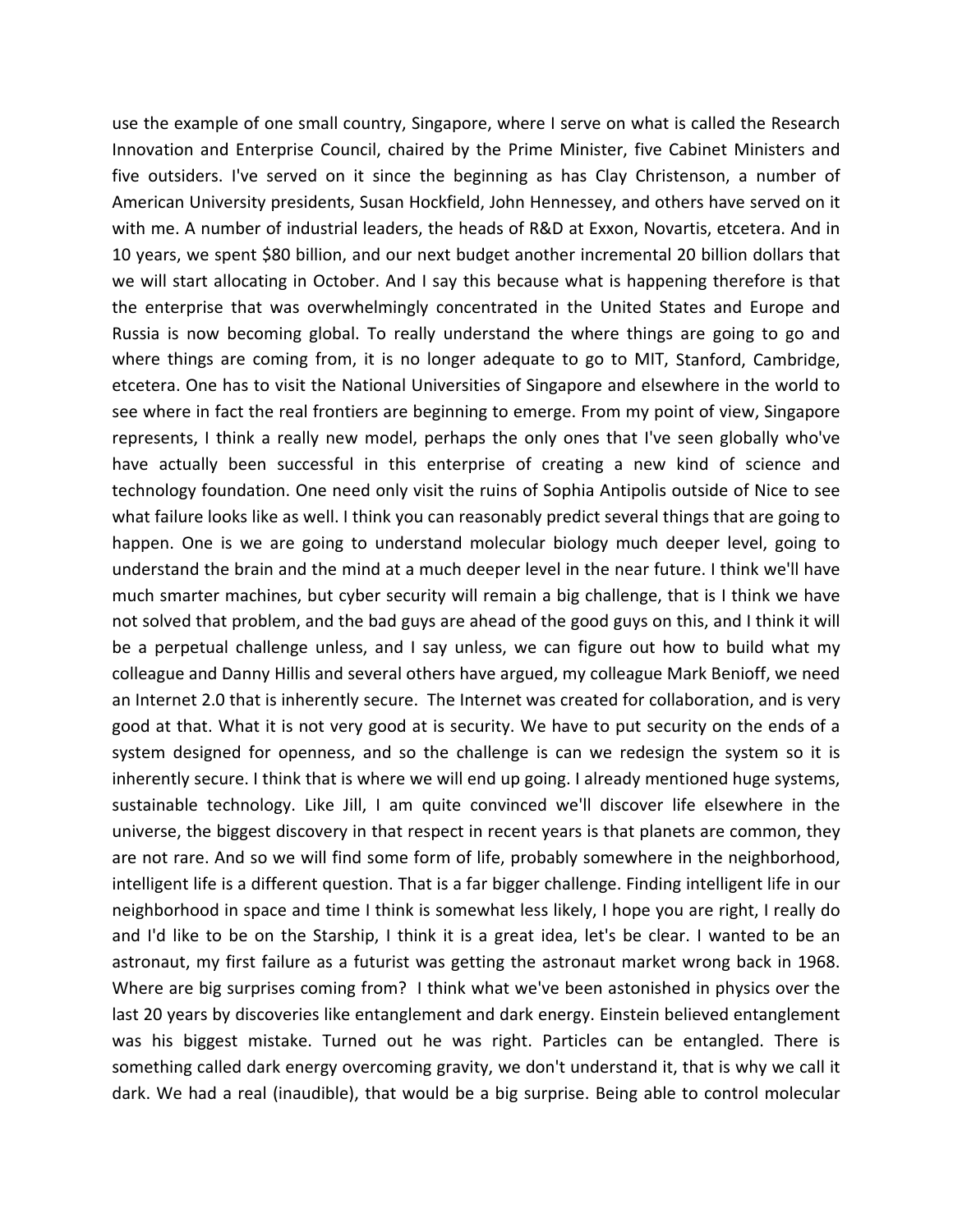use the example of one small country, Singapore, where I serve on what is called the Research Innovation and Enterprise Council, chaired by the Prime Minister, five Cabinet Ministers and five outsiders. I've served on it since the beginning as has Clay Christenson, a number of American University presidents, Susan Hockfield, John Hennessey, and others have served on it with me. A number of industrial leaders, the heads of R&D at Exxon, Novartis, etcetera. And in 10 years, we spent $80 billion, and our next budget another incremental 20 billion dollars that we will start allocating in October. And I say this because what is happening therefore is that the enterprise that was overwhelmingly concentrated in the United States and Europe and Russia is now becoming global. To really understand the where things are going to go and where things are coming from, it is no longer adequate to go to MIT, Stanford, Cambridge, etcetera. One has to visit the National Universities of Singapore and elsewhere in the world to see where in fact the real frontiers are beginning to emerge. From my point of view, Singapore represents, I think a really new model, perhaps the only ones that I've seen globally who've have actually been successful in this enterprise of creating a new kind of science and technology foundation. One need only visit the ruins of Sophia Antipolis outside of Nice to see what failure looks like as well. I think you can reasonably predict several things that are going to happen. One is we are going to understand molecular biology much deeper level, going to understand the brain and the mind at a much deeper level in the near future. I think we'll have much smarter machines, but cyber security will remain a big challenge, that is I think we have not solved that problem, and the bad guys are ahead of the good guys on this, and I think it will be a perpetual challenge unless, and I say unless, we can figure out how to build what my colleague and Danny Hillis and several others have argued, my colleague Mark Benioff, we need an Internet 2.0 that is inherently secure. The Internet was created for collaboration, and is very good at that. What it is not very good at is security. We have to put security on the ends of a system designed for openness, and so the challenge is can we redesign the system so it is inherently secure. I think that is where we will end up going. I already mentioned huge systems, sustainable technology. Like Jill, I am quite convinced we'll discover life elsewhere in the universe, the biggest discovery in that respect in recent years is that planets are common, they are not rare. And so we will find some form of life, probably somewhere in the neighborhood, intelligent life is a different question. That is a far bigger challenge. Finding intelligent life in our neighborhood in space and time I think is somewhat less likely, I hope you are right, I really do and I'd like to be on the Starship, I think it is a great idea, let's be clear. I wanted to be an astronaut, my first failure as a futurist was getting the astronaut market wrong back in 1968. Where are big surprises coming from? I think what we've been astonished in physics over the last 20 years by discoveries like entanglement and dark energy. Einstein believed entanglement was his biggest mistake. Turned out he was right. Particles can be entangled. There is something called dark energy overcoming gravity, we don't understand it, that is why we call it dark. We had a real (inaudible), that would be a big surprise. Being able to control molecular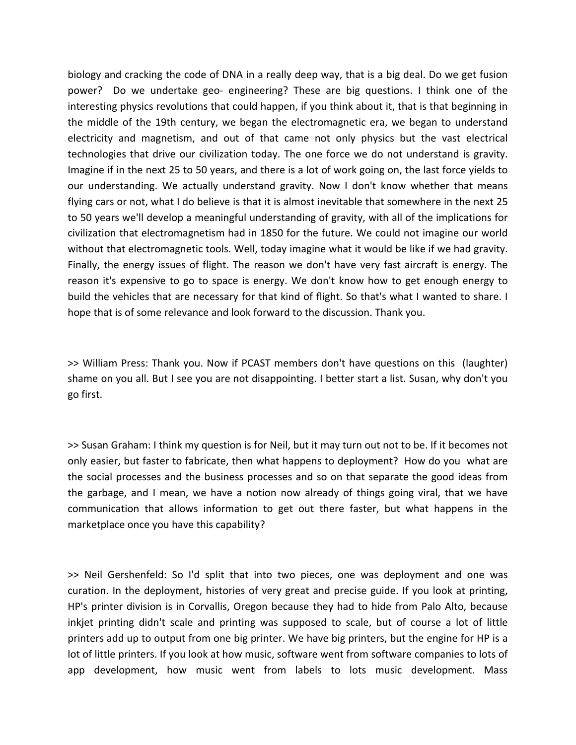biology and cracking the code of DNA in a really deep way, that is a big deal. Do we get fusion power? Do we undertake geo- engineering? These are big questions. I think one of the interesting physics revolutions that could happen, if you think about it, that is that beginning in the middle of the 19th century, we began the electromagnetic era, we began to understand electricity and magnetism, and out of that came not only physics but the vast electrical technologies that drive our civilization today. The one force we do not understand is gravity. Imagine if in the next 25 to 50 years, and there is a lot of work going on, the last force yields to our understanding. We actually understand gravity. Now I don't know whether that means flying cars or not, what I do believe is that it is almost inevitable that somewhere in the next 25 to 50 years we'll develop a meaningful understanding of gravity, with all of the implications for civilization that electromagnetism had in 1850 for the future. We could not imagine our world without that electromagnetic tools. Well, today imagine what it would be like if we had gravity. Finally, the energy issues of flight. The reason we don't have very fast aircraft is energy. The reason it's expensive to go to space is energy. We don't know how to get enough energy to build the vehicles that are necessary for that kind of flight. So that's what I wanted to share. I hope that is of some relevance and look forward to the discussion. Thank you.

>> William Press: Thank you. Now if PCAST members don't have questions on this (laughter) shame on you all. But I see you are not disappointing. I better start a list. Susan, why don't you go first.

>> Susan Graham: I think my question is for Neil, but it may turn out not to be. If it becomes not only easier, but faster to fabricate, then what happens to deployment? How do you what are the social processes and the business processes and so on that separate the good ideas from the garbage, and I mean, we have a notion now already of things going viral, that we have communication that allows information to get out there faster, but what happens in the marketplace once you have this capability?

>> Neil Gershenfeld: So I'd split that into two pieces, one was deployment and one was curation. In the deployment, histories of very great and precise guide. If you look at printing, HP's printer division is in Corvallis, Oregon because they had to hide from Palo Alto, because inkjet printing didn't scale and printing was supposed to scale, but of course a lot of little printers add up to output from one big printer. We have big printers, but the engine for HP is a lot of little printers. If you look at how music, software went from software companies to lots of app development, how music went from labels to lots music development. Mass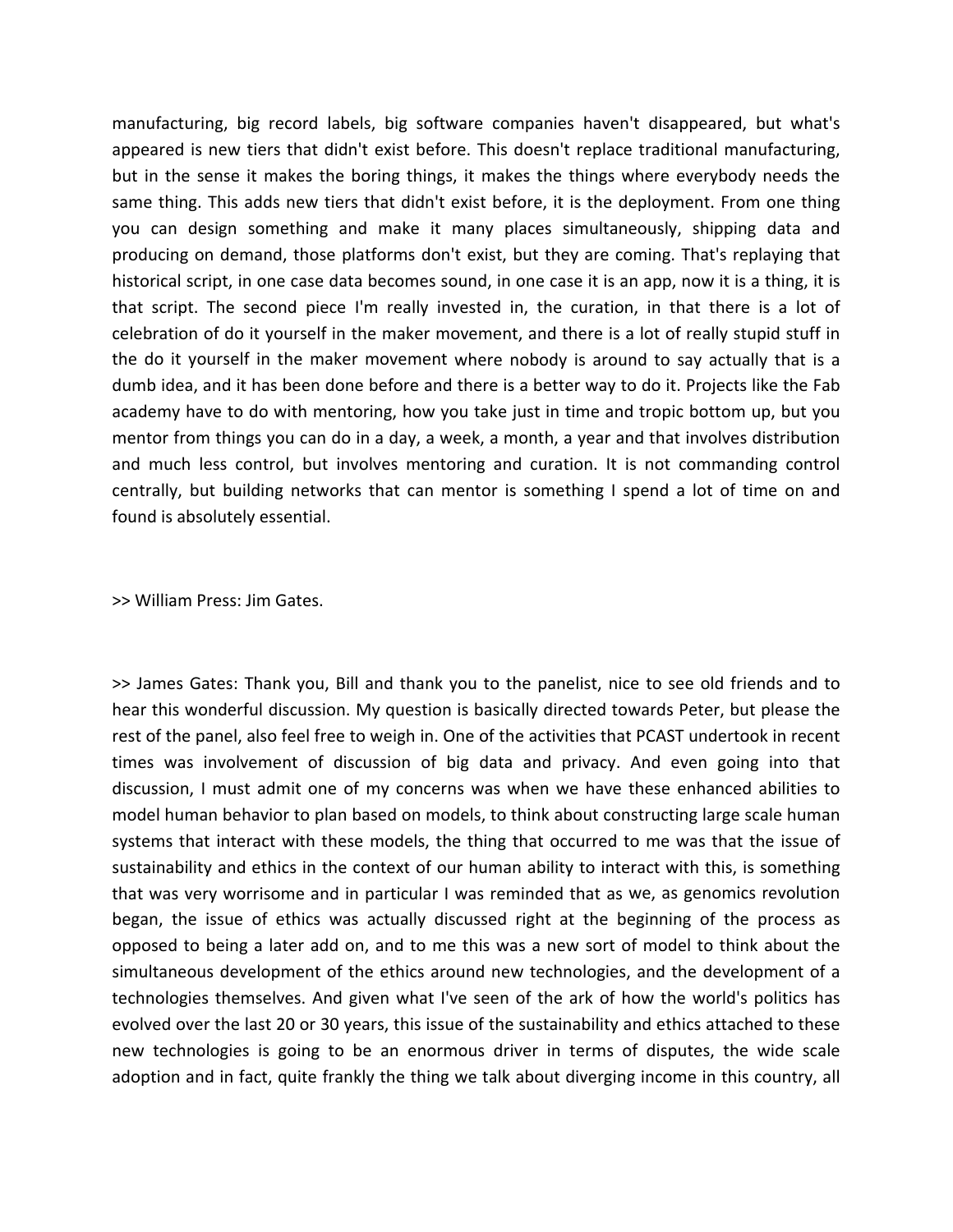manufacturing, big record labels, big software companies haven't disappeared, but what's appeared is new tiers that didn't exist before. This doesn't replace traditional manufacturing, but in the sense it makes the boring things, it makes the things where everybody needs the same thing. This adds new tiers that didn't exist before, it is the deployment. From one thing you can design something and make it many places simultaneously, shipping data and producing on demand, those platforms don't exist, but they are coming. That's replaying that historical script, in one case data becomes sound, in one case it is an app, now it is a thing, it is that script. The second piece I'm really invested in, the curation, in that there is a lot of celebration of do it yourself in the maker movement, and there is a lot of really stupid stuff in the do it yourself in the maker movement where nobody is around to say actually that is a dumb idea, and it has been done before and there is a better way to do it. Projects like the Fab academy have to do with mentoring, how you take just in time and tropic bottom up, but you mentor from things you can do in a day, a week, a month, a year and that involves distribution and much less control, but involves mentoring and curation. It is not commanding control centrally, but building networks that can mentor is something I spend a lot of time on and found is absolutely essential.

>> William Press: Jim Gates.

>> James Gates: Thank you, Bill and thank you to the panelist, nice to see old friends and to hear this wonderful discussion. My question is basically directed towards Peter, but please the rest of the panel, also feel free to weigh in. One of the activities that PCAST undertook in recent times was involvement of discussion of big data and privacy. And even going into that discussion, I must admit one of my concerns was when we have these enhanced abilities to model human behavior to plan based on models, to think about constructing large scale human systems that interact with these models, the thing that occurred to me was that the issue of sustainability and ethics in the context of our human ability to interact with this, is something that was very worrisome and in particular I was reminded that as we, as genomics revolution began, the issue of ethics was actually discussed right at the beginning of the process as opposed to being a later add on, and to me this was a new sort of model to think about the simultaneous development of the ethics around new technologies, and the development of a technologies themselves. And given what I've seen of the ark of how the world's politics has evolved over the last 20 or 30 years, this issue of the sustainability and ethics attached to these new technologies is going to be an enormous driver in terms of disputes, the wide scale adoption and in fact, quite frankly the thing we talk about diverging income in this country, all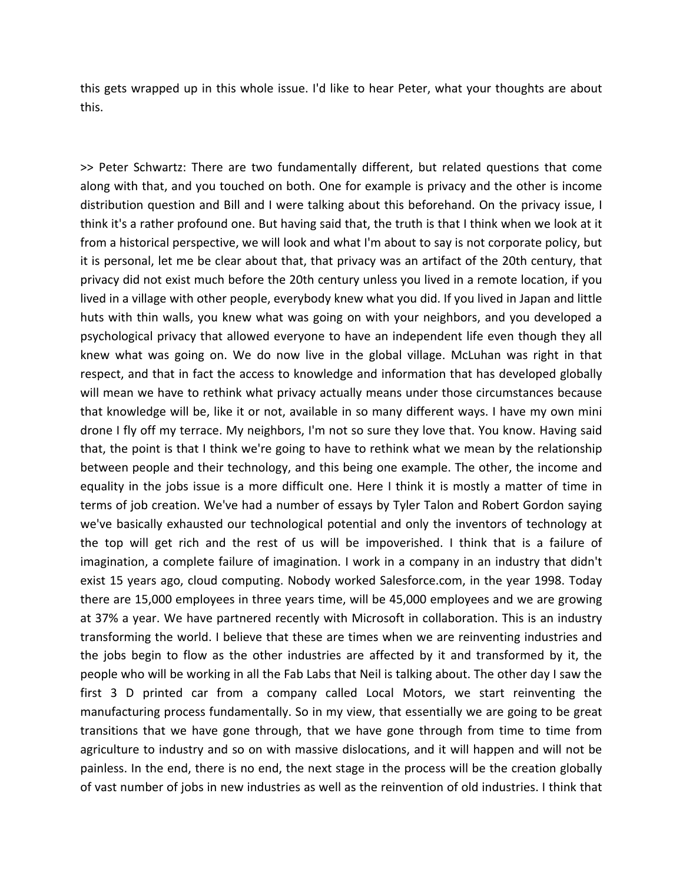this gets wrapped up in this whole issue. I'd like to hear Peter, what your thoughts are about this.

>> Peter Schwartz: There are two fundamentally different, but related questions that come along with that, and you touched on both. One for example is privacy and the other is income distribution question and Bill and I were talking about this beforehand. On the privacy issue, I think it's a rather profound one. But having said that, the truth is that I think when we look at it from a historical perspective, we will look and what I'm about to say is not corporate policy, but it is personal, let me be clear about that, that privacy was an artifact of the 20th century, that privacy did not exist much before the 20th century unless you lived in a remote location, if you lived in a village with other people, everybody knew what you did. If you lived in Japan and little huts with thin walls, you knew what was going on with your neighbors, and you developed a psychological privacy that allowed everyone to have an independent life even though they all knew what was going on. We do now live in the global village. McLuhan was right in that respect, and that in fact the access to knowledge and information that has developed globally will mean we have to rethink what privacy actually means under those circumstances because that knowledge will be, like it or not, available in so many different ways. I have my own mini drone I fly off my terrace. My neighbors, I'm not so sure they love that. You know. Having said that, the point is that I think we're going to have to rethink what we mean by the relationship between people and their technology, and this being one example. The other, the income and equality in the jobs issue is a more difficult one. Here I think it is mostly a matter of time in terms of job creation. We've had a number of essays by Tyler Talon and Robert Gordon saying we've basically exhausted our technological potential and only the inventors of technology at the top will get rich and the rest of us will be impoverished. I think that is a failure of imagination, a complete failure of imagination. I work in a company in an industry that didn't exist 15 years ago, cloud computing. Nobody worked Salesforce.com, in the year 1998. Today there are 15,000 employees in three years time, will be 45,000 employees and we are growing at 37% a year. We have partnered recently with Microsoft in collaboration. This is an industry transforming the world. I believe that these are times when we are reinventing industries and the jobs begin to flow as the other industries are affected by it and transformed by it, the people who will be working in all the Fab Labs that Neil is talking about. The other day I saw the first 3 D printed car from a company called Local Motors, we start reinventing the manufacturing process fundamentally. So in my view, that essentially we are going to be great transitions that we have gone through, that we have gone through from time to time from agriculture to industry and so on with massive dislocations, and it will happen and will not be painless. In the end, there is no end, the next stage in the process will be the creation globally of vast number of jobs in new industries as well as the reinvention of old industries. I think that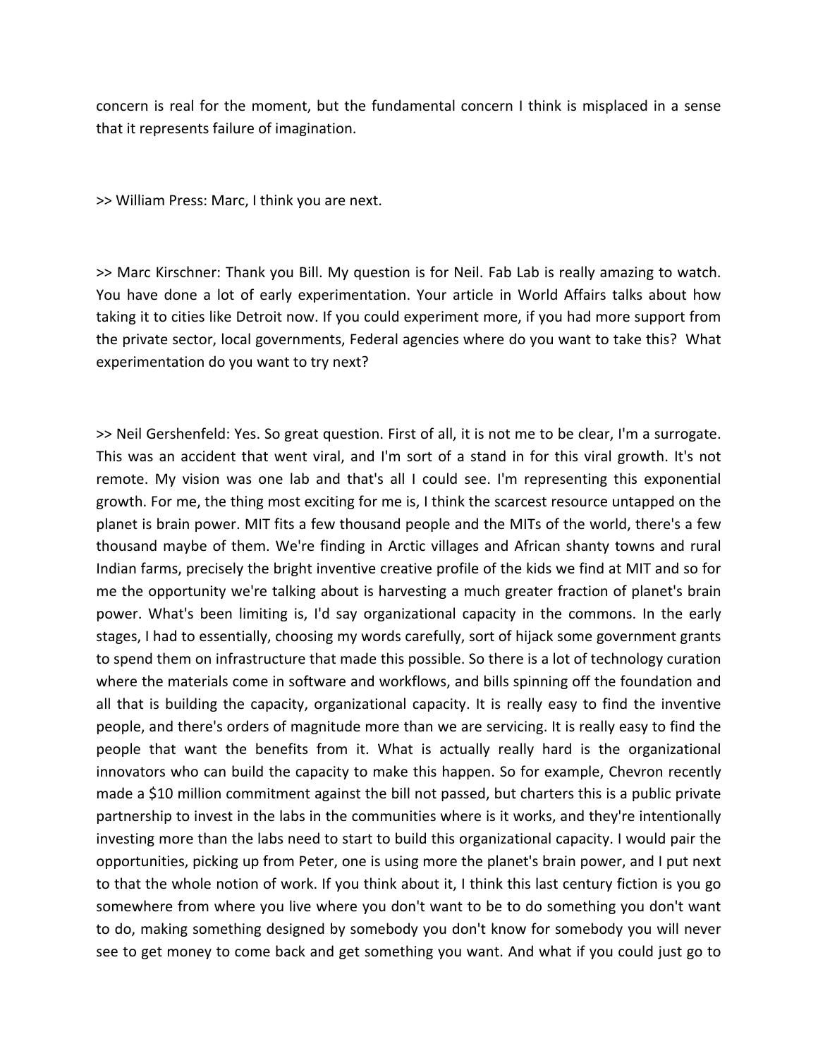concern is real for the moment, but the fundamental concern I think is misplaced in a sense that it represents failure of imagination.

>> William Press: Marc, I think you are next.

>> Marc Kirschner: Thank you Bill. My question is for Neil. Fab Lab is really amazing to watch. You have done a lot of early experimentation. Your article in World Affairs talks about how taking it to cities like Detroit now. If you could experiment more, if you had more support from the private sector, local governments, Federal agencies where do you want to take this? What experimentation do you want to try next?

>> Neil Gershenfeld: Yes. So great question. First of all, it is not me to be clear, I'm a surrogate. This was an accident that went viral, and I'm sort of a stand in for this viral growth. It's not remote. My vision was one lab and that's all I could see. I'm representing this exponential growth. For me, the thing most exciting for me is, I think the scarcest resource untapped on the planet is brain power. MIT fits a few thousand people and the MITs of the world, there's a few thousand maybe of them. We're finding in Arctic villages and African shanty towns and rural Indian farms, precisely the bright inventive creative profile of the kids we find at MIT and so for me the opportunity we're talking about is harvesting a much greater fraction of planet's brain power. What's been limiting is, I'd say organizational capacity in the commons. In the early stages, I had to essentially, choosing my words carefully, sort of hijack some government grants to spend them on infrastructure that made this possible. So there is a lot of technology curation where the materials come in software and workflows, and bills spinning off the foundation and all that is building the capacity, organizational capacity. It is really easy to find the inventive people, and there's orders of magnitude more than we are servicing. It is really easy to find the people that want the benefits from it. What is actually really hard is the organizational innovators who can build the capacity to make this happen. So for example, Chevron recently made a $10 million commitment against the bill not passed, but charters this is a public private partnership to invest in the labs in the communities where is it works, and they're intentionally investing more than the labs need to start to build this organizational capacity. I would pair the opportunities, picking up from Peter, one is using more the planet's brain power, and I put next to that the whole notion of work. If you think about it, I think this last century fiction is you go somewhere from where you live where you don't want to be to do something you don't want to do, making something designed by somebody you don't know for somebody you will never see to get money to come back and get something you want. And what if you could just go to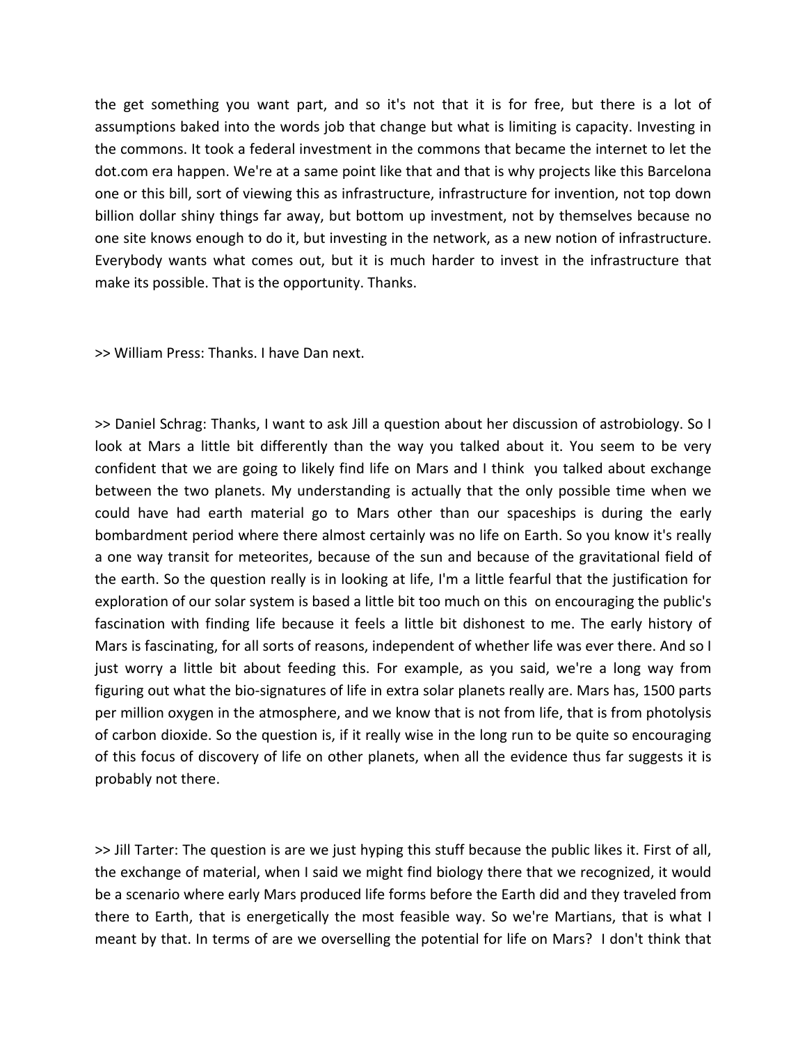the get something you want part, and so it's not that it is for free, but there is a lot of assumptions baked into the words job that change but what is limiting is capacity. Investing in the commons. It took a federal investment in the commons that became the internet to let the dot.com era happen. We're at a same point like that and that is why projects like this Barcelona one or this bill, sort of viewing this as infrastructure, infrastructure for invention, not top down billion dollar shiny things far away, but bottom up investment, not by themselves because no one site knows enough to do it, but investing in the network, as a new notion of infrastructure. Everybody wants what comes out, but it is much harder to invest in the infrastructure that make its possible. That is the opportunity. Thanks.

>> William Press: Thanks. I have Dan next.

>> Daniel Schrag: Thanks, I want to ask Jill a question about her discussion of astrobiology. So I look at Mars a little bit differently than the way you talked about it. You seem to be very confident that we are going to likely find life on Mars and I think you talked about exchange between the two planets. My understanding is actually that the only possible time when we could have had earth material go to Mars other than our spaceships is during the early bombardment period where there almost certainly was no life on Earth. So you know it's really a one way transit for meteorites, because of the sun and because of the gravitational field of the earth. So the question really is in looking at life, I'm a little fearful that the justification for exploration of our solar system is based a little bit too much on this on encouraging the public's fascination with finding life because it feels a little bit dishonest to me. The early history of Mars is fascinating, for all sorts of reasons, independent of whether life was ever there. And so I just worry a little bit about feeding this. For example, as you said, we're a long way from figuring out what the bio-signatures of life in extra solar planets really are. Mars has, 1500 parts per million oxygen in the atmosphere, and we know that is not from life, that is from photolysis of carbon dioxide. So the question is, if it really wise in the long run to be quite so encouraging of this focus of discovery of life on other planets, when all the evidence thus far suggests it is probably not there.

>> Jill Tarter: The question is are we just hyping this stuff because the public likes it. First of all, the exchange of material, when I said we might find biology there that we recognized, it would be a scenario where early Mars produced life forms before the Earth did and they traveled from there to Earth, that is energetically the most feasible way. So we're Martians, that is what I meant by that. In terms of are we overselling the potential for life on Mars? I don't think that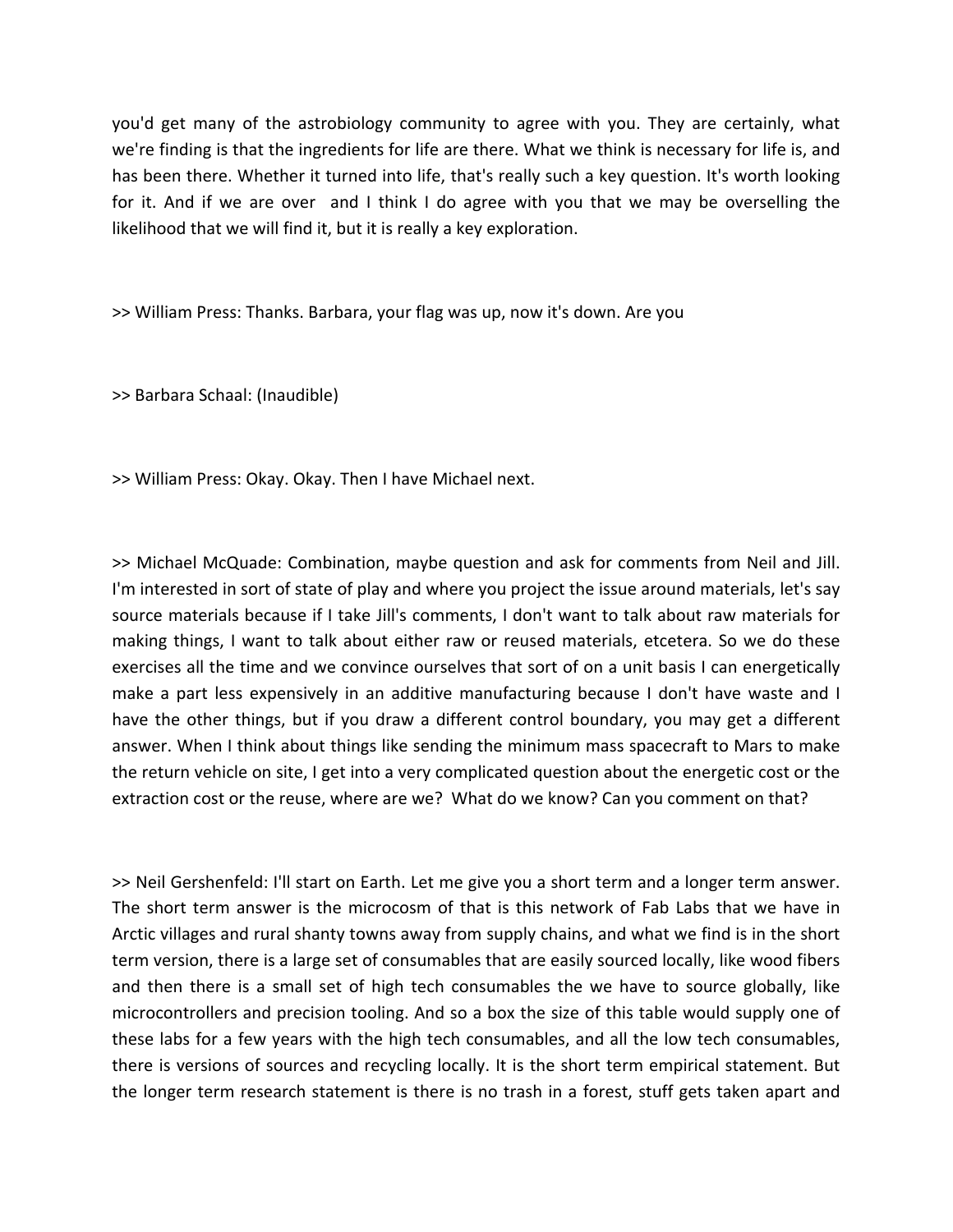you'd get many of the astrobiology community to agree with you. They are certainly, what we're finding is that the ingredients for life are there. What we think is necessary for life is, and has been there. Whether it turned into life, that's really such a key question. It's worth looking for it. And if we are over  and I think I do agree with you that we may be overselling the likelihood that we will find it, but it is really a key exploration.

>> William Press: Thanks. Barbara, your flag was up, now it's down. Are you

>> Barbara Schaal: (Inaudible)

>> William Press: Okay. Okay. Then I have Michael next.

>> Michael McQuade: Combination, maybe question and ask for comments from Neil and Jill. I'm interested in sort of state of play and where you project the issue around materials, let's say source materials because if I take Jill's comments, I don't want to talk about raw materials for making things, I want to talk about either raw or reused materials, etcetera. So we do these exercises all the time and we convince ourselves that sort of on a unit basis I can energetically make a part less expensively in an additive manufacturing because I don't have waste and I have the other things, but if you draw a different control boundary, you may get a different answer. When I think about things like sending the minimum mass spacecraft to Mars to make the return vehicle on site, I get into a very complicated question about the energetic cost or the extraction cost or the reuse, where are we?  What do we know? Can you comment on that?

>> Neil Gershenfeld: I'll start on Earth. Let me give you a short term and a longer term answer. The short term answer is the microcosm of that is this network of Fab Labs that we have in Arctic villages and rural shanty towns away from supply chains, and what we find is in the short term version, there is a large set of consumables that are easily sourced locally, like wood fibers and then there is a small set of high tech consumables the we have to source globally, like microcontrollers and precision tooling. And so a box the size of this table would supply one of these labs for a few years with the high tech consumables, and all the low tech consumables, there is versions of sources and recycling locally. It is the short term empirical statement. But the longer term research statement is there is no trash in a forest, stuff gets taken apart and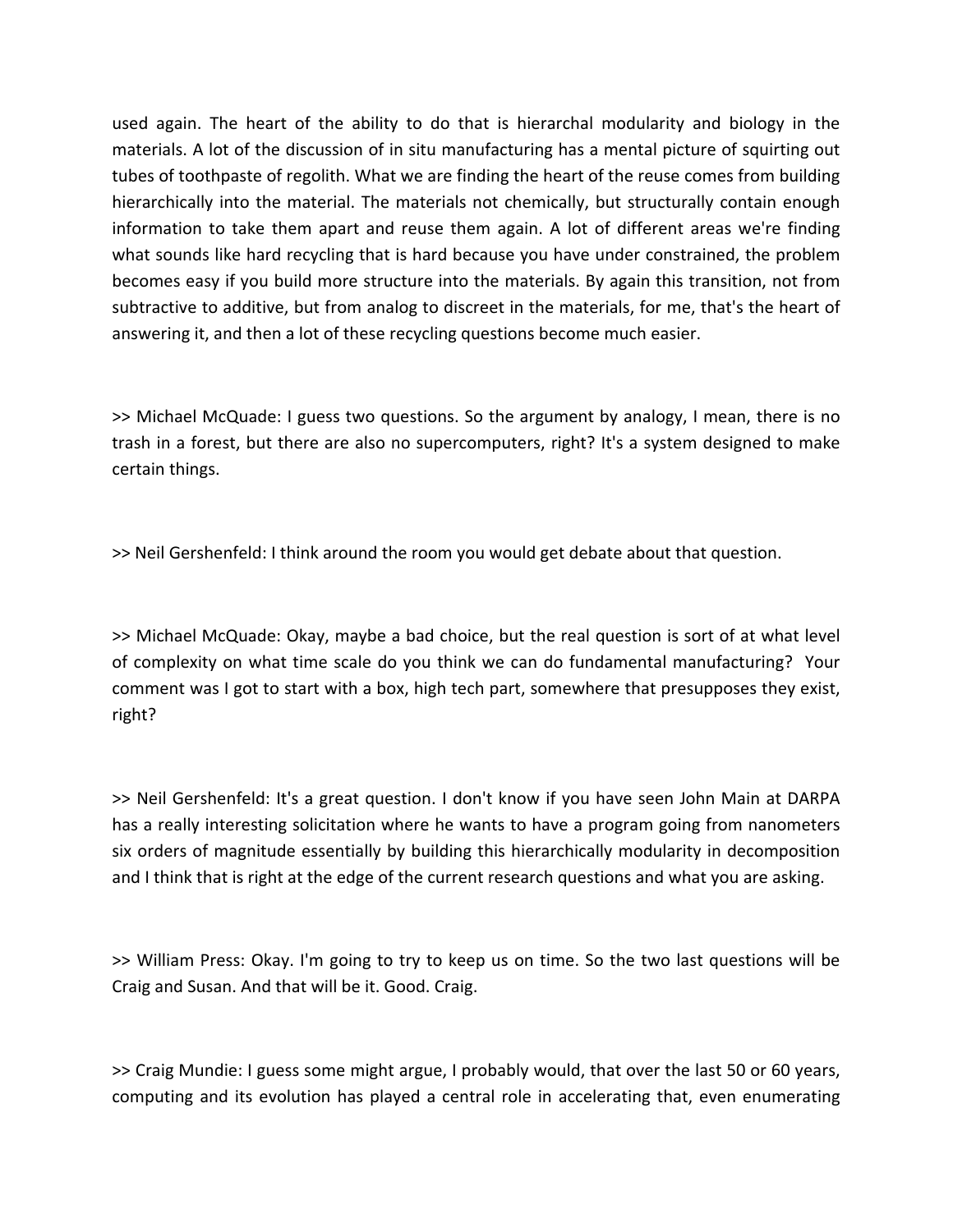used again. The heart of the ability to do that is hierarchal modularity and biology in the materials. A lot of the discussion of in situ manufacturing has a mental picture of squirting out tubes of toothpaste of regolith. What we are finding the heart of the reuse comes from building hierarchically into the material. The materials not chemically, but structurally contain enough information to take them apart and reuse them again. A lot of different areas we're finding what sounds like hard recycling that is hard because you have under constrained, the problem becomes easy if you build more structure into the materials. By again this transition, not from subtractive to additive, but from analog to discreet in the materials, for me, that's the heart of answering it, and then a lot of these recycling questions become much easier.

>> Michael McQuade: I guess two questions. So the argument by analogy, I mean, there is no trash in a forest, but there are also no supercomputers, right? It's a system designed to make certain things.

>> Neil Gershenfeld: I think around the room you would get debate about that question.

>> Michael McQuade: Okay, maybe a bad choice, but the real question is sort of at what level of complexity on what time scale do you think we can do fundamental manufacturing? Your comment was I got to start with a box, high tech part, somewhere that presupposes they exist, right?

>> Neil Gershenfeld: It's a great question. I don't know if you have seen John Main at DARPA has a really interesting solicitation where he wants to have a program going from nanometers six orders of magnitude essentially by building this hierarchically modularity in decomposition and I think that is right at the edge of the current research questions and what you are asking.

>> William Press: Okay. I'm going to try to keep us on time. So the two last questions will be Craig and Susan. And that will be it. Good. Craig.

>> Craig Mundie: I guess some might argue, I probably would, that over the last 50 or 60 years, computing and its evolution has played a central role in accelerating that, even enumerating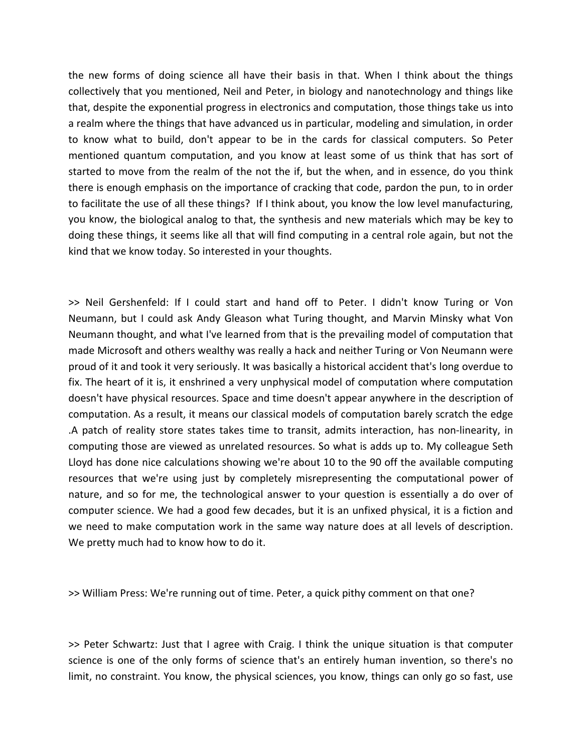the new forms of doing science all have their basis in that. When I think about the things collectively that you mentioned, Neil and Peter, in biology and nanotechnology and things like that, despite the exponential progress in electronics and computation, those things take us into a realm where the things that have advanced us in particular, modeling and simulation, in order to know what to build, don't appear to be in the cards for classical computers. So Peter mentioned quantum computation, and you know at least some of us think that has sort of started to move from the realm of the not the if, but the when, and in essence, do you think there is enough emphasis on the importance of cracking that code, pardon the pun, to in order to facilitate the use of all these things? If I think about, you know the low level manufacturing, you know, the biological analog to that, the synthesis and new materials which may be key to doing these things, it seems like all that will find computing in a central role again, but not the kind that we know today. So interested in your thoughts.

>> Neil Gershenfeld: If I could start and hand off to Peter. I didn't know Turing or Von Neumann, but I could ask Andy Gleason what Turing thought, and Marvin Minsky what Von Neumann thought, and what I've learned from that is the prevailing model of computation that made Microsoft and others wealthy was really a hack and neither Turing or Von Neumann were proud of it and took it very seriously. It was basically a historical accident that's long overdue to fix. The heart of it is, it enshrined a very unphysical model of computation where computation doesn't have physical resources. Space and time doesn't appear anywhere in the description of computation. As a result, it means our classical models of computation barely scratch the edge .A patch of reality store states takes time to transit, admits interaction, has non-linearity, in computing those are viewed as unrelated resources. So what is adds up to. My colleague Seth Lloyd has done nice calculations showing we're about 10 to the 90 off the available computing resources that we're using just by completely misrepresenting the computational power of nature, and so for me, the technological answer to your question is essentially a do over of computer science. We had a good few decades, but it is an unfixed physical, it is a fiction and we need to make computation work in the same way nature does at all levels of description. We pretty much had to know how to do it.

>> William Press: We're running out of time. Peter, a quick pithy comment on that one?

>> Peter Schwartz: Just that I agree with Craig. I think the unique situation is that computer science is one of the only forms of science that's an entirely human invention, so there's no limit, no constraint. You know, the physical sciences, you know, things can only go so fast, use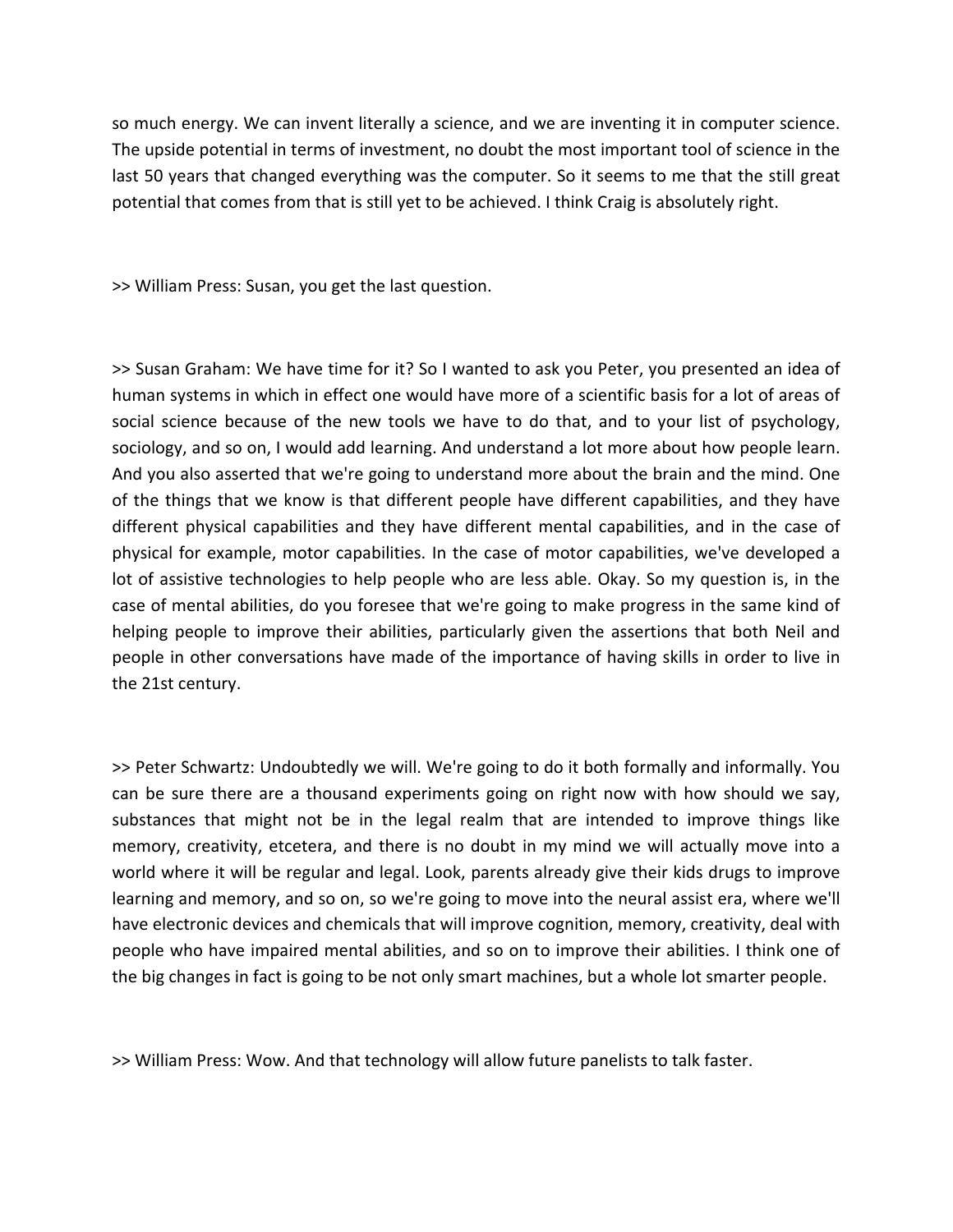so much energy. We can invent literally a science, and we are inventing it in computer science. The upside potential in terms of investment, no doubt the most important tool of science in the last 50 years that changed everything was the computer. So it seems to me that the still great potential that comes from that is still yet to be achieved. I think Craig is absolutely right.

>> William Press: Susan, you get the last question.

>> Susan Graham: We have time for it? So I wanted to ask you Peter, you presented an idea of human systems in which in effect one would have more of a scientific basis for a lot of areas of social science because of the new tools we have to do that, and to your list of psychology, sociology, and so on, I would add learning. And understand a lot more about how people learn. And you also asserted that we're going to understand more about the brain and the mind. One of the things that we know is that different people have different capabilities, and they have different physical capabilities and they have different mental capabilities, and in the case of physical for example, motor capabilities. In the case of motor capabilities, we've developed a lot of assistive technologies to help people who are less able. Okay. So my question is, in the case of mental abilities, do you foresee that we're going to make progress in the same kind of helping people to improve their abilities, particularly given the assertions that both Neil and people in other conversations have made of the importance of having skills in order to live in the 21st century.

>> Peter Schwartz: Undoubtedly we will. We're going to do it both formally and informally. You can be sure there are a thousand experiments going on right now with how should we say, substances that might not be in the legal realm that are intended to improve things like memory, creativity, etcetera, and there is no doubt in my mind we will actually move into a world where it will be regular and legal. Look, parents already give their kids drugs to improve learning and memory, and so on, so we're going to move into the neural assist era, where we'll have electronic devices and chemicals that will improve cognition, memory, creativity, deal with people who have impaired mental abilities, and so on to improve their abilities. I think one of the big changes in fact is going to be not only smart machines, but a whole lot smarter people.

>> William Press: Wow. And that technology will allow future panelists to talk faster.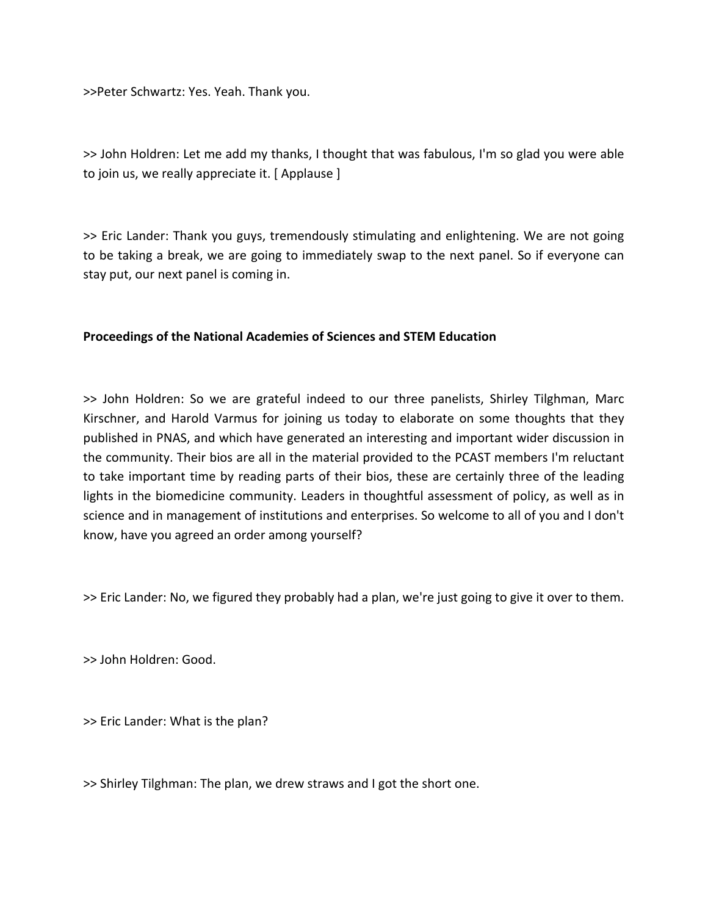>>Peter Schwartz: Yes. Yeah. Thank you.

>> John Holdren: Let me add my thanks, I thought that was fabulous, I'm so glad you were able to join us, we really appreciate it. [ Applause ]

>> Eric Lander: Thank you guys, tremendously stimulating and enlightening. We are not going to be taking a break, we are going to immediately swap to the next panel. So if everyone can stay put, our next panel is coming in.

**Proceedings of the National Academies of Sciences and STEM Education**

>> John Holdren: So we are grateful indeed to our three panelists, Shirley Tilghman, Marc Kirschner, and Harold Varmus for joining us today to elaborate on some thoughts that they published in PNAS, and which have generated an interesting and important wider discussion in the community. Their bios are all in the material provided to the PCAST members I'm reluctant to take important time by reading parts of their bios, these are certainly three of the leading lights in the biomedicine community. Leaders in thoughtful assessment of policy, as well as in science and in management of institutions and enterprises. So welcome to all of you and I don't know, have you agreed an order among yourself?

>> Eric Lander: No, we figured they probably had a plan, we're just going to give it over to them.

>> John Holdren: Good.

>> Eric Lander: What is the plan?

>> Shirley Tilghman: The plan, we drew straws and I got the short one.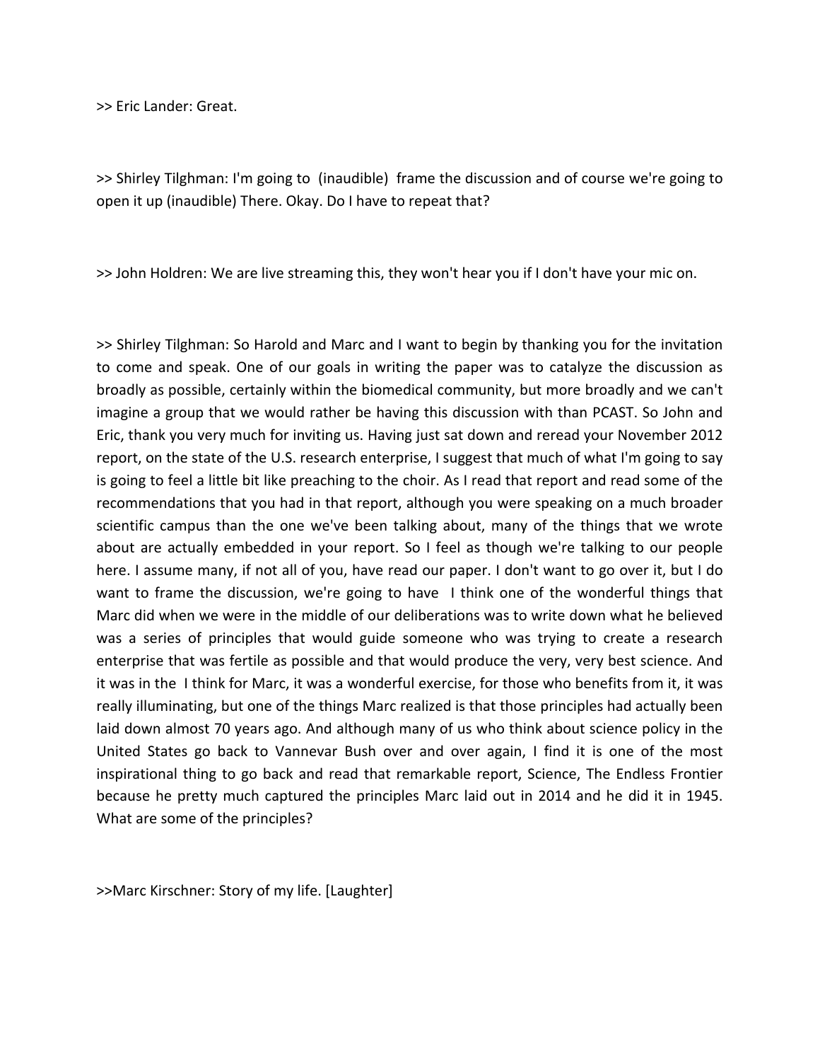>> Eric Lander: Great.

>> Shirley Tilghman: I'm going to (inaudible) frame the discussion and of course we're going to open it up (inaudible) There. Okay. Do I have to repeat that?

>> John Holdren: We are live streaming this, they won't hear you if I don't have your mic on.

>> Shirley Tilghman: So Harold and Marc and I want to begin by thanking you for the invitation to come and speak. One of our goals in writing the paper was to catalyze the discussion as broadly as possible, certainly within the biomedical community, but more broadly and we can't imagine a group that we would rather be having this discussion with than PCAST. So John and Eric, thank you very much for inviting us. Having just sat down and reread your November 2012 report, on the state of the U.S. research enterprise, I suggest that much of what I'm going to say is going to feel a little bit like preaching to the choir. As I read that report and read some of the recommendations that you had in that report, although you were speaking on a much broader scientific campus than the one we've been talking about, many of the things that we wrote about are actually embedded in your report. So I feel as though we're talking to our people here. I assume many, if not all of you, have read our paper. I don't want to go over it, but I do want to frame the discussion, we're going to have I think one of the wonderful things that Marc did when we were in the middle of our deliberations was to write down what he believed was a series of principles that would guide someone who was trying to create a research enterprise that was fertile as possible and that would produce the very, very best science. And it was in the I think for Marc, it was a wonderful exercise, for those who benefits from it, it was really illuminating, but one of the things Marc realized is that those principles had actually been laid down almost 70 years ago. And although many of us who think about science policy in the United States go back to Vannevar Bush over and over again, I find it is one of the most inspirational thing to go back and read that remarkable report, Science, The Endless Frontier because he pretty much captured the principles Marc laid out in 2014 and he did it in 1945. What are some of the principles?

>>Marc Kirschner: Story of my life. [Laughter]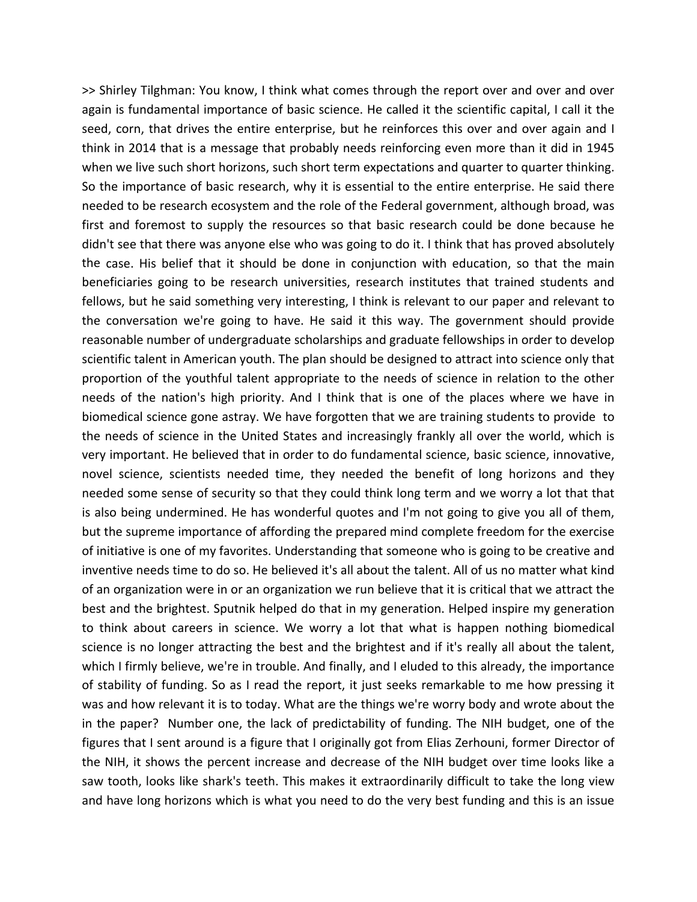>> Shirley Tilghman: You know, I think what comes through the report over and over and over again is fundamental importance of basic science. He called it the scientific capital, I call it the seed, corn, that drives the entire enterprise, but he reinforces this over and over again and I think in 2014 that is a message that probably needs reinforcing even more than it did in 1945 when we live such short horizons, such short term expectations and quarter to quarter thinking. So the importance of basic research, why it is essential to the entire enterprise. He said there needed to be research ecosystem and the role of the Federal government, although broad, was first and foremost to supply the resources so that basic research could be done because he didn't see that there was anyone else who was going to do it. I think that has proved absolutely the case. His belief that it should be done in conjunction with education, so that the main beneficiaries going to be research universities, research institutes that trained students and fellows, but he said something very interesting, I think is relevant to our paper and relevant to the conversation we're going to have. He said it this way. The government should provide reasonable number of undergraduate scholarships and graduate fellowships in order to develop scientific talent in American youth. The plan should be designed to attract into science only that proportion of the youthful talent appropriate to the needs of science in relation to the other needs of the nation's high priority. And I think that is one of the places where we have in biomedical science gone astray. We have forgotten that we are training students to provide to the needs of science in the United States and increasingly frankly all over the world, which is very important. He believed that in order to do fundamental science, basic science, innovative, novel science, scientists needed time, they needed the benefit of long horizons and they needed some sense of security so that they could think long term and we worry a lot that that is also being undermined. He has wonderful quotes and I'm not going to give you all of them, but the supreme importance of affording the prepared mind complete freedom for the exercise of initiative is one of my favorites. Understanding that someone who is going to be creative and inventive needs time to do so. He believed it's all about the talent. All of us no matter what kind of an organization were in or an organization we run believe that it is critical that we attract the best and the brightest. Sputnik helped do that in my generation. Helped inspire my generation to think about careers in science. We worry a lot that what is happen nothing biomedical science is no longer attracting the best and the brightest and if it's really all about the talent, which I firmly believe, we're in trouble. And finally, and I eluded to this already, the importance of stability of funding. So as I read the report, it just seeks remarkable to me how pressing it was and how relevant it is to today. What are the things we're worry body and wrote about the in the paper? Number one, the lack of predictability of funding. The NIH budget, one of the figures that I sent around is a figure that I originally got from Elias Zerhouni, former Director of the NIH, it shows the percent increase and decrease of the NIH budget over time looks like a saw tooth, looks like shark's teeth. This makes it extraordinarily difficult to take the long view and have long horizons which is what you need to do the very best funding and this is an issue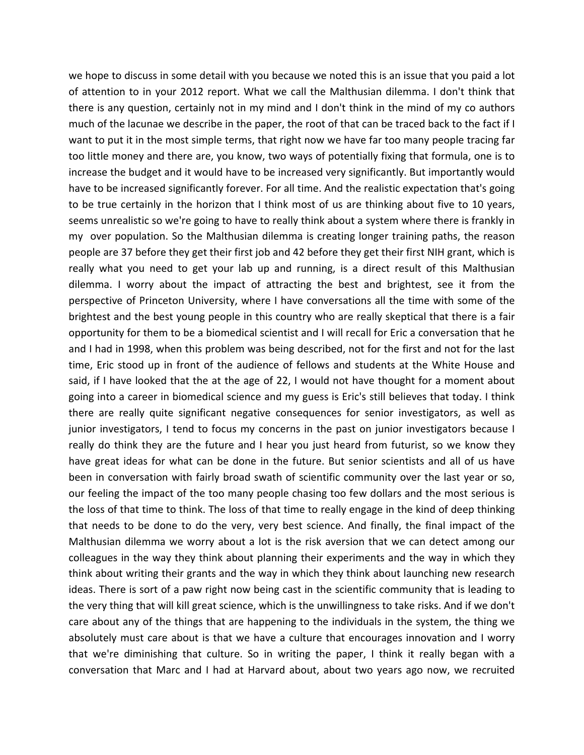we hope to discuss in some detail with you because we noted this is an issue that you paid a lot of attention to in your 2012 report. What we call the Malthusian dilemma. I don't think that there is any question, certainly not in my mind and I don't think in the mind of my co authors much of the lacunae we describe in the paper, the root of that can be traced back to the fact if I want to put it in the most simple terms, that right now we have far too many people tracing far too little money and there are, you know, two ways of potentially fixing that formula, one is to increase the budget and it would have to be increased very significantly. But importantly would have to be increased significantly forever. For all time. And the realistic expectation that's going to be true certainly in the horizon that I think most of us are thinking about five to 10 years, seems unrealistic so we're going to have to really think about a system where there is frankly in my  over population. So the Malthusian dilemma is creating longer training paths, the reason people are 37 before they get their first job and 42 before they get their first NIH grant, which is really what you need to get your lab up and running, is a direct result of this Malthusian dilemma. I worry about the impact of attracting the best and brightest, see it from the perspective of Princeton University, where I have conversations all the time with some of the brightest and the best young people in this country who are really skeptical that there is a fair opportunity for them to be a biomedical scientist and I will recall for Eric a conversation that he and I had in 1998, when this problem was being described, not for the first and not for the last time, Eric stood up in front of the audience of fellows and students at the White House and said, if I have looked that the at the age of 22, I would not have thought for a moment about going into a career in biomedical science and my guess is Eric's still believes that today. I think there are really quite significant negative consequences for senior investigators, as well as junior investigators, I tend to focus my concerns in the past on junior investigators because I really do think they are the future and I hear you just heard from futurist, so we know they have great ideas for what can be done in the future. But senior scientists and all of us have been in conversation with fairly broad swath of scientific community over the last year or so, our feeling the impact of the too many people chasing too few dollars and the most serious is the loss of that time to think. The loss of that time to really engage in the kind of deep thinking that needs to be done to do the very, very best science. And finally, the final impact of the Malthusian dilemma we worry about a lot is the risk aversion that we can detect among our colleagues in the way they think about planning their experiments and the way in which they think about writing their grants and the way in which they think about launching new research ideas. There is sort of a paw right now being cast in the scientific community that is leading to the very thing that will kill great science, which is the unwillingness to take risks. And if we don't care about any of the things that are happening to the individuals in the system, the thing we absolutely must care about is that we have a culture that encourages innovation and I worry that we're diminishing that culture. So in writing the paper, I think it really began with a conversation that Marc and I had at Harvard about, about two years ago now, we recruited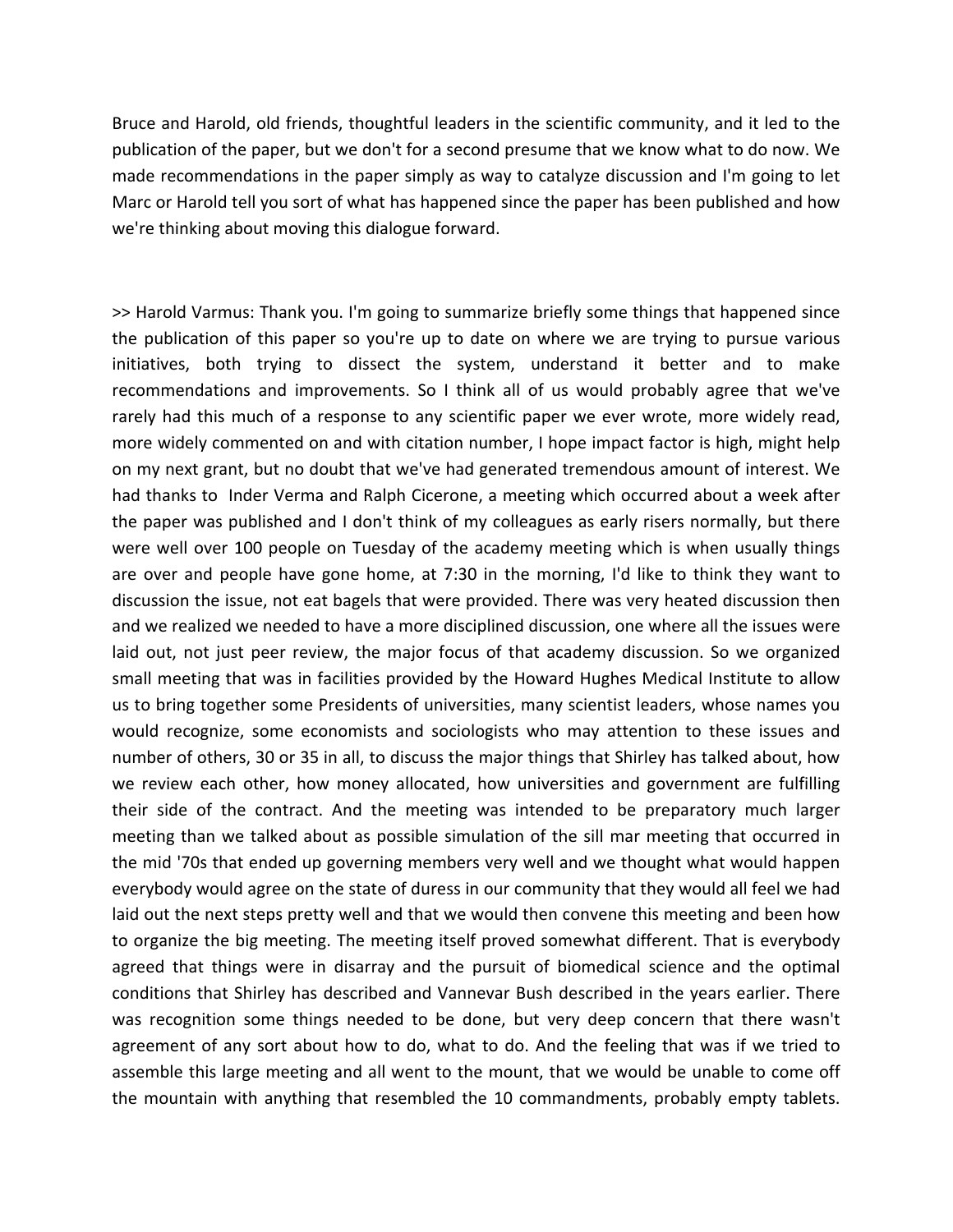Bruce and Harold, old friends, thoughtful leaders in the scientific community, and it led to the publication of the paper, but we don't for a second presume that we know what to do now. We made recommendations in the paper simply as way to catalyze discussion and I'm going to let Marc or Harold tell you sort of what has happened since the paper has been published and how we're thinking about moving this dialogue forward.

>> Harold Varmus: Thank you. I'm going to summarize briefly some things that happened since the publication of this paper so you're up to date on where we are trying to pursue various initiatives, both trying to dissect the system, understand it better and to make recommendations and improvements. So I think all of us would probably agree that we've rarely had this much of a response to any scientific paper we ever wrote, more widely read, more widely commented on and with citation number, I hope impact factor is high, might help on my next grant, but no doubt that we've had generated tremendous amount of interest. We had thanks to Inder Verma and Ralph Cicerone, a meeting which occurred about a week after the paper was published and I don't think of my colleagues as early risers normally, but there were well over 100 people on Tuesday of the academy meeting which is when usually things are over and people have gone home, at 7:30 in the morning, I'd like to think they want to discussion the issue, not eat bagels that were provided. There was very heated discussion then and we realized we needed to have a more disciplined discussion, one where all the issues were laid out, not just peer review, the major focus of that academy discussion. So we organized small meeting that was in facilities provided by the Howard Hughes Medical Institute to allow us to bring together some Presidents of universities, many scientist leaders, whose names you would recognize, some economists and sociologists who may attention to these issues and number of others, 30 or 35 in all, to discuss the major things that Shirley has talked about, how we review each other, how money allocated, how universities and government are fulfilling their side of the contract. And the meeting was intended to be preparatory much larger meeting than we talked about as possible simulation of the sill mar meeting that occurred in the mid '70s that ended up governing members very well and we thought what would happen everybody would agree on the state of duress in our community that they would all feel we had laid out the next steps pretty well and that we would then convene this meeting and been how to organize the big meeting. The meeting itself proved somewhat different. That is everybody agreed that things were in disarray and the pursuit of biomedical science and the optimal conditions that Shirley has described and Vannevar Bush described in the years earlier. There was recognition some things needed to be done, but very deep concern that there wasn't agreement of any sort about how to do, what to do. And the feeling that was if we tried to assemble this large meeting and all went to the mount, that we would be unable to come off the mountain with anything that resembled the 10 commandments, probably empty tablets.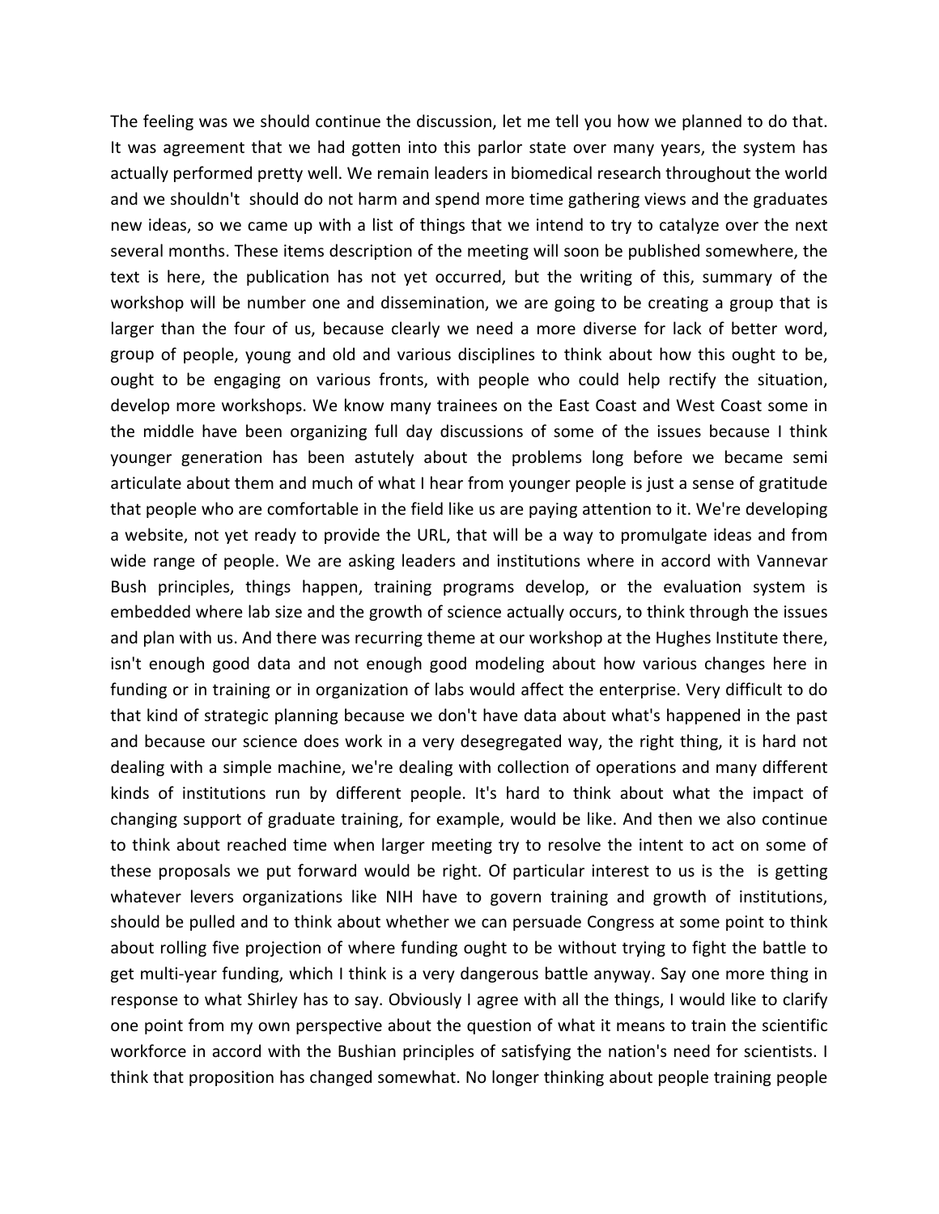The feeling was we should continue the discussion, let me tell you how we planned to do that. It was agreement that we had gotten into this parlor state over many years, the system has actually performed pretty well. We remain leaders in biomedical research throughout the world and we shouldn't  should do not harm and spend more time gathering views and the graduates new ideas, so we came up with a list of things that we intend to try to catalyze over the next several months. These items description of the meeting will soon be published somewhere, the text is here, the publication has not yet occurred, but the writing of this, summary of the workshop will be number one and dissemination, we are going to be creating a group that is larger than the four of us, because clearly we need a more diverse for lack of better word, group of people, young and old and various disciplines to think about how this ought to be, ought to be engaging on various fronts, with people who could help rectify the situation, develop more workshops. We know many trainees on the East Coast and West Coast some in the middle have been organizing full day discussions of some of the issues because I think younger generation has been astutely about the problems long before we became semi articulate about them and much of what I hear from younger people is just a sense of gratitude that people who are comfortable in the field like us are paying attention to it. We're developing a website, not yet ready to provide the URL, that will be a way to promulgate ideas and from wide range of people. We are asking leaders and institutions where in accord with Vannevar Bush principles, things happen, training programs develop, or the evaluation system is embedded where lab size and the growth of science actually occurs, to think through the issues and plan with us. And there was recurring theme at our workshop at the Hughes Institute there, isn't enough good data and not enough good modeling about how various changes here in funding or in training or in organization of labs would affect the enterprise. Very difficult to do that kind of strategic planning because we don't have data about what's happened in the past and because our science does work in a very desegregated way, the right thing, it is hard not dealing with a simple machine, we're dealing with collection of operations and many different kinds of institutions run by different people. It's hard to think about what the impact of changing support of graduate training, for example, would be like. And then we also continue to think about reached time when larger meeting try to resolve the intent to act on some of these proposals we put forward would be right. Of particular interest to us is the  is getting whatever levers organizations like NIH have to govern training and growth of institutions, should be pulled and to think about whether we can persuade Congress at some point to think about rolling five projection of where funding ought to be without trying to fight the battle to get multi-year funding, which I think is a very dangerous battle anyway. Say one more thing in response to what Shirley has to say. Obviously I agree with all the things, I would like to clarify one point from my own perspective about the question of what it means to train the scientific workforce in accord with the Bushian principles of satisfying the nation's need for scientists. I think that proposition has changed somewhat. No longer thinking about people training people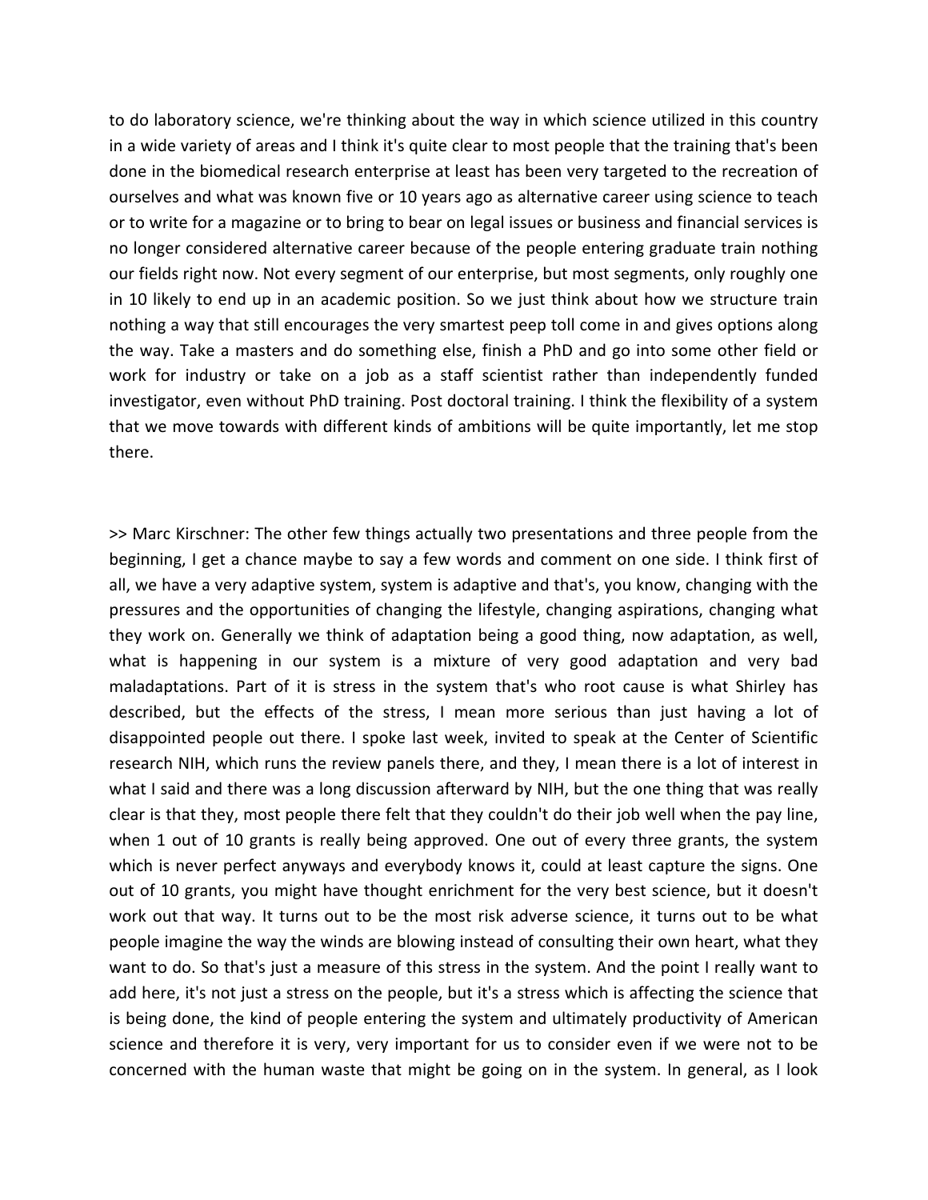to do laboratory science, we're thinking about the way in which science utilized in this country in a wide variety of areas and I think it's quite clear to most people that the training that's been done in the biomedical research enterprise at least has been very targeted to the recreation of ourselves and what was known five or 10 years ago as alternative career using science to teach or to write for a magazine or to bring to bear on legal issues or business and financial services is no longer considered alternative career because of the people entering graduate train nothing our fields right now. Not every segment of our enterprise, but most segments, only roughly one in 10 likely to end up in an academic position. So we just think about how we structure train nothing a way that still encourages the very smartest peep toll come in and gives options along the way. Take a masters and do something else, finish a PhD and go into some other field or work for industry or take on a job as a staff scientist rather than independently funded investigator, even without PhD training. Post doctoral training. I think the flexibility of a system that we move towards with different kinds of ambitions will be quite importantly, let me stop there.

>> Marc Kirschner: The other few things actually two presentations and three people from the beginning, I get a chance maybe to say a few words and comment on one side. I think first of all, we have a very adaptive system, system is adaptive and that's, you know, changing with the pressures and the opportunities of changing the lifestyle, changing aspirations, changing what they work on. Generally we think of adaptation being a good thing, now adaptation, as well, what is happening in our system is a mixture of very good adaptation and very bad maladaptations. Part of it is stress in the system that's who root cause is what Shirley has described, but the effects of the stress, I mean more serious than just having a lot of disappointed people out there. I spoke last week, invited to speak at the Center of Scientific research NIH, which runs the review panels there, and they, I mean there is a lot of interest in what I said and there was a long discussion afterward by NIH, but the one thing that was really clear is that they, most people there felt that they couldn't do their job well when the pay line, when 1 out of 10 grants is really being approved. One out of every three grants, the system which is never perfect anyways and everybody knows it, could at least capture the signs. One out of 10 grants, you might have thought enrichment for the very best science, but it doesn't work out that way. It turns out to be the most risk adverse science, it turns out to be what people imagine the way the winds are blowing instead of consulting their own heart, what they want to do. So that's just a measure of this stress in the system. And the point I really want to add here, it's not just a stress on the people, but it's a stress which is affecting the science that is being done, the kind of people entering the system and ultimately productivity of American science and therefore it is very, very important for us to consider even if we were not to be concerned with the human waste that might be going on in the system. In general, as I look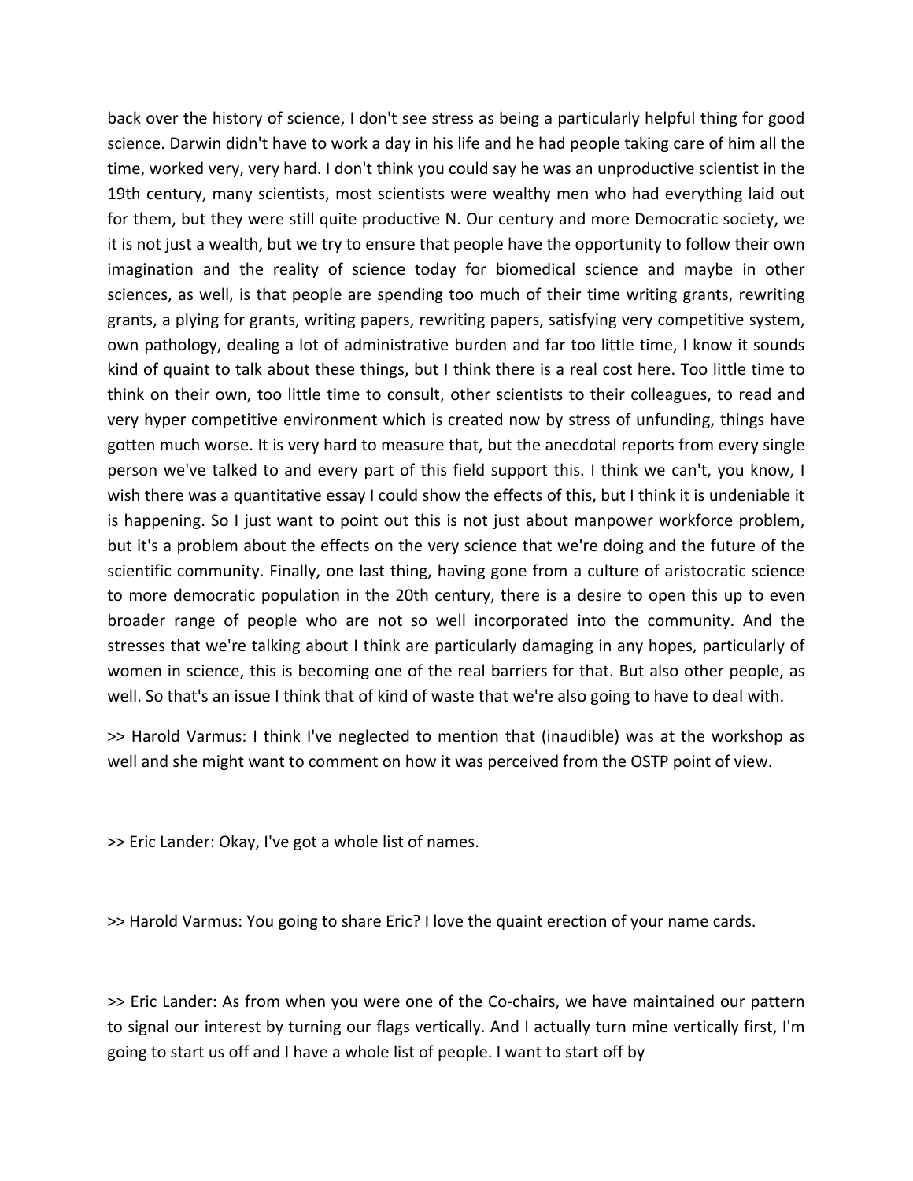back over the history of science, I don't see stress as being a particularly helpful thing for good science. Darwin didn't have to work a day in his life and he had people taking care of him all the time, worked very, very hard. I don't think you could say he was an unproductive scientist in the 19th century, many scientists, most scientists were wealthy men who had everything laid out for them, but they were still quite productive N. Our century and more Democratic society, we it is not just a wealth, but we try to ensure that people have the opportunity to follow their own imagination and the reality of science today for biomedical science and maybe in other sciences, as well, is that people are spending too much of their time writing grants, rewriting grants, a plying for grants, writing papers, rewriting papers, satisfying very competitive system, own pathology, dealing a lot of administrative burden and far too little time, I know it sounds kind of quaint to talk about these things, but I think there is a real cost here. Too little time to think on their own, too little time to consult, other scientists to their colleagues, to read and very hyper competitive environment which is created now by stress of unfunding, things have gotten much worse. It is very hard to measure that, but the anecdotal reports from every single person we've talked to and every part of this field support this. I think we can't, you know, I wish there was a quantitative essay I could show the effects of this, but I think it is undeniable it is happening. So I just want to point out this is not just about manpower workforce problem, but it's a problem about the effects on the very science that we're doing and the future of the scientific community. Finally, one last thing, having gone from a culture of aristocratic science to more democratic population in the 20th century, there is a desire to open this up to even broader range of people who are not so well incorporated into the community. And the stresses that we're talking about I think are particularly damaging in any hopes, particularly of women in science, this is becoming one of the real barriers for that. But also other people, as well. So that's an issue I think that of kind of waste that we're also going to have to deal with.

>> Harold Varmus: I think I've neglected to mention that (inaudible) was at the workshop as well and she might want to comment on how it was perceived from the OSTP point of view.

>> Eric Lander: Okay, I've got a whole list of names.

>> Harold Varmus: You going to share Eric? I love the quaint erection of your name cards.

>> Eric Lander: As from when you were one of the Co-chairs, we have maintained our pattern to signal our interest by turning our flags vertically. And I actually turn mine vertically first, I'm going to start us off and I have a whole list of people. I want to start off by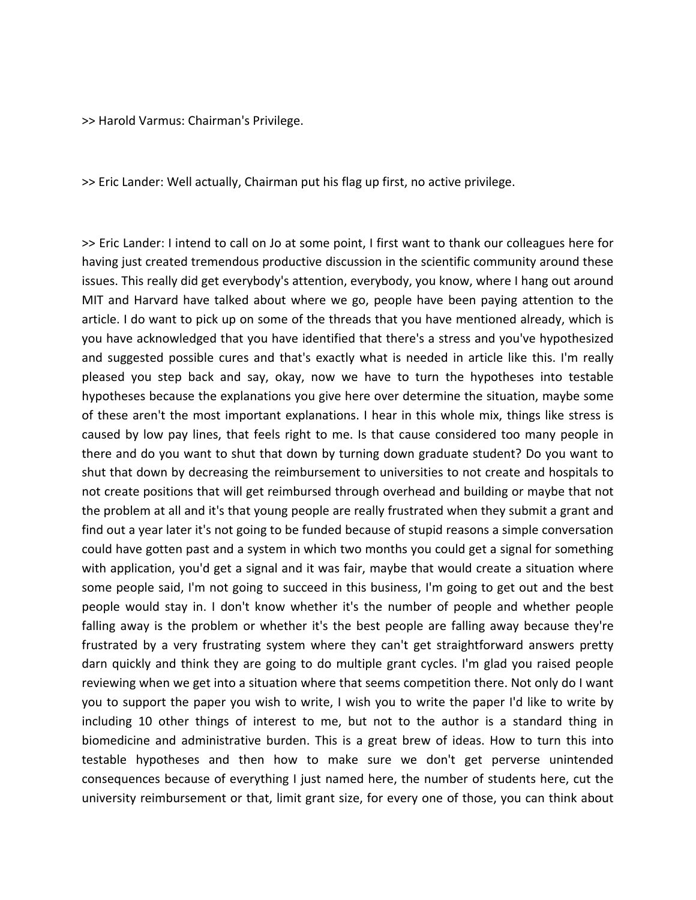>> Harold Varmus: Chairman's Privilege.

>> Eric Lander: Well actually, Chairman put his flag up first, no active privilege.

>> Eric Lander: I intend to call on Jo at some point, I first want to thank our colleagues here for having just created tremendous productive discussion in the scientific community around these issues. This really did get everybody's attention, everybody, you know, where I hang out around MIT and Harvard have talked about where we go, people have been paying attention to the article. I do want to pick up on some of the threads that you have mentioned already, which is you have acknowledged that you have identified that there's a stress and you've hypothesized and suggested possible cures and that's exactly what is needed in article like this. I'm really pleased you step back and say, okay, now we have to turn the hypotheses into testable hypotheses because the explanations you give here over determine the situation, maybe some of these aren't the most important explanations. I hear in this whole mix, things like stress is caused by low pay lines, that feels right to me. Is that cause considered too many people in there and do you want to shut that down by turning down graduate student? Do you want to shut that down by decreasing the reimbursement to universities to not create and hospitals to not create positions that will get reimbursed through overhead and building or maybe that not the problem at all and it's that young people are really frustrated when they submit a grant and find out a year later it's not going to be funded because of stupid reasons a simple conversation could have gotten past and a system in which two months you could get a signal for something with application, you'd get a signal and it was fair, maybe that would create a situation where some people said, I'm not going to succeed in this business, I'm going to get out and the best people would stay in. I don't know whether it's the number of people and whether people falling away is the problem or whether it's the best people are falling away because they're frustrated by a very frustrating system where they can't get straightforward answers pretty darn quickly and think they are going to do multiple grant cycles. I'm glad you raised people reviewing when we get into a situation where that seems competition there. Not only do I want you to support the paper you wish to write, I wish you to write the paper I'd like to write by including 10 other things of interest to me, but not to the author is a standard thing in biomedicine and administrative burden. This is a great brew of ideas. How to turn this into testable hypotheses and then how to make sure we don't get perverse unintended consequences because of everything I just named here, the number of students here, cut the university reimbursement or that, limit grant size, for every one of those, you can think about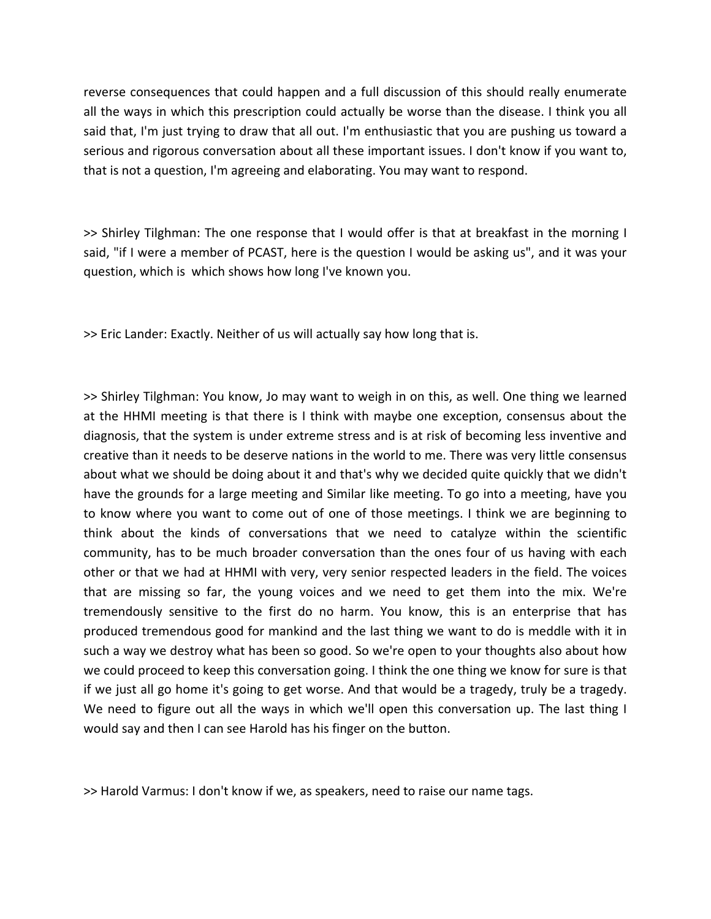reverse consequences that could happen and a full discussion of this should really enumerate all the ways in which this prescription could actually be worse than the disease. I think you all said that, I'm just trying to draw that all out. I'm enthusiastic that you are pushing us toward a serious and rigorous conversation about all these important issues. I don't know if you want to, that is not a question, I'm agreeing and elaborating. You may want to respond.

>> Shirley Tilghman: The one response that I would offer is that at breakfast in the morning I said, "if I were a member of PCAST, here is the question I would be asking us", and it was your question, which is  which shows how long I've known you.

>> Eric Lander: Exactly. Neither of us will actually say how long that is.

>> Shirley Tilghman: You know, Jo may want to weigh in on this, as well. One thing we learned at the HHMI meeting is that there is I think with maybe one exception, consensus about the diagnosis, that the system is under extreme stress and is at risk of becoming less inventive and creative than it needs to be deserve nations in the world to me. There was very little consensus about what we should be doing about it and that's why we decided quite quickly that we didn't have the grounds for a large meeting and Similar like meeting. To go into a meeting, have you to know where you want to come out of one of those meetings. I think we are beginning to think about the kinds of conversations that we need to catalyze within the scientific community, has to be much broader conversation than the ones four of us having with each other or that we had at HHMI with very, very senior respected leaders in the field. The voices that are missing so far, the young voices and we need to get them into the mix. We're tremendously sensitive to the first do no harm. You know, this is an enterprise that has produced tremendous good for mankind and the last thing we want to do is meddle with it in such a way we destroy what has been so good. So we're open to your thoughts also about how we could proceed to keep this conversation going. I think the one thing we know for sure is that if we just all go home it's going to get worse. And that would be a tragedy, truly be a tragedy. We need to figure out all the ways in which we'll open this conversation up. The last thing I would say and then I can see Harold has his finger on the button.

>> Harold Varmus: I don't know if we, as speakers, need to raise our name tags.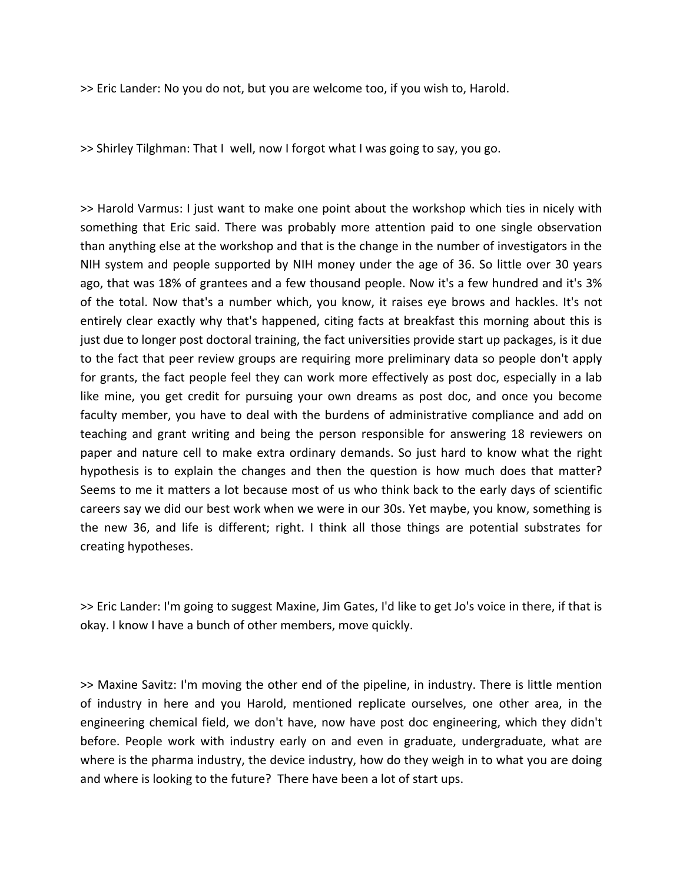>> Eric Lander: No you do not, but you are welcome too, if you wish to, Harold.

>> Shirley Tilghman: That I  well, now I forgot what I was going to say, you go.

>> Harold Varmus: I just want to make one point about the workshop which ties in nicely with something that Eric said. There was probably more attention paid to one single observation than anything else at the workshop and that is the change in the number of investigators in the NIH system and people supported by NIH money under the age of 36. So little over 30 years ago, that was 18% of grantees and a few thousand people. Now it's a few hundred and it's 3% of the total. Now that's a number which, you know, it raises eye brows and hackles. It's not entirely clear exactly why that's happened, citing facts at breakfast this morning about this is just due to longer post doctoral training, the fact universities provide start up packages, is it due to the fact that peer review groups are requiring more preliminary data so people don't apply for grants, the fact people feel they can work more effectively as post doc, especially in a lab like mine, you get credit for pursuing your own dreams as post doc, and once you become faculty member, you have to deal with the burdens of administrative compliance and add on teaching and grant writing and being the person responsible for answering 18 reviewers on paper and nature cell to make extra ordinary demands. So just hard to know what the right hypothesis is to explain the changes and then the question is how much does that matter? Seems to me it matters a lot because most of us who think back to the early days of scientific careers say we did our best work when we were in our 30s. Yet maybe, you know, something is the new 36, and life is different; right. I think all those things are potential substrates for creating hypotheses.

>> Eric Lander: I'm going to suggest Maxine, Jim Gates, I'd like to get Jo's voice in there, if that is okay. I know I have a bunch of other members, move quickly.

>> Maxine Savitz: I'm moving the other end of the pipeline, in industry. There is little mention of industry in here and you Harold, mentioned replicate ourselves, one other area, in the engineering chemical field, we don't have, now have post doc engineering, which they didn't before. People work with industry early on and even in graduate, undergraduate, what are where is the pharma industry, the device industry, how do they weigh in to what you are doing and where is looking to the future? There have been a lot of start ups.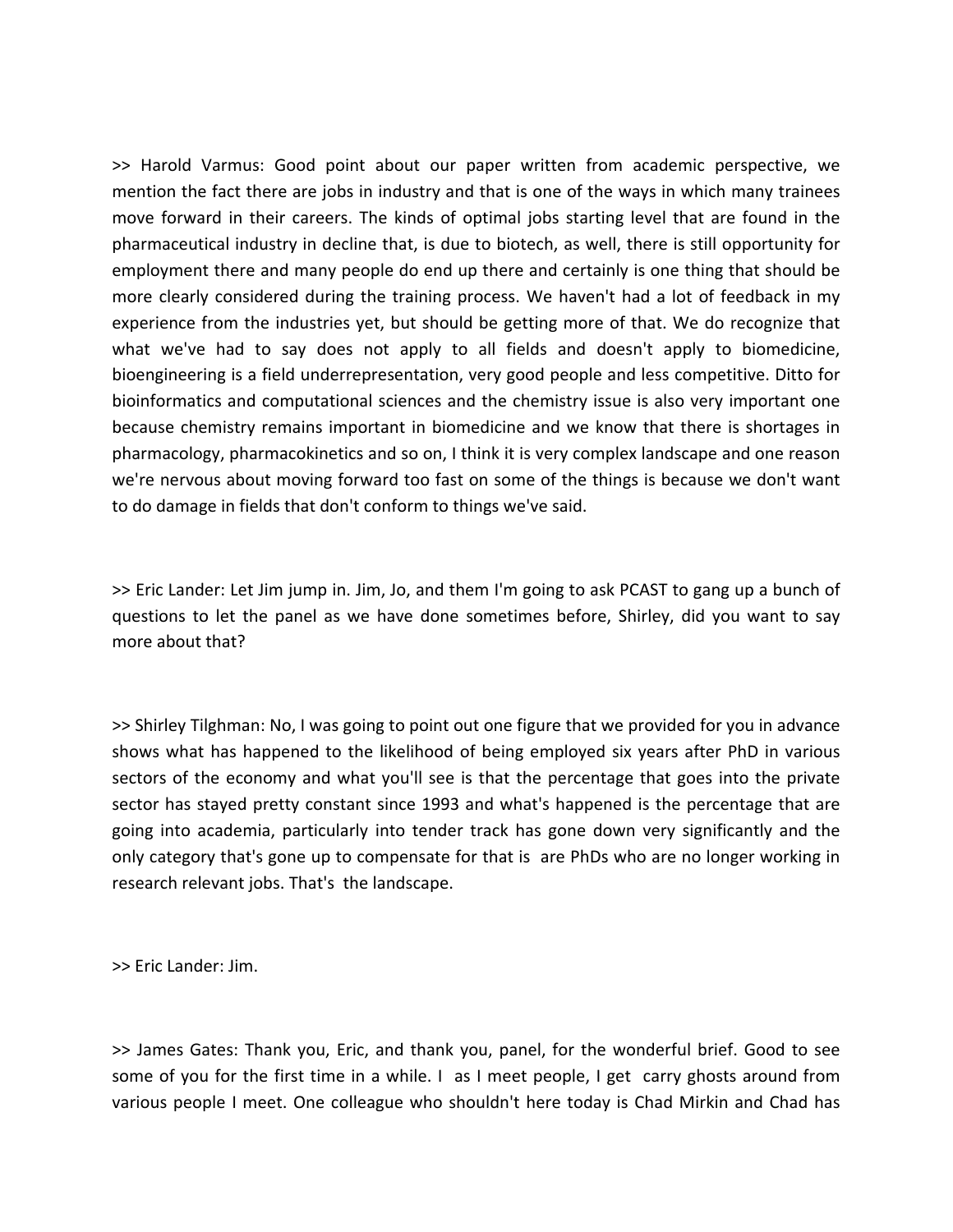>> Harold Varmus: Good point about our paper written from academic perspective, we mention the fact there are jobs in industry and that is one of the ways in which many trainees move forward in their careers. The kinds of optimal jobs starting level that are found in the pharmaceutical industry in decline that, is due to biotech, as well, there is still opportunity for employment there and many people do end up there and certainly is one thing that should be more clearly considered during the training process. We haven't had a lot of feedback in my experience from the industries yet, but should be getting more of that. We do recognize that what we've had to say does not apply to all fields and doesn't apply to biomedicine, bioengineering is a field underrepresentation, very good people and less competitive. Ditto for bioinformatics and computational sciences and the chemistry issue is also very important one because chemistry remains important in biomedicine and we know that there is shortages in pharmacology, pharmacokinetics and so on, I think it is very complex landscape and one reason we're nervous about moving forward too fast on some of the things is because we don't want to do damage in fields that don't conform to things we've said.

>> Eric Lander: Let Jim jump in. Jim, Jo, and them I'm going to ask PCAST to gang up a bunch of questions to let the panel as we have done sometimes before, Shirley, did you want to say more about that?

>> Shirley Tilghman: No, I was going to point out one figure that we provided for you in advance shows what has happened to the likelihood of being employed six years after PhD in various sectors of the economy and what you'll see is that the percentage that goes into the private sector has stayed pretty constant since 1993 and what's happened is the percentage that are going into academia, particularly into tender track has gone down very significantly and the only category that's gone up to compensate for that is are PhDs who are no longer working in research relevant jobs. That's the landscape.

>> Eric Lander: Jim.

>> James Gates: Thank you, Eric, and thank you, panel, for the wonderful brief. Good to see some of you for the first time in a while. I as I meet people, I get carry ghosts around from various people I meet. One colleague who shouldn't here today is Chad Mirkin and Chad has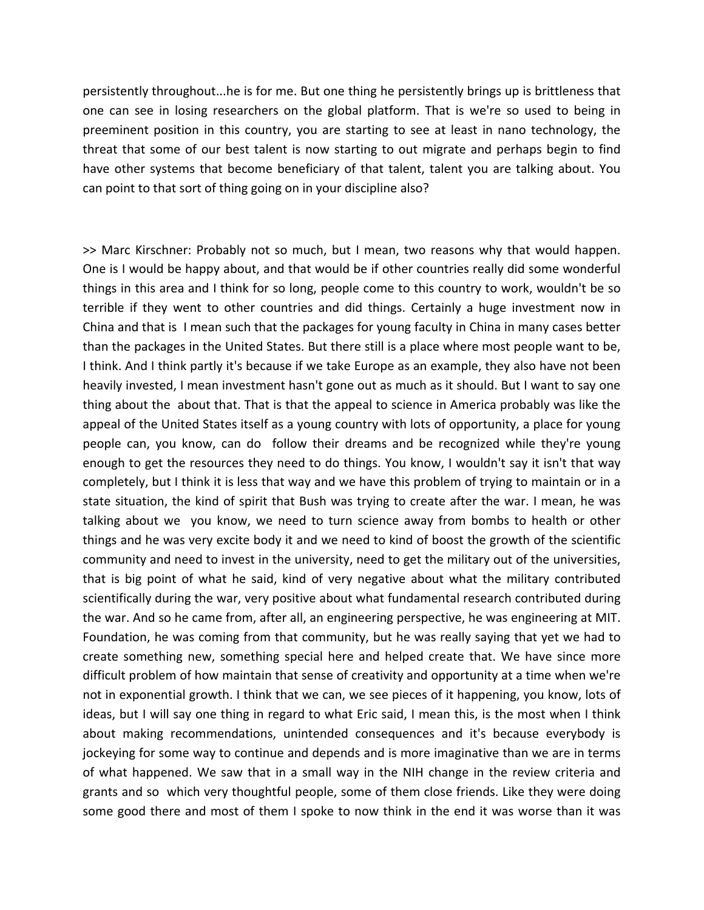persistently throughout...he is for me. But one thing he persistently brings up is brittleness that one can see in losing researchers on the global platform. That is we're so used to being in preeminent position in this country, you are starting to see at least in nano technology, the threat that some of our best talent is now starting to out migrate and perhaps begin to find have other systems that become beneficiary of that talent, talent you are talking about. You can point to that sort of thing going on in your discipline also?

>> Marc Kirschner: Probably not so much, but I mean, two reasons why that would happen. One is I would be happy about, and that would be if other countries really did some wonderful things in this area and I think for so long, people come to this country to work, wouldn't be so terrible if they went to other countries and did things. Certainly a huge investment now in China and that is I mean such that the packages for young faculty in China in many cases better than the packages in the United States. But there still is a place where most people want to be, I think. And I think partly it's because if we take Europe as an example, they also have not been heavily invested, I mean investment hasn't gone out as much as it should. But I want to say one thing about the about that. That is that the appeal to science in America probably was like the appeal of the United States itself as a young country with lots of opportunity, a place for young people can, you know, can do follow their dreams and be recognized while they're young enough to get the resources they need to do things. You know, I wouldn't say it isn't that way completely, but I think it is less that way and we have this problem of trying to maintain or in a state situation, the kind of spirit that Bush was trying to create after the war. I mean, he was talking about we you know, we need to turn science away from bombs to health or other things and he was very excite body it and we need to kind of boost the growth of the scientific community and need to invest in the university, need to get the military out of the universities, that is big point of what he said, kind of very negative about what the military contributed scientifically during the war, very positive about what fundamental research contributed during the war. And so he came from, after all, an engineering perspective, he was engineering at MIT. Foundation, he was coming from that community, but he was really saying that yet we had to create something new, something special here and helped create that. We have since more difficult problem of how maintain that sense of creativity and opportunity at a time when we're not in exponential growth. I think that we can, we see pieces of it happening, you know, lots of ideas, but I will say one thing in regard to what Eric said, I mean this, is the most when I think about making recommendations, unintended consequences and it's because everybody is jockeying for some way to continue and depends and is more imaginative than we are in terms of what happened. We saw that in a small way in the NIH change in the review criteria and grants and so which very thoughtful people, some of them close friends. Like they were doing some good there and most of them I spoke to now think in the end it was worse than it was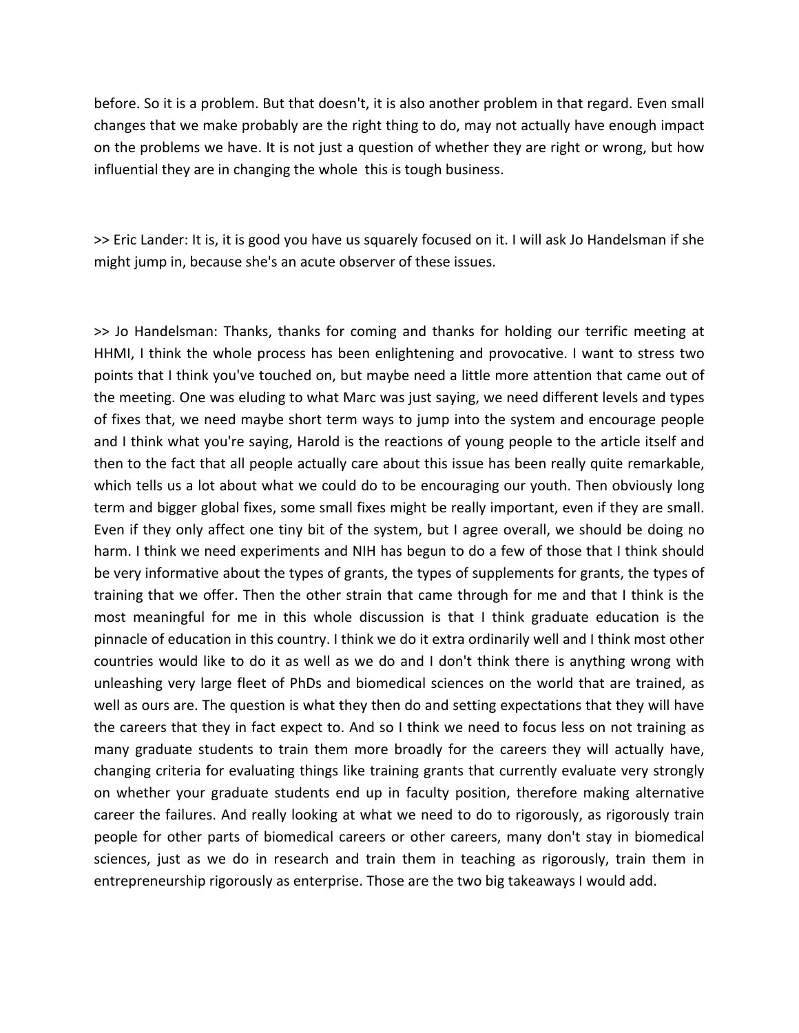before. So it is a problem. But that doesn't, it is also another problem in that regard. Even small changes that we make probably are the right thing to do, may not actually have enough impact on the problems we have. It is not just a question of whether they are right or wrong, but how influential they are in changing the whole  this is tough business.

>> Eric Lander: It is, it is good you have us squarely focused on it. I will ask Jo Handelsman if she might jump in, because she's an acute observer of these issues.

>> Jo Handelsman: Thanks, thanks for coming and thanks for holding our terrific meeting at HHMI, I think the whole process has been enlightening and provocative. I want to stress two points that I think you've touched on, but maybe need a little more attention that came out of the meeting. One was eluding to what Marc was just saying, we need different levels and types of fixes that, we need maybe short term ways to jump into the system and encourage people and I think what you're saying, Harold is the reactions of young people to the article itself and then to the fact that all people actually care about this issue has been really quite remarkable, which tells us a lot about what we could do to be encouraging our youth. Then obviously long term and bigger global fixes, some small fixes might be really important, even if they are small. Even if they only affect one tiny bit of the system, but I agree overall, we should be doing no harm. I think we need experiments and NIH has begun to do a few of those that I think should be very informative about the types of grants, the types of supplements for grants, the types of training that we offer. Then the other strain that came through for me and that I think is the most meaningful for me in this whole discussion is that I think graduate education is the pinnacle of education in this country. I think we do it extra ordinarily well and I think most other countries would like to do it as well as we do and I don't think there is anything wrong with unleashing very large fleet of PhDs and biomedical sciences on the world that are trained, as well as ours are. The question is what they then do and setting expectations that they will have the careers that they in fact expect to. And so I think we need to focus less on not training as many graduate students to train them more broadly for the careers they will actually have, changing criteria for evaluating things like training grants that currently evaluate very strongly on whether your graduate students end up in faculty position, therefore making alternative career the failures. And really looking at what we need to do to rigorously, as rigorously train people for other parts of biomedical careers or other careers, many don't stay in biomedical sciences, just as we do in research and train them in teaching as rigorously, train them in entrepreneurship rigorously as enterprise. Those are the two big takeaways I would add.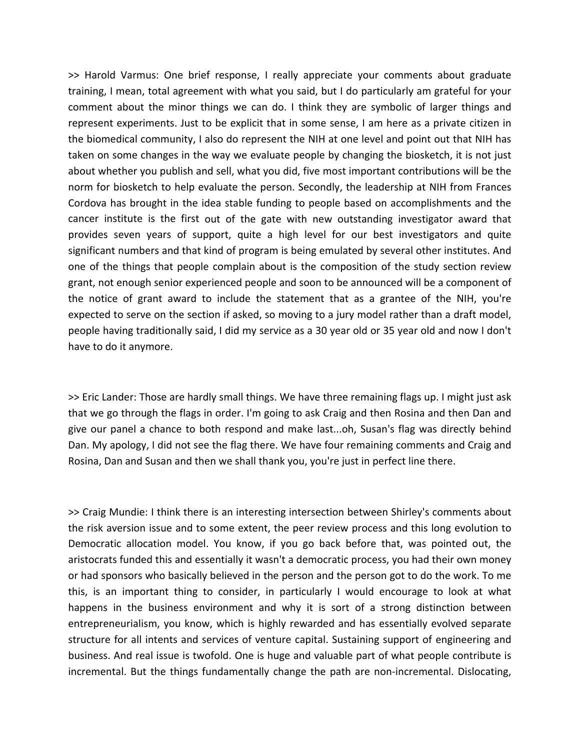>> Harold Varmus: One brief response, I really appreciate your comments about graduate training, I mean, total agreement with what you said, but I do particularly am grateful for your comment about the minor things we can do. I think they are symbolic of larger things and represent experiments. Just to be explicit that in some sense, I am here as a private citizen in the biomedical community, I also do represent the NIH at one level and point out that NIH has taken on some changes in the way we evaluate people by changing the biosketch, it is not just about whether you publish and sell, what you did, five most important contributions will be the norm for biosketch to help evaluate the person. Secondly, the leadership at NIH from Frances Cordova has brought in the idea stable funding to people based on accomplishments and the cancer institute is the first out of the gate with new outstanding investigator award that provides seven years of support, quite a high level for our best investigators and quite significant numbers and that kind of program is being emulated by several other institutes. And one of the things that people complain about is the composition of the study section review grant, not enough senior experienced people and soon to be announced will be a component of the notice of grant award to include the statement that as a grantee of the NIH, you're expected to serve on the section if asked, so moving to a jury model rather than a draft model, people having traditionally said, I did my service as a 30 year old or 35 year old and now I don't have to do it anymore.

>> Eric Lander: Those are hardly small things. We have three remaining flags up. I might just ask that we go through the flags in order. I'm going to ask Craig and then Rosina and then Dan and give our panel a chance to both respond and make last...oh, Susan's flag was directly behind Dan. My apology, I did not see the flag there. We have four remaining comments and Craig and Rosina, Dan and Susan and then we shall thank you, you're just in perfect line there.

>> Craig Mundie: I think there is an interesting intersection between Shirley's comments about the risk aversion issue and to some extent, the peer review process and this long evolution to Democratic allocation model. You know, if you go back before that, was pointed out, the aristocrats funded this and essentially it wasn't a democratic process, you had their own money or had sponsors who basically believed in the person and the person got to do the work. To me this, is an important thing to consider, in particularly I would encourage to look at what happens in the business environment and why it is sort of a strong distinction between entrepreneurialism, you know, which is highly rewarded and has essentially evolved separate structure for all intents and services of venture capital. Sustaining support of engineering and business. And real issue is twofold. One is huge and valuable part of what people contribute is incremental. But the things fundamentally change the path are non-incremental. Dislocating,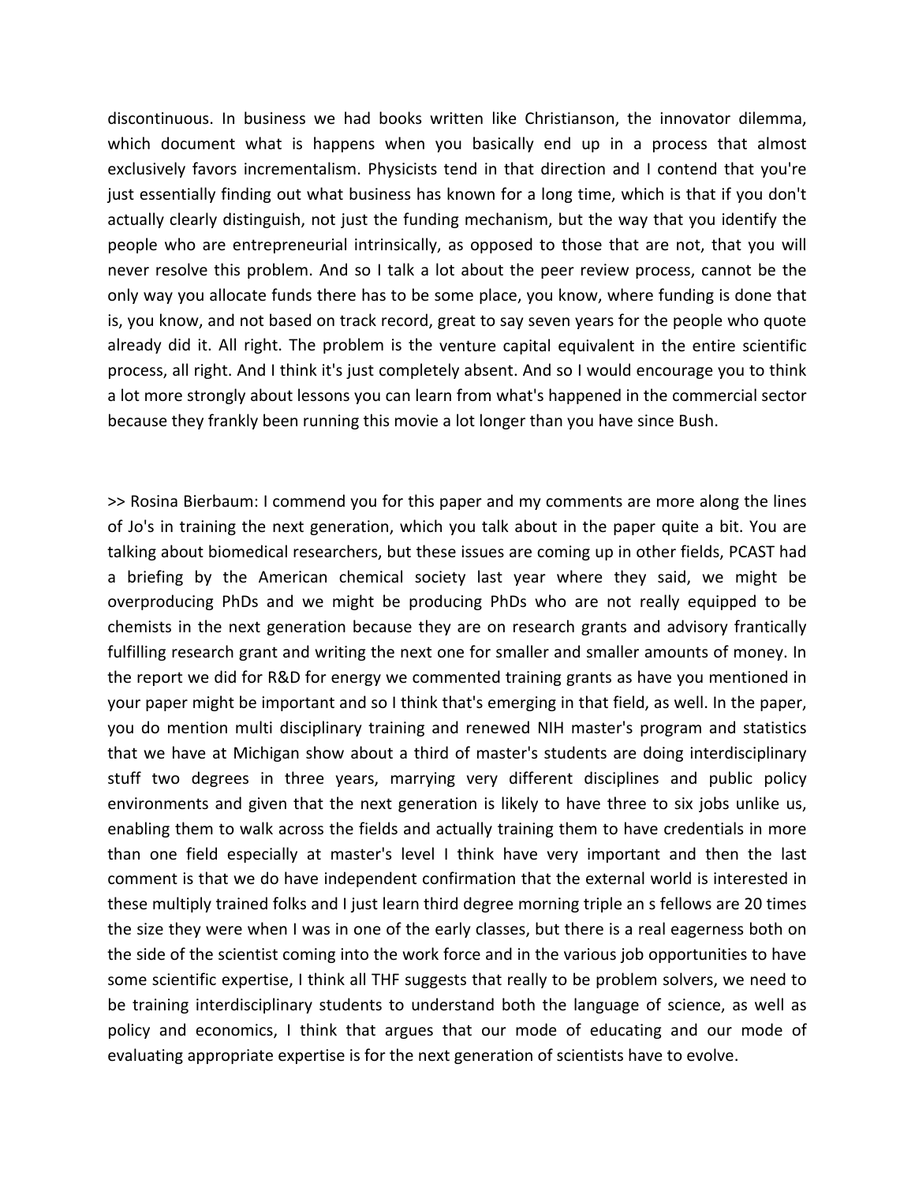discontinuous. In business we had books written like Christianson, the innovator dilemma, which document what is happens when you basically end up in a process that almost exclusively favors incrementalism. Physicists tend in that direction and I contend that you're just essentially finding out what business has known for a long time, which is that if you don't actually clearly distinguish, not just the funding mechanism, but the way that you identify the people who are entrepreneurial intrinsically, as opposed to those that are not, that you will never resolve this problem. And so I talk a lot about the peer review process, cannot be the only way you allocate funds there has to be some place, you know, where funding is done that is, you know, and not based on track record, great to say seven years for the people who quote already did it. All right. The problem is the venture capital equivalent in the entire scientific process, all right. And I think it's just completely absent. And so I would encourage you to think a lot more strongly about lessons you can learn from what's happened in the commercial sector because they frankly been running this movie a lot longer than you have since Bush.

>> Rosina Bierbaum: I commend you for this paper and my comments are more along the lines of Jo's in training the next generation, which you talk about in the paper quite a bit. You are talking about biomedical researchers, but these issues are coming up in other fields, PCAST had a briefing by the American chemical society last year where they said, we might be overproducing PhDs and we might be producing PhDs who are not really equipped to be chemists in the next generation because they are on research grants and advisory frantically fulfilling research grant and writing the next one for smaller and smaller amounts of money. In the report we did for R&D for energy we commented training grants as have you mentioned in your paper might be important and so I think that's emerging in that field, as well. In the paper, you do mention multi disciplinary training and renewed NIH master's program and statistics that we have at Michigan show about a third of master's students are doing interdisciplinary stuff two degrees in three years, marrying very different disciplines and public policy environments and given that the next generation is likely to have three to six jobs unlike us, enabling them to walk across the fields and actually training them to have credentials in more than one field especially at master's level I think have very important and then the last comment is that we do have independent confirmation that the external world is interested in these multiply trained folks and I just learn third degree morning triple an s fellows are 20 times the size they were when I was in one of the early classes, but there is a real eagerness both on the side of the scientist coming into the work force and in the various job opportunities to have some scientific expertise, I think all THF suggests that really to be problem solvers, we need to be training interdisciplinary students to understand both the language of science, as well as policy and economics, I think that argues that our mode of educating and our mode of evaluating appropriate expertise is for the next generation of scientists have to evolve.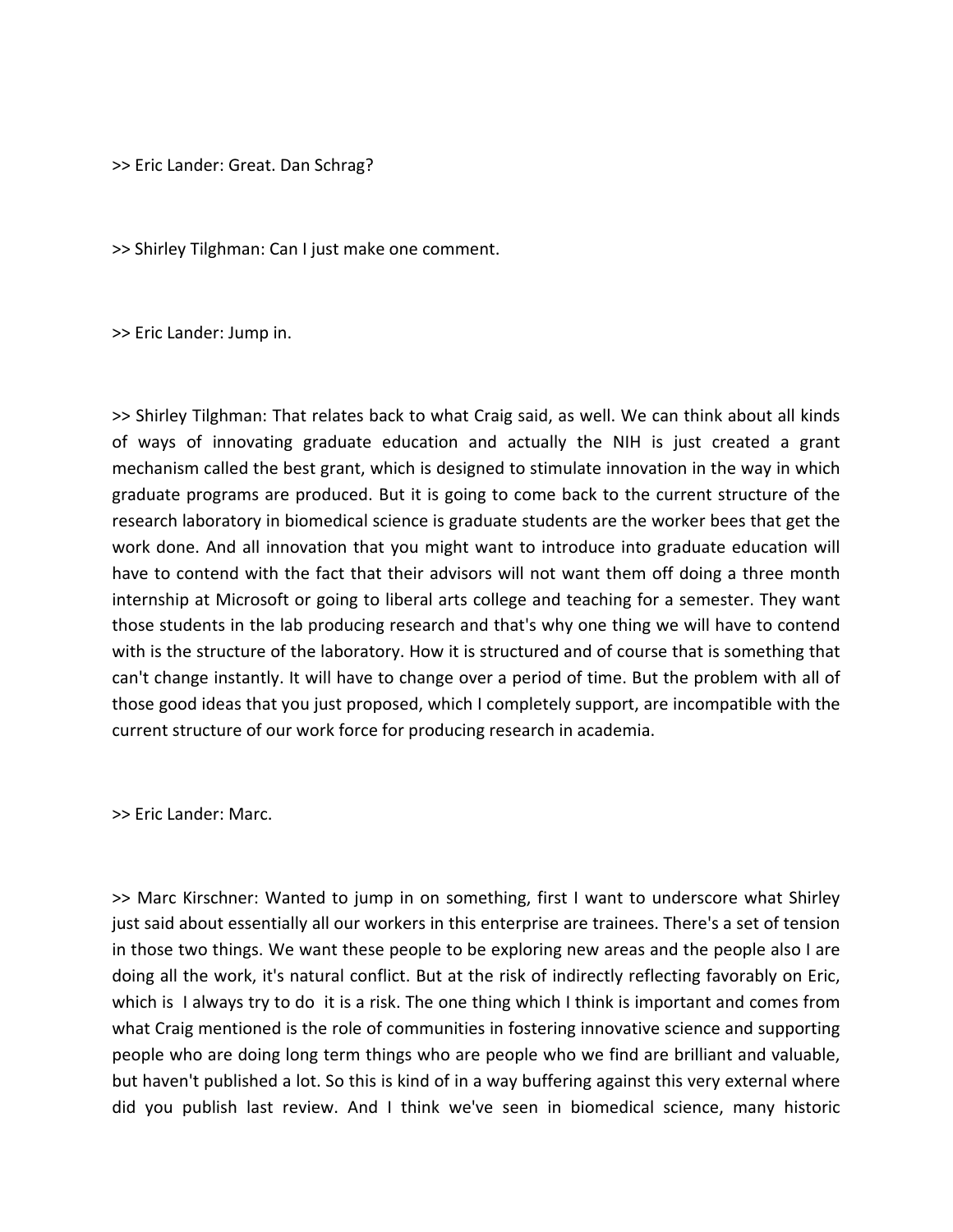>> Eric Lander: Great. Dan Schrag?

>> Shirley Tilghman: Can I just make one comment.

>> Eric Lander: Jump in.

>> Shirley Tilghman: That relates back to what Craig said, as well. We can think about all kinds of ways of innovating graduate education and actually the NIH is just created a grant mechanism called the best grant, which is designed to stimulate innovation in the way in which graduate programs are produced. But it is going to come back to the current structure of the research laboratory in biomedical science is graduate students are the worker bees that get the work done. And all innovation that you might want to introduce into graduate education will have to contend with the fact that their advisors will not want them off doing a three month internship at Microsoft or going to liberal arts college and teaching for a semester. They want those students in the lab producing research and that's why one thing we will have to contend with is the structure of the laboratory. How it is structured and of course that is something that can't change instantly. It will have to change over a period of time. But the problem with all of those good ideas that you just proposed, which I completely support, are incompatible with the current structure of our work force for producing research in academia.

>> Eric Lander: Marc.

>> Marc Kirschner: Wanted to jump in on something, first I want to underscore what Shirley just said about essentially all our workers in this enterprise are trainees. There's a set of tension in those two things. We want these people to be exploring new areas and the people also I are doing all the work, it's natural conflict. But at the risk of indirectly reflecting favorably on Eric, which is I always try to do it is a risk. The one thing which I think is important and comes from what Craig mentioned is the role of communities in fostering innovative science and supporting people who are doing long term things who are people who we find are brilliant and valuable, but haven't published a lot. So this is kind of in a way buffering against this very external where did you publish last review. And I think we've seen in biomedical science, many historic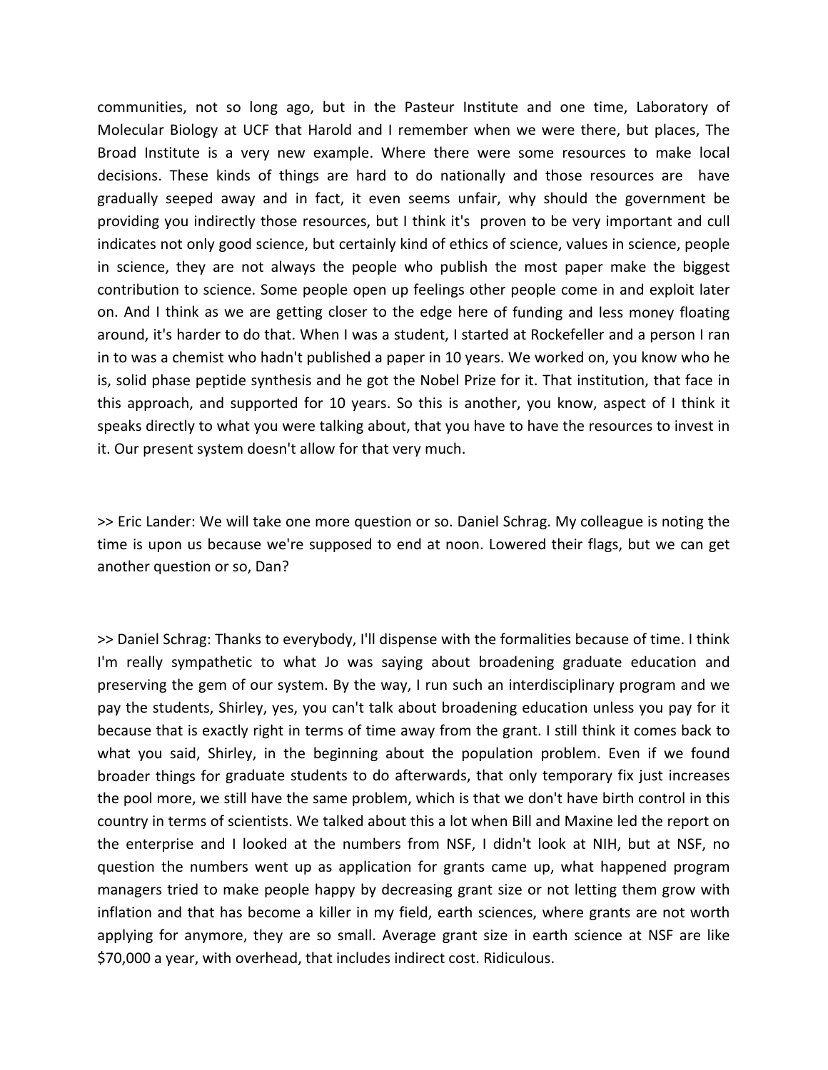communities, not so long ago, but in the Pasteur Institute and one time, Laboratory of Molecular Biology at UCF that Harold and I remember when we were there, but places, The Broad Institute is a very new example. Where there were some resources to make local decisions. These kinds of things are hard to do nationally and those resources are have gradually seeped away and in fact, it even seems unfair, why should the government be providing you indirectly those resources, but I think it's proven to be very important and cull indicates not only good science, but certainly kind of ethics of science, values in science, people in science, they are not always the people who publish the most paper make the biggest contribution to science. Some people open up feelings other people come in and exploit later on. And I think as we are getting closer to the edge here of funding and less money floating around, it's harder to do that. When I was a student, I started at Rockefeller and a person I ran in to was a chemist who hadn't published a paper in 10 years. We worked on, you know who he is, solid phase peptide synthesis and he got the Nobel Prize for it. That institution, that face in this approach, and supported for 10 years. So this is another, you know, aspect of I think it speaks directly to what you were talking about, that you have to have the resources to invest in it. Our present system doesn't allow for that very much.

>> Eric Lander: We will take one more question or so. Daniel Schrag. My colleague is noting the time is upon us because we're supposed to end at noon. Lowered their flags, but we can get another question or so, Dan?

>> Daniel Schrag: Thanks to everybody, I'll dispense with the formalities because of time. I think I'm really sympathetic to what Jo was saying about broadening graduate education and preserving the gem of our system. By the way, I run such an interdisciplinary program and we pay the students, Shirley, yes, you can't talk about broadening education unless you pay for it because that is exactly right in terms of time away from the grant. I still think it comes back to what you said, Shirley, in the beginning about the population problem. Even if we found broader things for graduate students to do afterwards, that only temporary fix just increases the pool more, we still have the same problem, which is that we don't have birth control in this country in terms of scientists. We talked about this a lot when Bill and Maxine led the report on the enterprise and I looked at the numbers from NSF, I didn't look at NIH, but at NSF, no question the numbers went up as application for grants came up, what happened program managers tried to make people happy by decreasing grant size or not letting them grow with inflation and that has become a killer in my field, earth sciences, where grants are not worth applying for anymore, they are so small. Average grant size in earth science at NSF are like $70,000 a year, with overhead, that includes indirect cost. Ridiculous.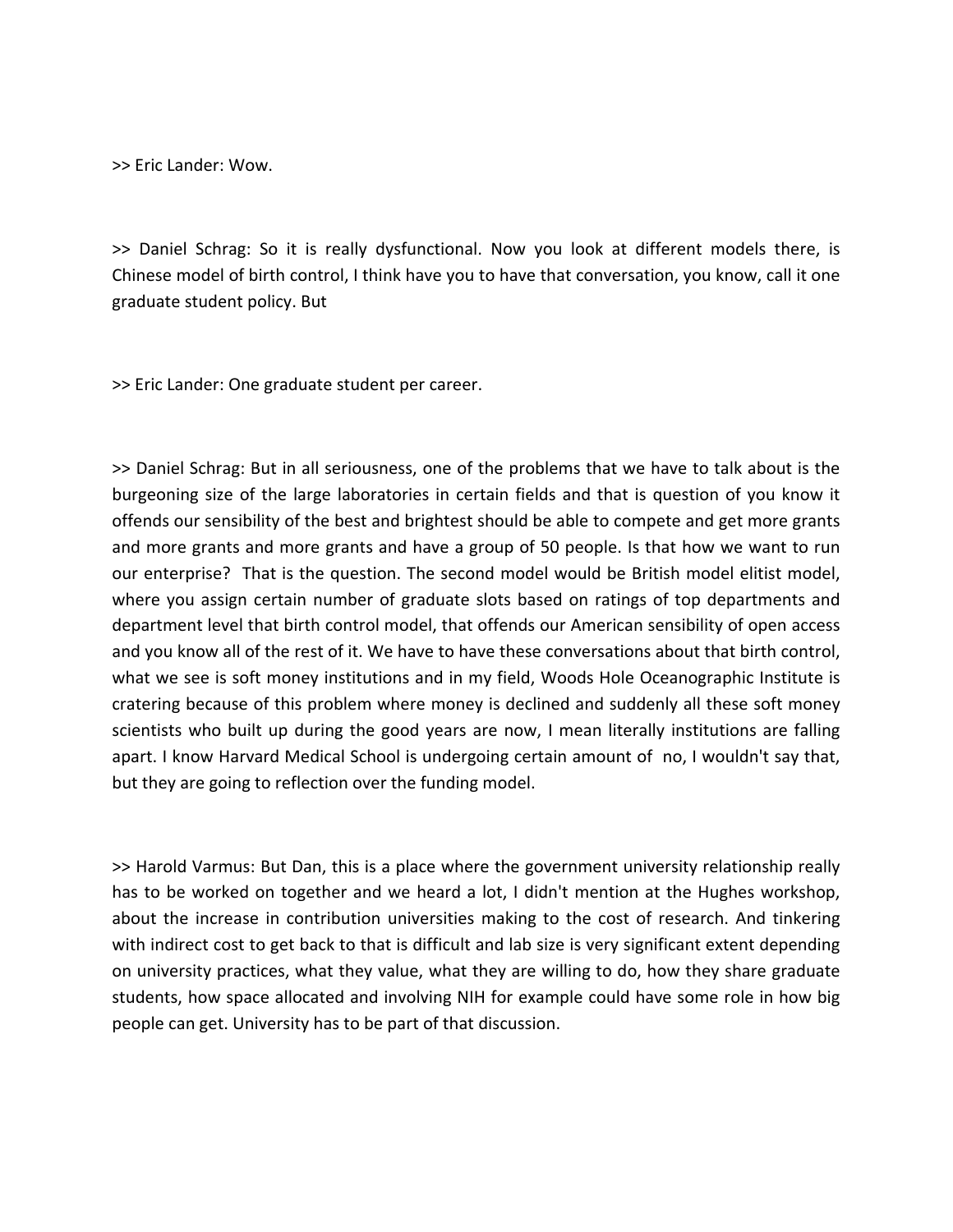>> Eric Lander: Wow.

>> Daniel Schrag: So it is really dysfunctional. Now you look at different models there, is Chinese model of birth control, I think have you to have that conversation, you know, call it one graduate student policy. But

>> Eric Lander: One graduate student per career.

>> Daniel Schrag: But in all seriousness, one of the problems that we have to talk about is the burgeoning size of the large laboratories in certain fields and that is question of you know it offends our sensibility of the best and brightest should be able to compete and get more grants and more grants and more grants and have a group of 50 people. Is that how we want to run our enterprise? That is the question. The second model would be British model elitist model, where you assign certain number of graduate slots based on ratings of top departments and department level that birth control model, that offends our American sensibility of open access and you know all of the rest of it. We have to have these conversations about that birth control, what we see is soft money institutions and in my field, Woods Hole Oceanographic Institute is cratering because of this problem where money is declined and suddenly all these soft money scientists who built up during the good years are now, I mean literally institutions are falling apart. I know Harvard Medical School is undergoing certain amount of no, I wouldn't say that, but they are going to reflection over the funding model.

>> Harold Varmus: But Dan, this is a place where the government university relationship really has to be worked on together and we heard a lot, I didn't mention at the Hughes workshop, about the increase in contribution universities making to the cost of research. And tinkering with indirect cost to get back to that is difficult and lab size is very significant extent depending on university practices, what they value, what they are willing to do, how they share graduate students, how space allocated and involving NIH for example could have some role in how big people can get. University has to be part of that discussion.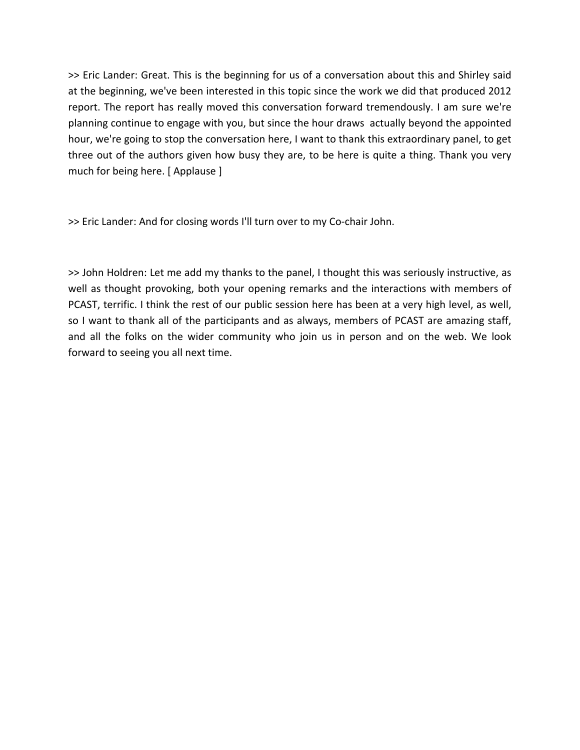>> Eric Lander: Great. This is the beginning for us of a conversation about this and Shirley said at the beginning, we've been interested in this topic since the work we did that produced 2012 report. The report has really moved this conversation forward tremendously. I am sure we're planning continue to engage with you, but since the hour draws  actually beyond the appointed hour, we're going to stop the conversation here, I want to thank this extraordinary panel, to get three out of the authors given how busy they are, to be here is quite a thing. Thank you very much for being here. [ Applause ]

>> Eric Lander: And for closing words I'll turn over to my Co-chair John.

>> John Holdren: Let me add my thanks to the panel, I thought this was seriously instructive, as well as thought provoking, both your opening remarks and the interactions with members of PCAST, terrific. I think the rest of our public session here has been at a very high level, as well, so I want to thank all of the participants and as always, members of PCAST are amazing staff, and all the folks on the wider community who join us in person and on the web. We look forward to seeing you all next time.